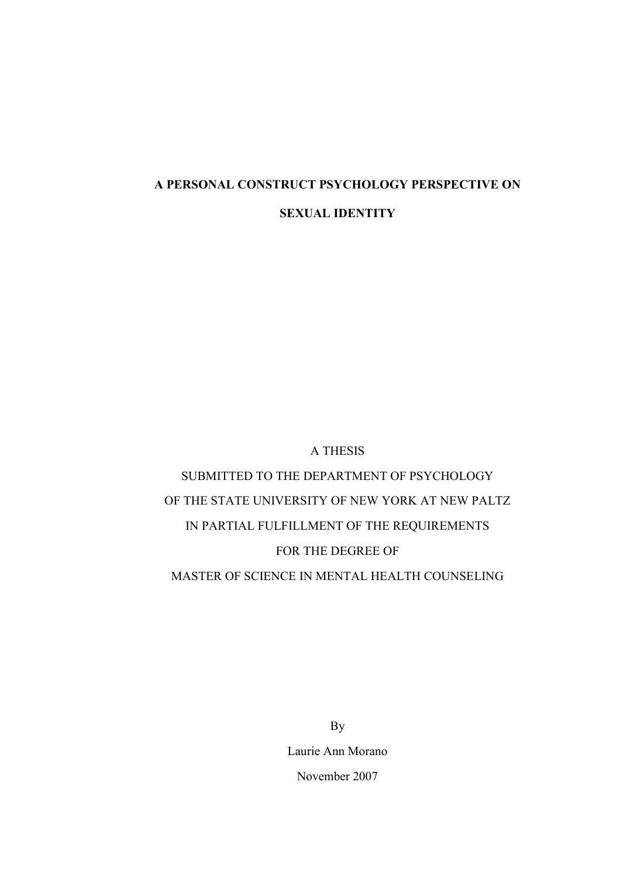# A PERSONAL CONSTRUCT PSYCHOLOGY PERSPECTIVE ON SEXUAL IDENTITY

A THESIS

SUBMITTED TO THE DEPARTMENT OF PSYCHOLOGY

OF THE STATE UNIVERSITY OF NEW YORK AT NEW PALTZ

IN PARTIAL FULFILLMENT OF THE REQUIREMENTS

FOR THE DEGREE OF

MASTER OF SCIENCE IN MENTAL HEALTH COUNSELING

By

Laurie Ann Morano

November 2007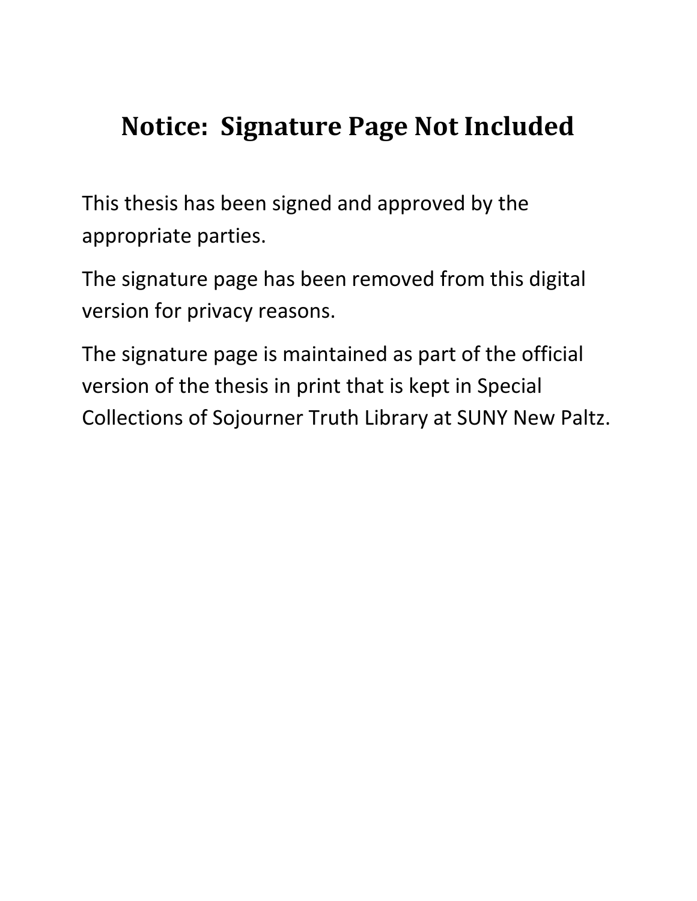# Notice: Signature Page Not Included

This thesis has been signed and approved by the appropriate parties.

The signature page has been removed from this digital version for privacy reasons.

The signature page is maintained as part of the official version of the thesis in print that is kept in Special Collections of Sojourner Truth Library at SUNY New Paltz.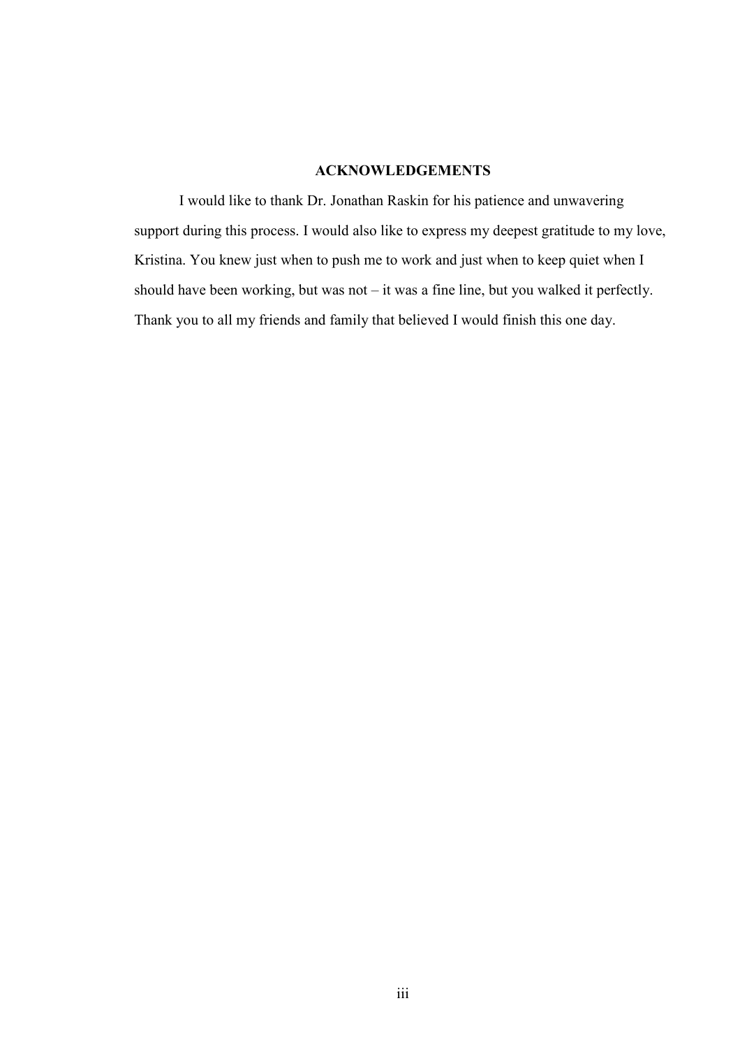## ACKNOWLEDGEMENTS

I would like to thank Dr. Jonathan Raskin for his patience and unwavering support during this process. I would also like to express my deepest gratitude to my love, Kristina. You knew just when to push me to work and just when to keep quiet when I should have been working, but was not – it was a fine line, but you walked it perfectly. Thank you to all my friends and family that believed I would finish this one day.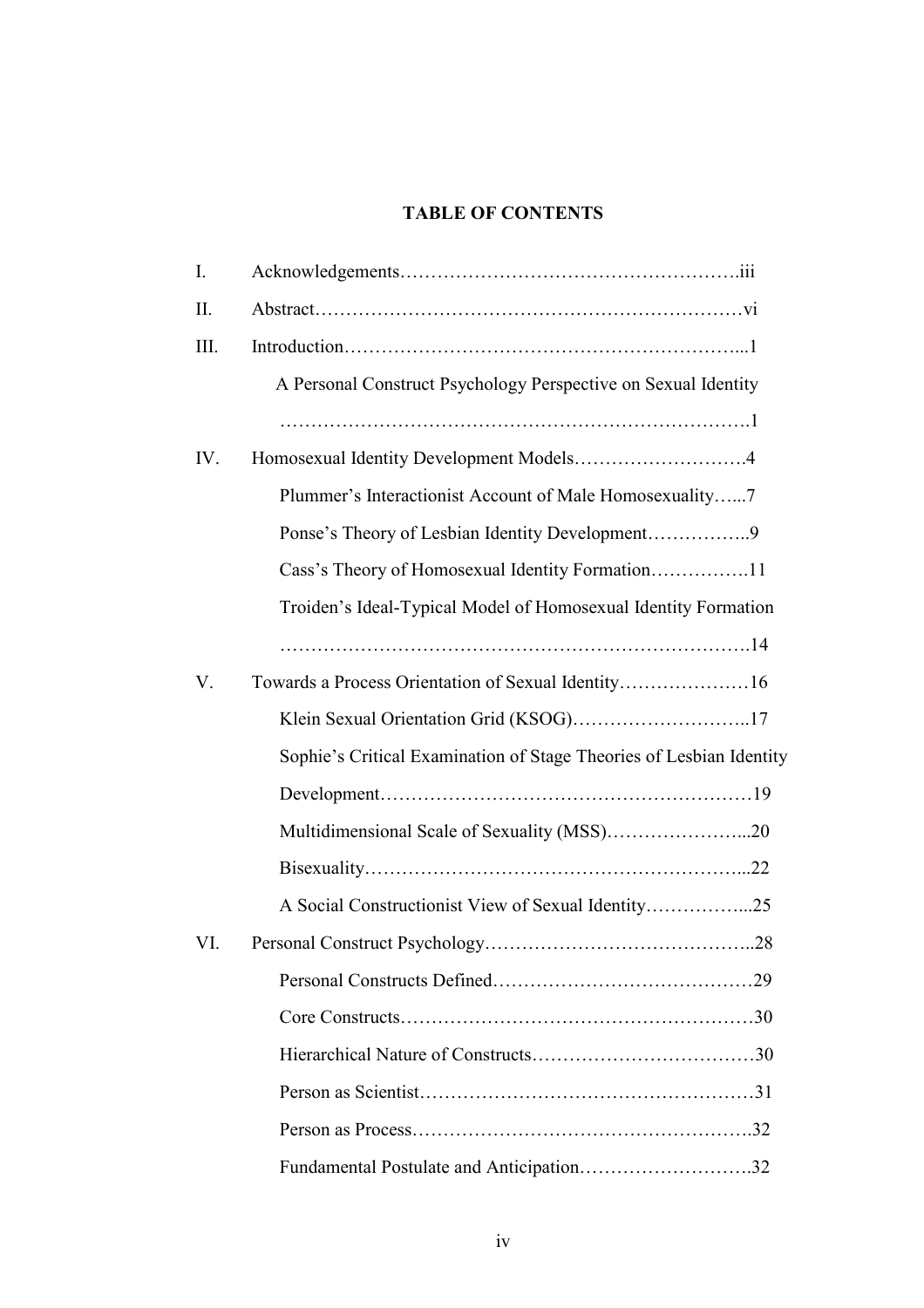**TABLE OF CONTENTS**

I. Acknowledgements……………………………………………….iii

II. Abstract……………………………………………………………vi

III. Introduction………………………………………………………...1

A Personal Construct Psychology Perspective on Sexual Identity ……………………………………………………………………….1

IV. Homosexual Identity Development Models……………………….4

Plummer's Interactionist Account of Male Homosexuality…...7

Ponse's Theory of Lesbian Identity Development……………..9

Cass's Theory of Homosexual Identity Formation…………….11

Troiden's Ideal-Typical Model of Homosexual Identity Formation ……………………………………………………………………….14

V. Towards a Process Orientation of Sexual Identity…………………16

Klein Sexual Orientation Grid (KSOG)………………………..17

Sophie's Critical Examination of Stage Theories of Lesbian Identity Development……………………………………………………19

Multidimensional Scale of Sexuality (MSS)…………………...20

Bisexuality……………………………………………………...22

A Social Constructionist View of Sexual Identity……………...25

VI. Personal Construct Psychology……………………………………..28

Personal Constructs Defined……………………………………29

Core Constructs…………………………………………………30

Hierarchical Nature of Constructs………………………………30

Person as Scientist………………………………………………31

Person as Process……………………………………………….32

Fundamental Postulate and Anticipation……………………….32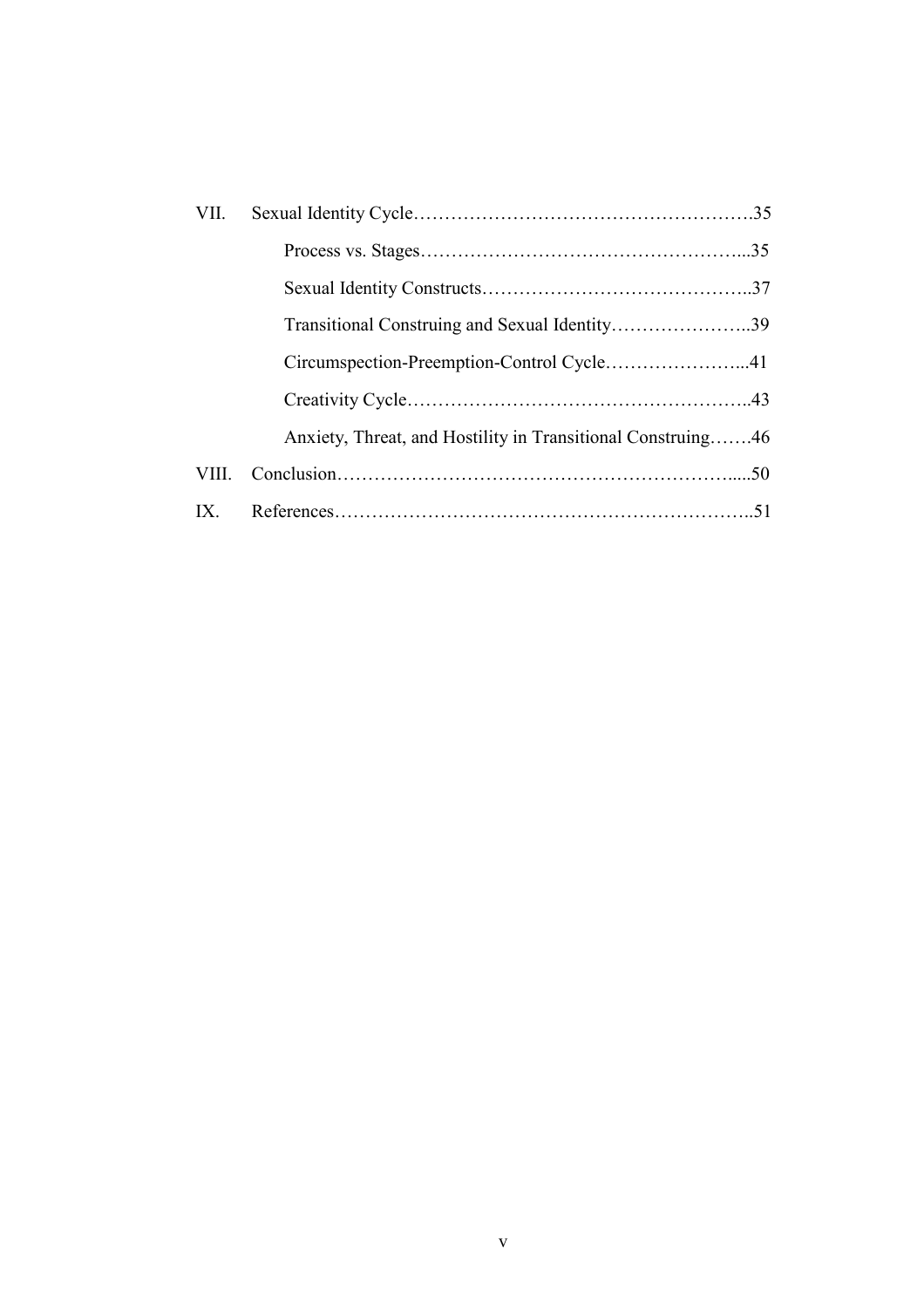VII. Sexual Identity Cycle……………………………………………….35

- Process vs. Stages……………………………………………...35
- Sexual Identity Constructs……………………………………..37
- Transitional Construing and Sexual Identity…………………..39
- Circumspection-Preemption-Control Cycle…………………...41
- Creativity Cycle………………………………………………..43
- Anxiety, Threat, and Hostility in Transitional Construing…….46

VIII. Conclusion……………………………………………………….....50

IX. References…………………………………………………………..51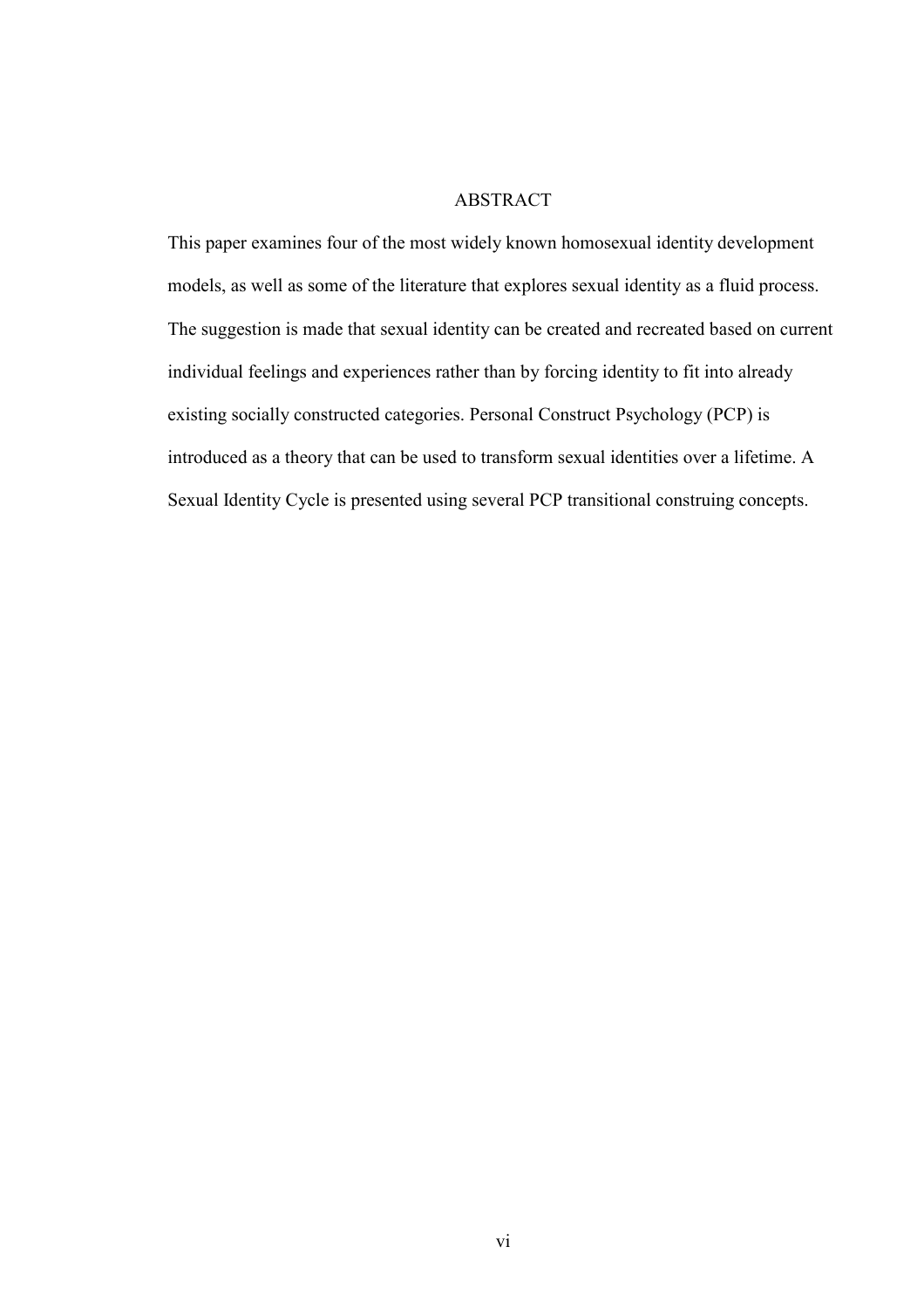# ABSTRACT

This paper examines four of the most widely known homosexual identity development models, as well as some of the literature that explores sexual identity as a fluid process. The suggestion is made that sexual identity can be created and recreated based on current individual feelings and experiences rather than by forcing identity to fit into already existing socially constructed categories. Personal Construct Psychology (PCP) is introduced as a theory that can be used to transform sexual identities over a lifetime. A Sexual Identity Cycle is presented using several PCP transitional construing concepts.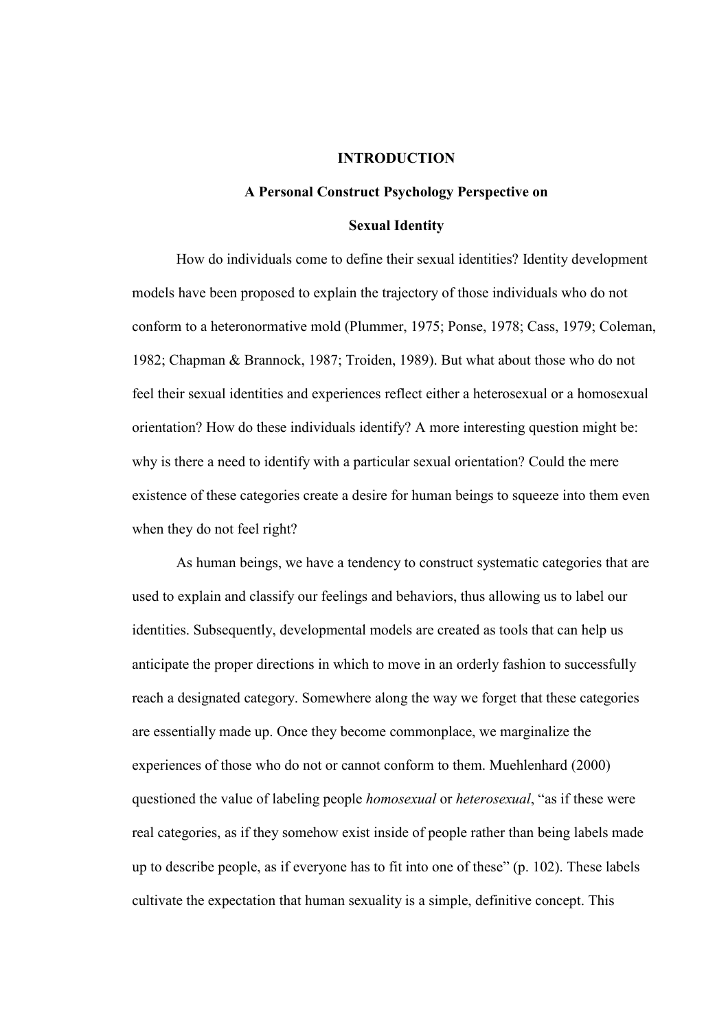# INTRODUCTION

## A Personal Construct Psychology Perspective on Sexual Identity

How do individuals come to define their sexual identities? Identity development models have been proposed to explain the trajectory of those individuals who do not conform to a heteronormative mold (Plummer, 1975; Ponse, 1978; Cass, 1979; Coleman, 1982; Chapman & Brannock, 1987; Troiden, 1989). But what about those who do not feel their sexual identities and experiences reflect either a heterosexual or a homosexual orientation? How do these individuals identify? A more interesting question might be: why is there a need to identify with a particular sexual orientation? Could the mere existence of these categories create a desire for human beings to squeeze into them even when they do not feel right?

As human beings, we have a tendency to construct systematic categories that are used to explain and classify our feelings and behaviors, thus allowing us to label our identities. Subsequently, developmental models are created as tools that can help us anticipate the proper directions in which to move in an orderly fashion to successfully reach a designated category. Somewhere along the way we forget that these categories are essentially made up. Once they become commonplace, we marginalize the experiences of those who do not or cannot conform to them. Muehlenhard (2000) questioned the value of labeling people *homosexual* or *heterosexual*, "as if these were real categories, as if they somehow exist inside of people rather than being labels made up to describe people, as if everyone has to fit into one of these" (p. 102). These labels cultivate the expectation that human sexuality is a simple, definitive concept. This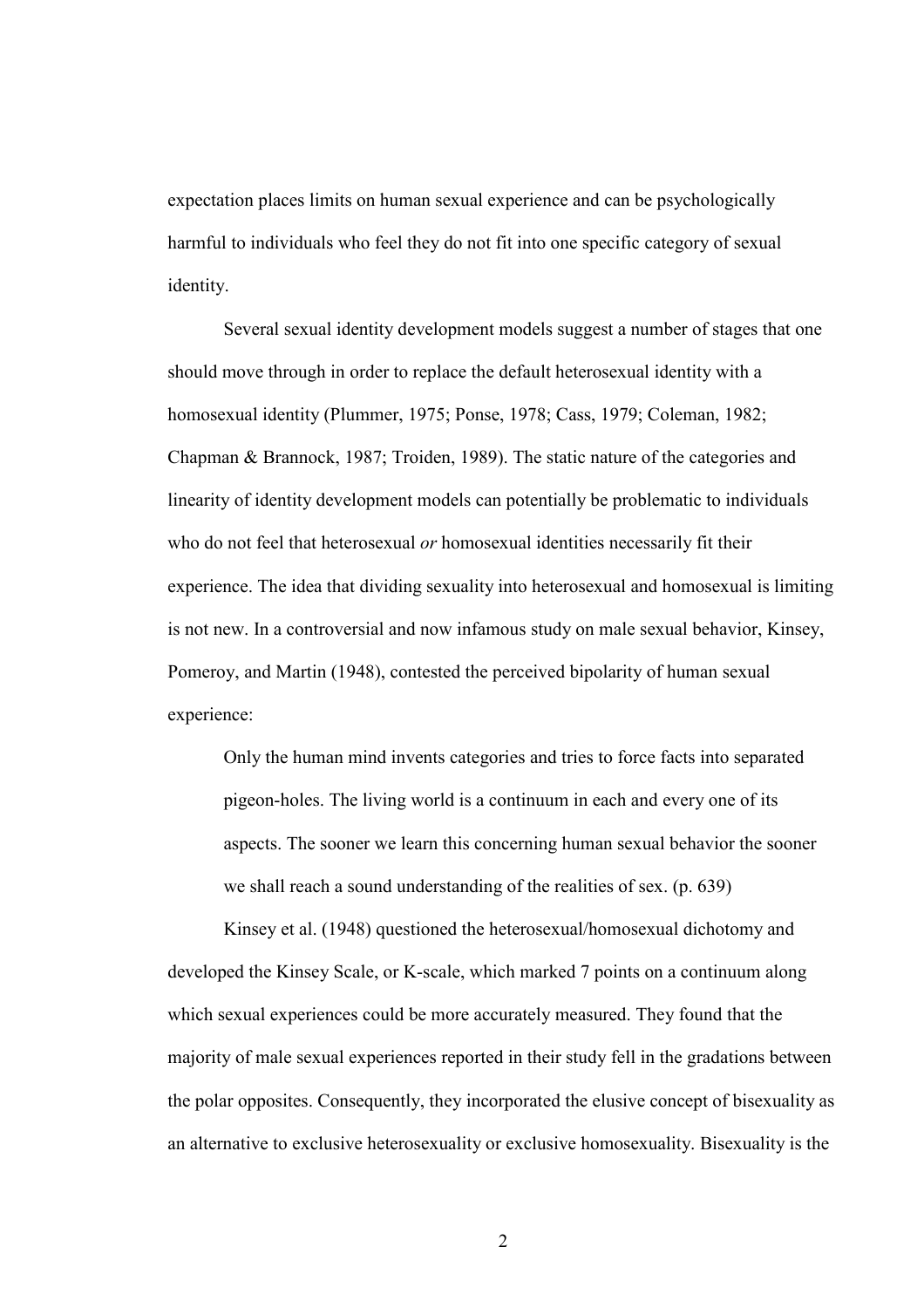expectation places limits on human sexual experience and can be psychologically harmful to individuals who feel they do not fit into one specific category of sexual identity.

Several sexual identity development models suggest a number of stages that one should move through in order to replace the default heterosexual identity with a homosexual identity (Plummer, 1975; Ponse, 1978; Cass, 1979; Coleman, 1982; Chapman & Brannock, 1987; Troiden, 1989). The static nature of the categories and linearity of identity development models can potentially be problematic to individuals who do not feel that heterosexual *or* homosexual identities necessarily fit their experience. The idea that dividing sexuality into heterosexual and homosexual is limiting is not new. In a controversial and now infamous study on male sexual behavior, Kinsey, Pomeroy, and Martin (1948), contested the perceived bipolarity of human sexual experience:

> Only the human mind invents categories and tries to force facts into separated pigeon-holes. The living world is a continuum in each and every one of its aspects. The sooner we learn this concerning human sexual behavior the sooner we shall reach a sound understanding of the realities of sex. (p. 639)

Kinsey et al. (1948) questioned the heterosexual/homosexual dichotomy and developed the Kinsey Scale, or K-scale, which marked 7 points on a continuum along which sexual experiences could be more accurately measured. They found that the majority of male sexual experiences reported in their study fell in the gradations between the polar opposites. Consequently, they incorporated the elusive concept of bisexuality as an alternative to exclusive heterosexuality or exclusive homosexuality. Bisexuality is the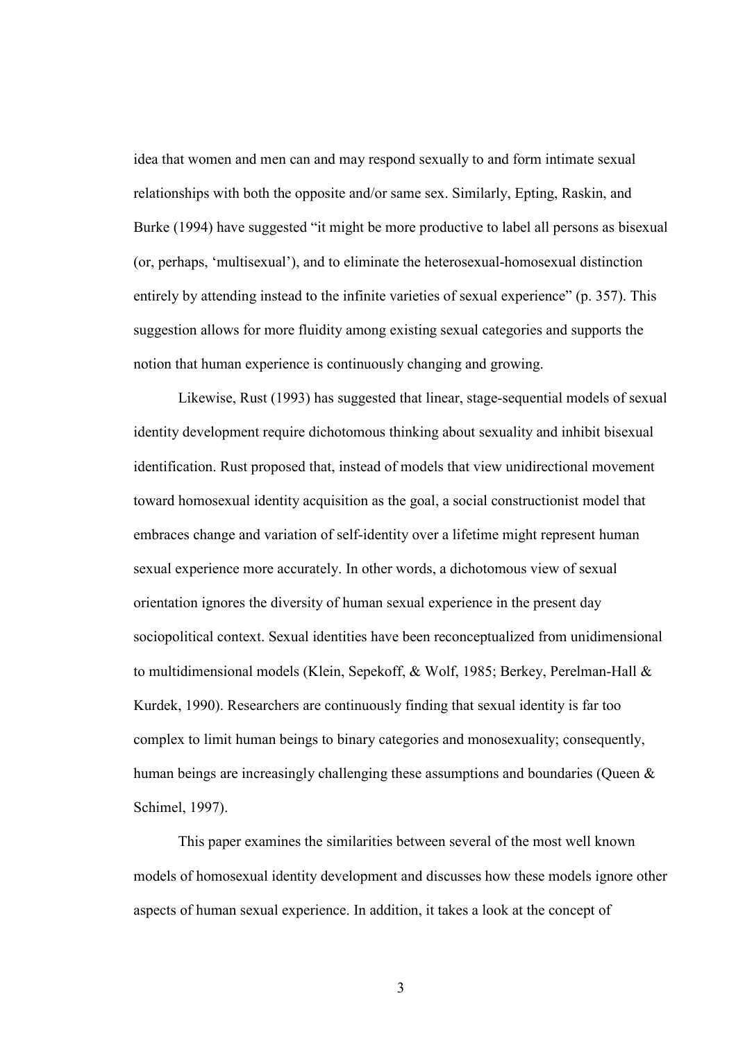idea that women and men can and may respond sexually to and form intimate sexual relationships with both the opposite and/or same sex. Similarly, Epting, Raskin, and Burke (1994) have suggested "it might be more productive to label all persons as bisexual (or, perhaps, 'multisexual'), and to eliminate the heterosexual-homosexual distinction entirely by attending instead to the infinite varieties of sexual experience" (p. 357). This suggestion allows for more fluidity among existing sexual categories and supports the notion that human experience is continuously changing and growing.

Likewise, Rust (1993) has suggested that linear, stage-sequential models of sexual identity development require dichotomous thinking about sexuality and inhibit bisexual identification. Rust proposed that, instead of models that view unidirectional movement toward homosexual identity acquisition as the goal, a social constructionist model that embraces change and variation of self-identity over a lifetime might represent human sexual experience more accurately. In other words, a dichotomous view of sexual orientation ignores the diversity of human sexual experience in the present day sociopolitical context. Sexual identities have been reconceptualized from unidimensional to multidimensional models (Klein, Sepekoff, & Wolf, 1985; Berkey, Perelman-Hall & Kurdek, 1990). Researchers are continuously finding that sexual identity is far too complex to limit human beings to binary categories and monosexuality; consequently, human beings are increasingly challenging these assumptions and boundaries (Queen & Schimel, 1997).

This paper examines the similarities between several of the most well known models of homosexual identity development and discusses how these models ignore other aspects of human sexual experience. In addition, it takes a look at the concept of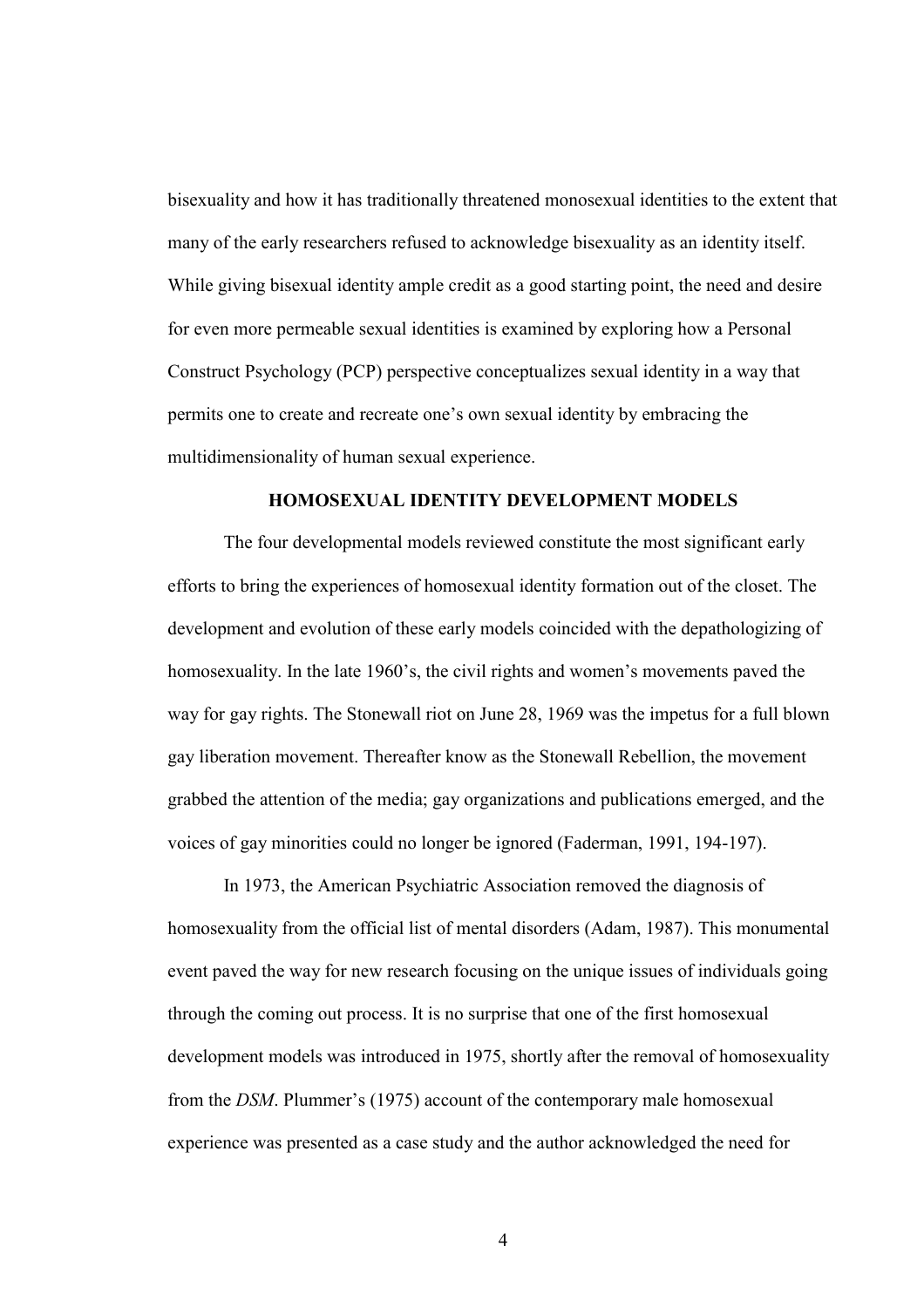bisexuality and how it has traditionally threatened monosexual identities to the extent that many of the early researchers refused to acknowledge bisexuality as an identity itself. While giving bisexual identity ample credit as a good starting point, the need and desire for even more permeable sexual identities is examined by exploring how a Personal Construct Psychology (PCP) perspective conceptualizes sexual identity in a way that permits one to create and recreate one's own sexual identity by embracing the multidimensionality of human sexual experience.

## HOMOSEXUAL IDENTITY DEVELOPMENT MODELS

The four developmental models reviewed constitute the most significant early efforts to bring the experiences of homosexual identity formation out of the closet. The development and evolution of these early models coincided with the depathologizing of homosexuality. In the late 1960's, the civil rights and women's movements paved the way for gay rights. The Stonewall riot on June 28, 1969 was the impetus for a full blown gay liberation movement. Thereafter know as the Stonewall Rebellion, the movement grabbed the attention of the media; gay organizations and publications emerged, and the voices of gay minorities could no longer be ignored (Faderman, 1991, 194-197).

In 1973, the American Psychiatric Association removed the diagnosis of homosexuality from the official list of mental disorders (Adam, 1987). This monumental event paved the way for new research focusing on the unique issues of individuals going through the coming out process. It is no surprise that one of the first homosexual development models was introduced in 1975, shortly after the removal of homosexuality from the *DSM*. Plummer's (1975) account of the contemporary male homosexual experience was presented as a case study and the author acknowledged the need for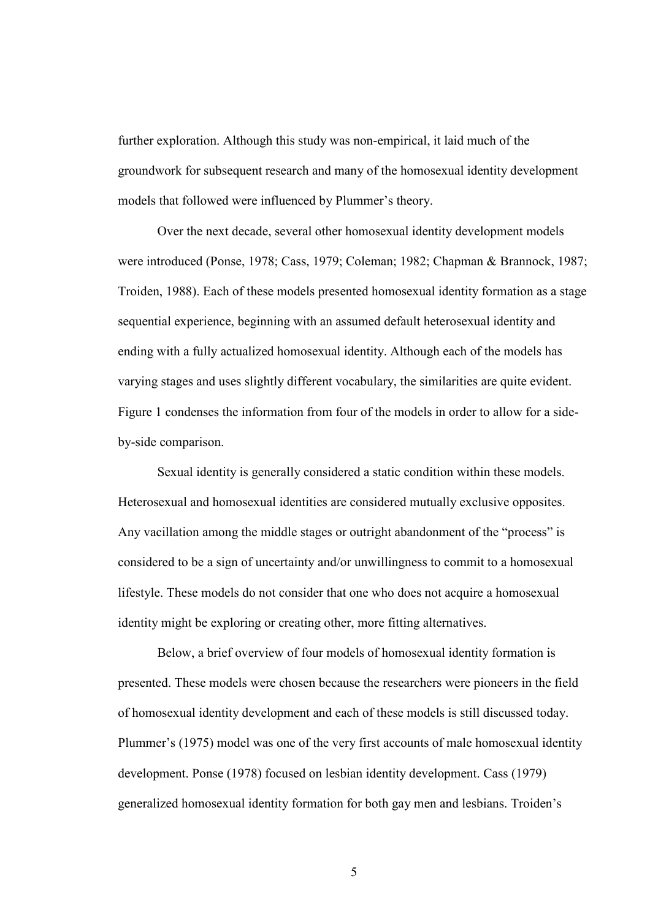further exploration. Although this study was non-empirical, it laid much of the groundwork for subsequent research and many of the homosexual identity development models that followed were influenced by Plummer's theory.

Over the next decade, several other homosexual identity development models were introduced (Ponse, 1978; Cass, 1979; Coleman; 1982; Chapman & Brannock, 1987; Troiden, 1988). Each of these models presented homosexual identity formation as a stage sequential experience, beginning with an assumed default heterosexual identity and ending with a fully actualized homosexual identity. Although each of the models has varying stages and uses slightly different vocabulary, the similarities are quite evident. Figure 1 condenses the information from four of the models in order to allow for a side-by-side comparison.

Sexual identity is generally considered a static condition within these models. Heterosexual and homosexual identities are considered mutually exclusive opposites. Any vacillation among the middle stages or outright abandonment of the "process" is considered to be a sign of uncertainty and/or unwillingness to commit to a homosexual lifestyle. These models do not consider that one who does not acquire a homosexual identity might be exploring or creating other, more fitting alternatives.

Below, a brief overview of four models of homosexual identity formation is presented. These models were chosen because the researchers were pioneers in the field of homosexual identity development and each of these models is still discussed today. Plummer's (1975) model was one of the very first accounts of male homosexual identity development. Ponse (1978) focused on lesbian identity development. Cass (1979) generalized homosexual identity formation for both gay men and lesbians. Troiden's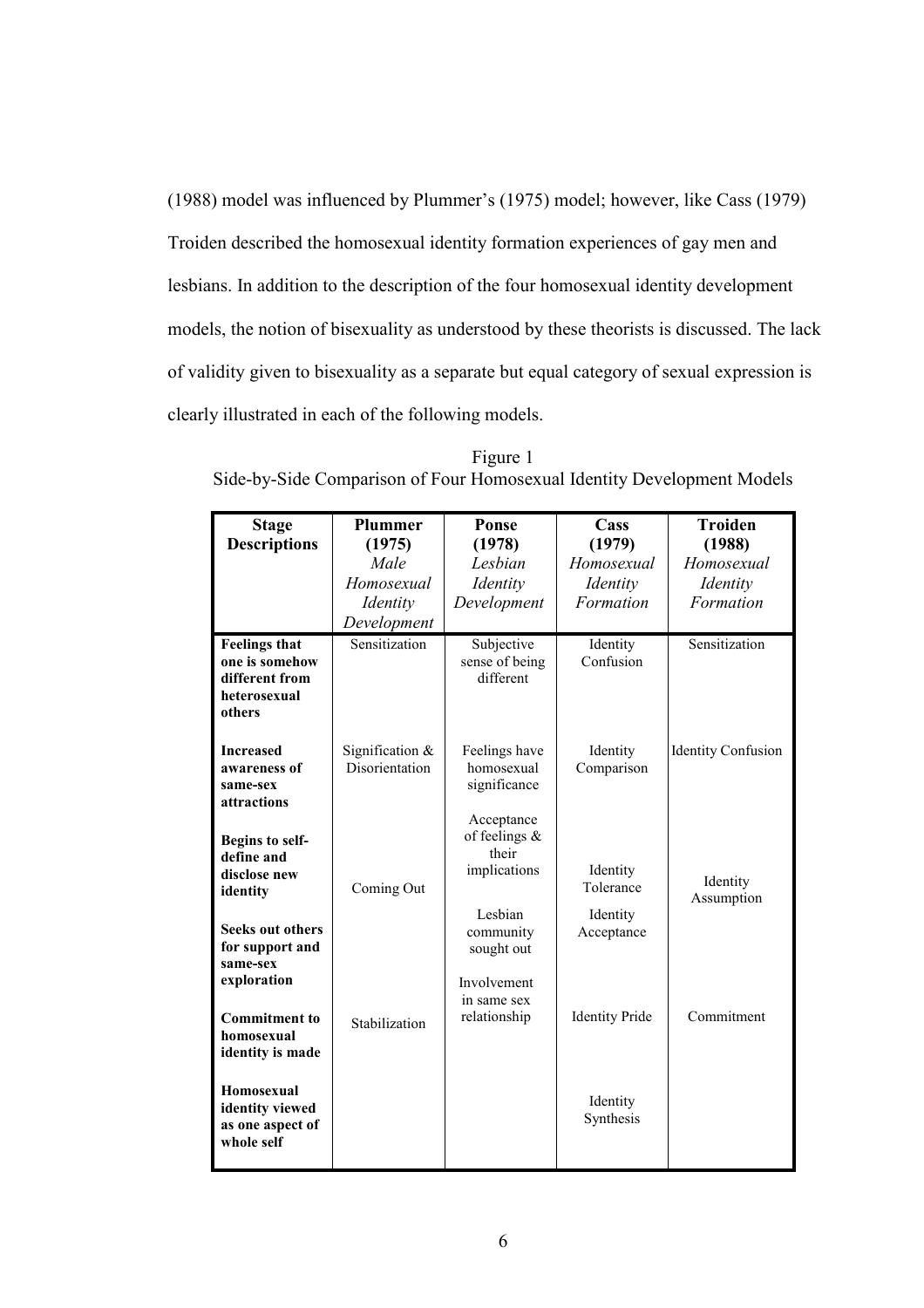(1988) model was influenced by Plummer's (1975) model; however, like Cass (1979) Troiden described the homosexual identity formation experiences of gay men and lesbians. In addition to the description of the four homosexual identity development models, the notion of bisexuality as understood by these theorists is discussed. The lack of validity given to bisexuality as a separate but equal category of sexual expression is clearly illustrated in each of the following models.

Figure 1
Side-by-Side Comparison of Four Homosexual Identity Development Models

| **Stage Descriptions** | **Plummer (1975)** *Male Homosexual Identity Development* | **Ponse (1978)** *Lesbian Identity Development* | **Cass (1979)** *Homosexual Identity Formation* | **Troiden (1988)** *Homosexual Identity Formation* |
|---|---|---|---|---|
| **Feelings that one is somehow different from heterosexual others** | Sensitization | Subjective sense of being different | Identity Confusion | Sensitization |
| **Increased awareness of same-sex attractions** | Signification & Disorientation | Feelings have homosexual significance | Identity Comparison | Identity Confusion |
| **Begins to self-define and disclose new identity** | Coming Out | Acceptance of feelings & their implications | Identity Tolerance | Identity Assumption |
| **Seeks out others for support and same-sex exploration** | | Lesbian community sought out | Identity Acceptance | |
| **Commitment to homosexual identity is made** | Stabilization | Involvement in same sex relationship | Identity Pride | Commitment |
| **Homosexual identity viewed as one aspect of whole self** | | | Identity Synthesis | |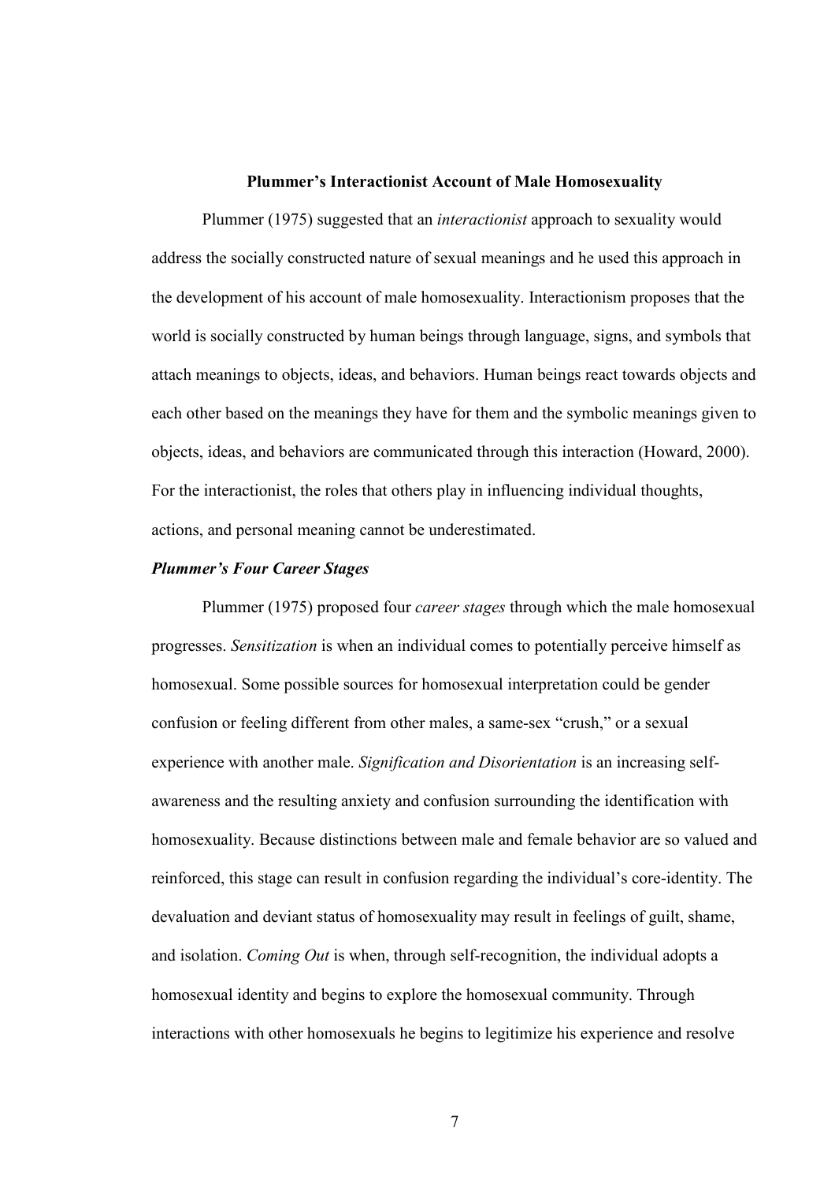## Plummer's Interactionist Account of Male Homosexuality

Plummer (1975) suggested that an *interactionist* approach to sexuality would address the socially constructed nature of sexual meanings and he used this approach in the development of his account of male homosexuality. Interactionism proposes that the world is socially constructed by human beings through language, signs, and symbols that attach meanings to objects, ideas, and behaviors. Human beings react towards objects and each other based on the meanings they have for them and the symbolic meanings given to objects, ideas, and behaviors are communicated through this interaction (Howard, 2000). For the interactionist, the roles that others play in influencing individual thoughts, actions, and personal meaning cannot be underestimated.

### *Plummer's Four Career Stages*

Plummer (1975) proposed four *career stages* through which the male homosexual progresses. *Sensitization* is when an individual comes to potentially perceive himself as homosexual. Some possible sources for homosexual interpretation could be gender confusion or feeling different from other males, a same-sex "crush," or a sexual experience with another male. *Signification and Disorientation* is an increasing self-awareness and the resulting anxiety and confusion surrounding the identification with homosexuality. Because distinctions between male and female behavior are so valued and reinforced, this stage can result in confusion regarding the individual's core-identity. The devaluation and deviant status of homosexuality may result in feelings of guilt, shame, and isolation. *Coming Out* is when, through self-recognition, the individual adopts a homosexual identity and begins to explore the homosexual community. Through interactions with other homosexuals he begins to legitimize his experience and resolve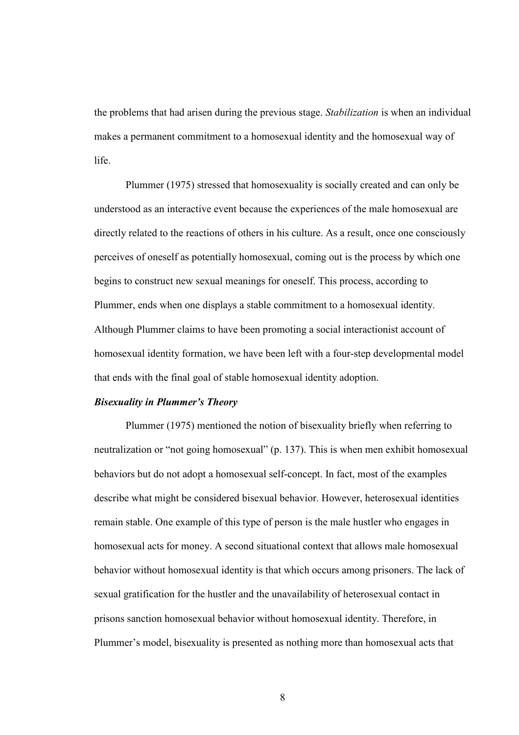the problems that had arisen during the previous stage. *Stabilization* is when an individual makes a permanent commitment to a homosexual identity and the homosexual way of life.

Plummer (1975) stressed that homosexuality is socially created and can only be understood as an interactive event because the experiences of the male homosexual are directly related to the reactions of others in his culture. As a result, once one consciously perceives of oneself as potentially homosexual, coming out is the process by which one begins to construct new sexual meanings for oneself. This process, according to Plummer, ends when one displays a stable commitment to a homosexual identity. Although Plummer claims to have been promoting a social interactionist account of homosexual identity formation, we have been left with a four-step developmental model that ends with the final goal of stable homosexual identity adoption.

***Bisexuality in Plummer's Theory***

Plummer (1975) mentioned the notion of bisexuality briefly when referring to neutralization or "not going homosexual" (p. 137). This is when men exhibit homosexual behaviors but do not adopt a homosexual self-concept. In fact, most of the examples describe what might be considered bisexual behavior. However, heterosexual identities remain stable. One example of this type of person is the male hustler who engages in homosexual acts for money. A second situational context that allows male homosexual behavior without homosexual identity is that which occurs among prisoners. The lack of sexual gratification for the hustler and the unavailability of heterosexual contact in prisons sanction homosexual behavior without homosexual identity. Therefore, in Plummer's model, bisexuality is presented as nothing more than homosexual acts that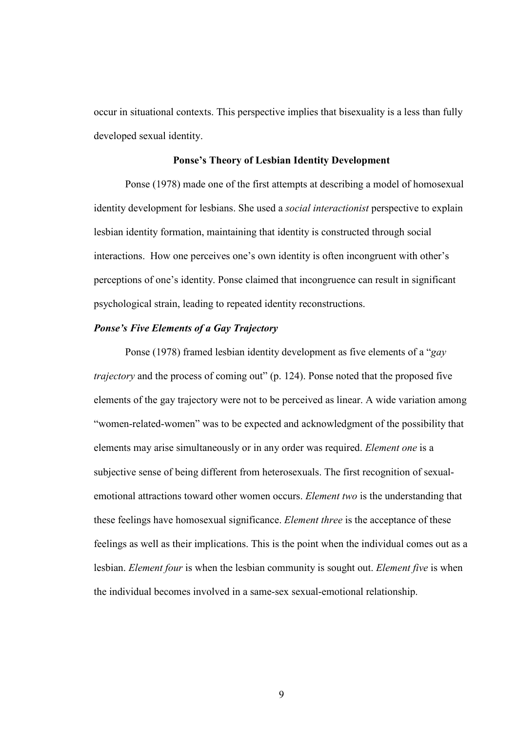occur in situational contexts. This perspective implies that bisexuality is a less than fully developed sexual identity.

## Ponse's Theory of Lesbian Identity Development

Ponse (1978) made one of the first attempts at describing a model of homosexual identity development for lesbians. She used a *social interactionist* perspective to explain lesbian identity formation, maintaining that identity is constructed through social interactions. How one perceives one's own identity is often incongruent with other's perceptions of one's identity. Ponse claimed that incongruence can result in significant psychological strain, leading to repeated identity reconstructions.

### *Ponse's Five Elements of a Gay Trajectory*

Ponse (1978) framed lesbian identity development as five elements of a "*gay trajectory* and the process of coming out" (p. 124). Ponse noted that the proposed five elements of the gay trajectory were not to be perceived as linear. A wide variation among "women-related-women" was to be expected and acknowledgment of the possibility that elements may arise simultaneously or in any order was required. *Element one* is a subjective sense of being different from heterosexuals. The first recognition of sexual-emotional attractions toward other women occurs. *Element two* is the understanding that these feelings have homosexual significance. *Element three* is the acceptance of these feelings as well as their implications. This is the point when the individual comes out as a lesbian. *Element four* is when the lesbian community is sought out. *Element five* is when the individual becomes involved in a same-sex sexual-emotional relationship.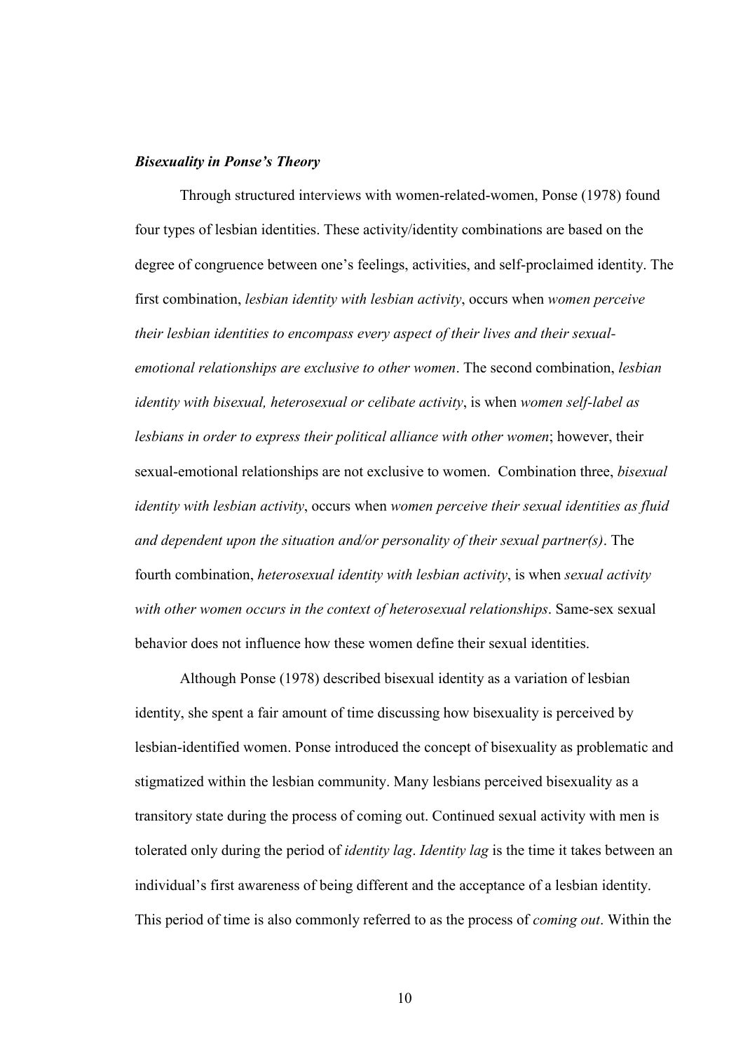***Bisexuality in Ponse's Theory***

Through structured interviews with women-related-women, Ponse (1978) found four types of lesbian identities. These activity/identity combinations are based on the degree of congruence between one's feelings, activities, and self-proclaimed identity. The first combination, *lesbian identity with lesbian activity*, occurs when *women perceive their lesbian identities to encompass every aspect of their lives and their sexual-emotional relationships are exclusive to other women*. The second combination, *lesbian identity with bisexual, heterosexual or celibate activity*, is when *women self-label as lesbians in order to express their political alliance with other women*; however, their sexual-emotional relationships are not exclusive to women. Combination three, *bisexual identity with lesbian activity*, occurs when *women perceive their sexual identities as fluid and dependent upon the situation and/or personality of their sexual partner(s)*. The fourth combination, *heterosexual identity with lesbian activity*, is when *sexual activity with other women occurs in the context of heterosexual relationships*. Same-sex sexual behavior does not influence how these women define their sexual identities.

Although Ponse (1978) described bisexual identity as a variation of lesbian identity, she spent a fair amount of time discussing how bisexuality is perceived by lesbian-identified women. Ponse introduced the concept of bisexuality as problematic and stigmatized within the lesbian community. Many lesbians perceived bisexuality as a transitory state during the process of coming out. Continued sexual activity with men is tolerated only during the period of *identity lag*. *Identity lag* is the time it takes between an individual's first awareness of being different and the acceptance of a lesbian identity. This period of time is also commonly referred to as the process of *coming out*. Within the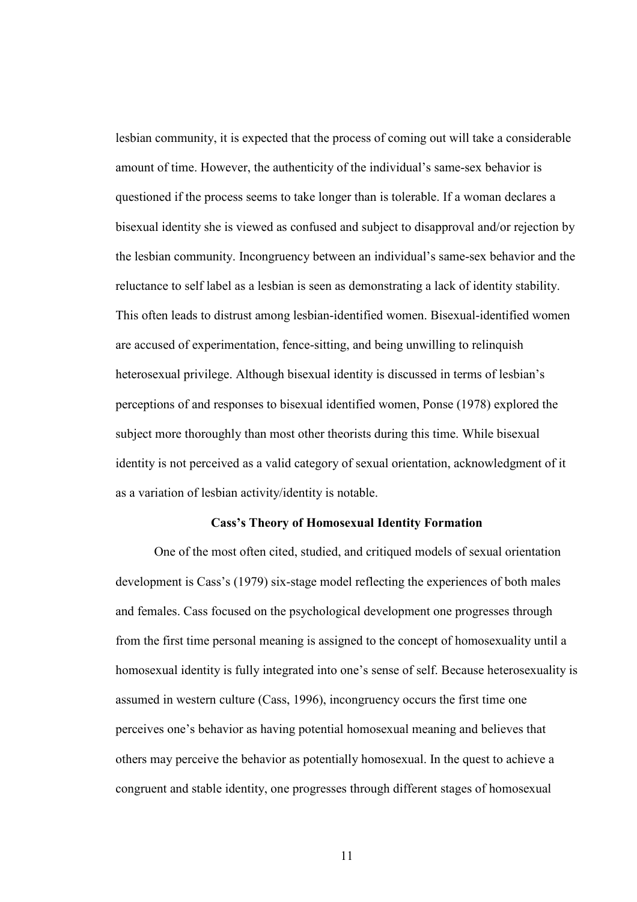lesbian community, it is expected that the process of coming out will take a considerable amount of time. However, the authenticity of the individual's same-sex behavior is questioned if the process seems to take longer than is tolerable. If a woman declares a bisexual identity she is viewed as confused and subject to disapproval and/or rejection by the lesbian community. Incongruency between an individual's same-sex behavior and the reluctance to self label as a lesbian is seen as demonstrating a lack of identity stability. This often leads to distrust among lesbian-identified women. Bisexual-identified women are accused of experimentation, fence-sitting, and being unwilling to relinquish heterosexual privilege. Although bisexual identity is discussed in terms of lesbian's perceptions of and responses to bisexual identified women, Ponse (1978) explored the subject more thoroughly than most other theorists during this time. While bisexual identity is not perceived as a valid category of sexual orientation, acknowledgment of it as a variation of lesbian activity/identity is notable.

## Cass's Theory of Homosexual Identity Formation

One of the most often cited, studied, and critiqued models of sexual orientation development is Cass's (1979) six-stage model reflecting the experiences of both males and females. Cass focused on the psychological development one progresses through from the first time personal meaning is assigned to the concept of homosexuality until a homosexual identity is fully integrated into one's sense of self. Because heterosexuality is assumed in western culture (Cass, 1996), incongruency occurs the first time one perceives one's behavior as having potential homosexual meaning and believes that others may perceive the behavior as potentially homosexual. In the quest to achieve a congruent and stable identity, one progresses through different stages of homosexual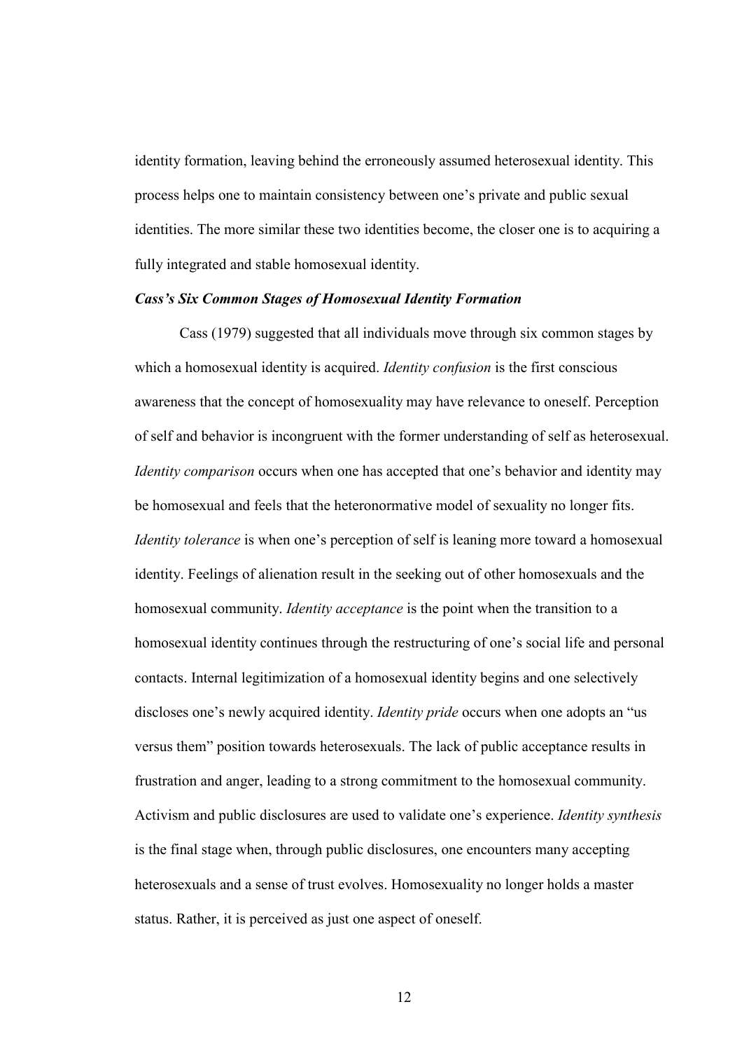identity formation, leaving behind the erroneously assumed heterosexual identity. This process helps one to maintain consistency between one's private and public sexual identities. The more similar these two identities become, the closer one is to acquiring a fully integrated and stable homosexual identity.

### *Cass's Six Common Stages of Homosexual Identity Formation*

Cass (1979) suggested that all individuals move through six common stages by which a homosexual identity is acquired. *Identity confusion* is the first conscious awareness that the concept of homosexuality may have relevance to oneself. Perception of self and behavior is incongruent with the former understanding of self as heterosexual. *Identity comparison* occurs when one has accepted that one's behavior and identity may be homosexual and feels that the heteronormative model of sexuality no longer fits. *Identity tolerance* is when one's perception of self is leaning more toward a homosexual identity. Feelings of alienation result in the seeking out of other homosexuals and the homosexual community. *Identity acceptance* is the point when the transition to a homosexual identity continues through the restructuring of one's social life and personal contacts. Internal legitimization of a homosexual identity begins and one selectively discloses one's newly acquired identity. *Identity pride* occurs when one adopts an "us versus them" position towards heterosexuals. The lack of public acceptance results in frustration and anger, leading to a strong commitment to the homosexual community. Activism and public disclosures are used to validate one's experience. *Identity synthesis* is the final stage when, through public disclosures, one encounters many accepting heterosexuals and a sense of trust evolves. Homosexuality no longer holds a master status. Rather, it is perceived as just one aspect of oneself.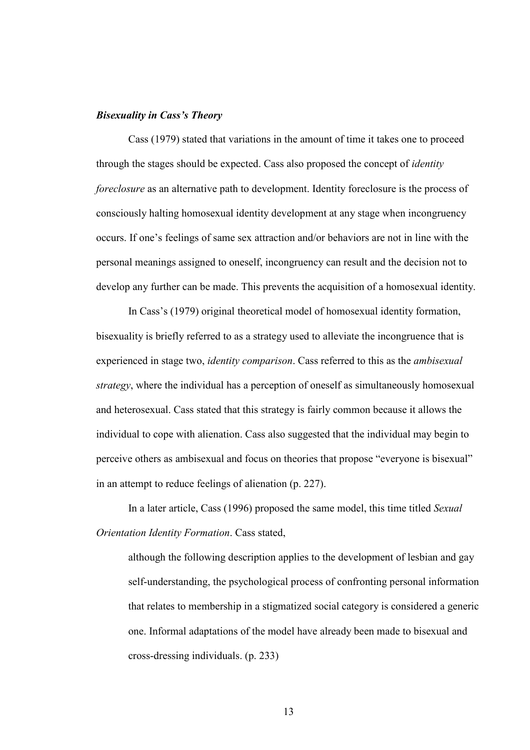***Bisexuality in Cass's Theory***

Cass (1979) stated that variations in the amount of time it takes one to proceed through the stages should be expected. Cass also proposed the concept of *identity foreclosure* as an alternative path to development. Identity foreclosure is the process of consciously halting homosexual identity development at any stage when incongruency occurs. If one's feelings of same sex attraction and/or behaviors are not in line with the personal meanings assigned to oneself, incongruency can result and the decision not to develop any further can be made. This prevents the acquisition of a homosexual identity.

In Cass's (1979) original theoretical model of homosexual identity formation, bisexuality is briefly referred to as a strategy used to alleviate the incongruence that is experienced in stage two, *identity comparison*. Cass referred to this as the *ambisexual strategy*, where the individual has a perception of oneself as simultaneously homosexual and heterosexual. Cass stated that this strategy is fairly common because it allows the individual to cope with alienation. Cass also suggested that the individual may begin to perceive others as ambisexual and focus on theories that propose "everyone is bisexual" in an attempt to reduce feelings of alienation (p. 227).

In a later article, Cass (1996) proposed the same model, this time titled *Sexual Orientation Identity Formation*. Cass stated,

> although the following description applies to the development of lesbian and gay self-understanding, the psychological process of confronting personal information that relates to membership in a stigmatized social category is considered a generic one. Informal adaptations of the model have already been made to bisexual and cross-dressing individuals. (p. 233)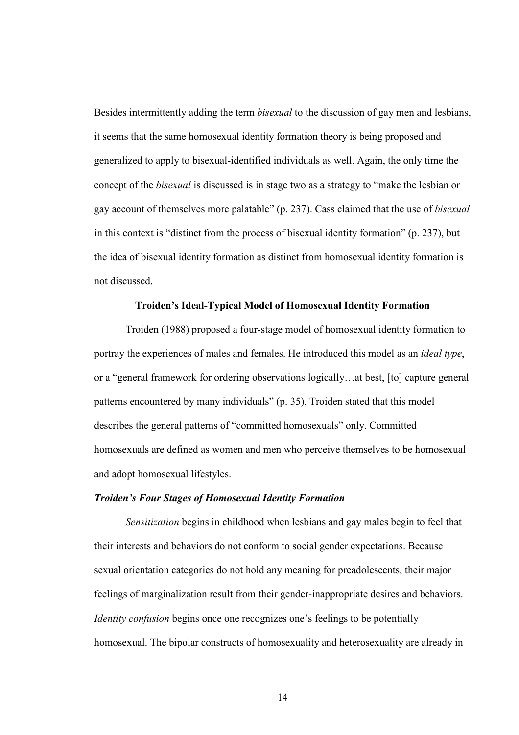Besides intermittently adding the term *bisexual* to the discussion of gay men and lesbians, it seems that the same homosexual identity formation theory is being proposed and generalized to apply to bisexual-identified individuals as well. Again, the only time the concept of the *bisexual* is discussed is in stage two as a strategy to "make the lesbian or gay account of themselves more palatable" (p. 237). Cass claimed that the use of *bisexual* in this context is "distinct from the process of bisexual identity formation" (p. 237), but the idea of bisexual identity formation as distinct from homosexual identity formation is not discussed.

## Troiden's Ideal-Typical Model of Homosexual Identity Formation

Troiden (1988) proposed a four-stage model of homosexual identity formation to portray the experiences of males and females. He introduced this model as an *ideal type*, or a "general framework for ordering observations logically…at best, [to] capture general patterns encountered by many individuals" (p. 35). Troiden stated that this model describes the general patterns of "committed homosexuals" only. Committed homosexuals are defined as women and men who perceive themselves to be homosexual and adopt homosexual lifestyles.

### *Troiden's Four Stages of Homosexual Identity Formation*

*Sensitization* begins in childhood when lesbians and gay males begin to feel that their interests and behaviors do not conform to social gender expectations. Because sexual orientation categories do not hold any meaning for preadolescents, their major feelings of marginalization result from their gender-inappropriate desires and behaviors. *Identity confusion* begins once one recognizes one's feelings to be potentially homosexual. The bipolar constructs of homosexuality and heterosexuality are already in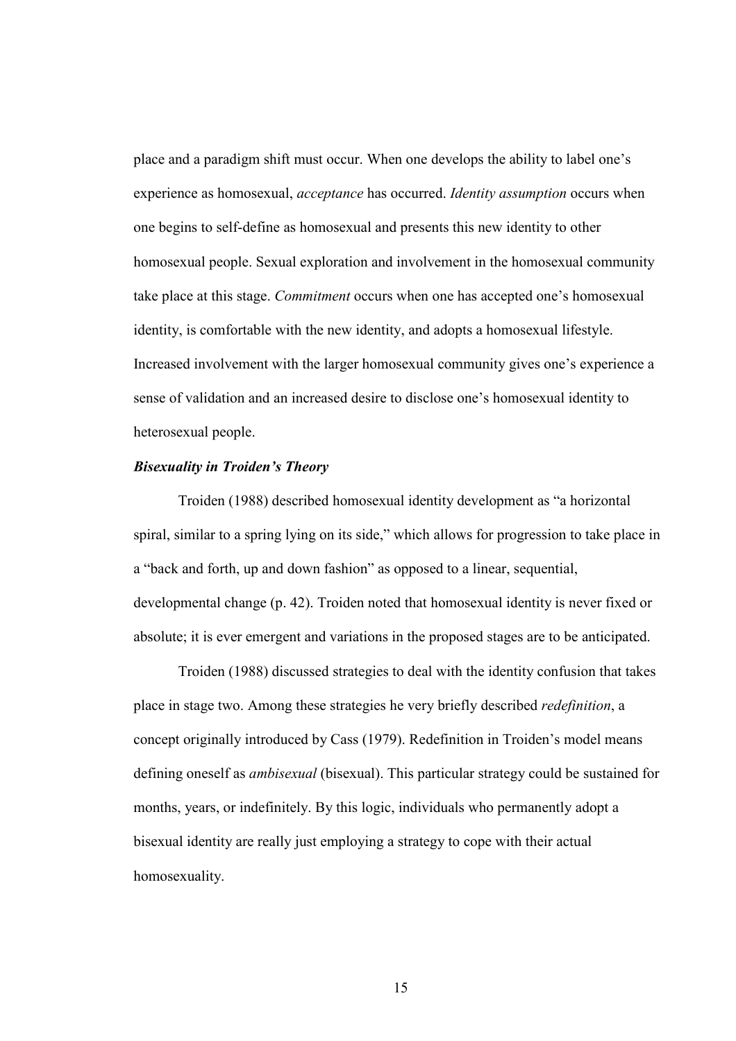place and a paradigm shift must occur. When one develops the ability to label one's experience as homosexual, *acceptance* has occurred. *Identity assumption* occurs when one begins to self-define as homosexual and presents this new identity to other homosexual people. Sexual exploration and involvement in the homosexual community take place at this stage. *Commitment* occurs when one has accepted one's homosexual identity, is comfortable with the new identity, and adopts a homosexual lifestyle. Increased involvement with the larger homosexual community gives one's experience a sense of validation and an increased desire to disclose one's homosexual identity to heterosexual people.

### *Bisexuality in Troiden's Theory*

Troiden (1988) described homosexual identity development as "a horizontal spiral, similar to a spring lying on its side," which allows for progression to take place in a "back and forth, up and down fashion" as opposed to a linear, sequential, developmental change (p. 42). Troiden noted that homosexual identity is never fixed or absolute; it is ever emergent and variations in the proposed stages are to be anticipated.

Troiden (1988) discussed strategies to deal with the identity confusion that takes place in stage two. Among these strategies he very briefly described *redefinition*, a concept originally introduced by Cass (1979). Redefinition in Troiden's model means defining oneself as *ambisexual* (bisexual). This particular strategy could be sustained for months, years, or indefinitely. By this logic, individuals who permanently adopt a bisexual identity are really just employing a strategy to cope with their actual homosexuality.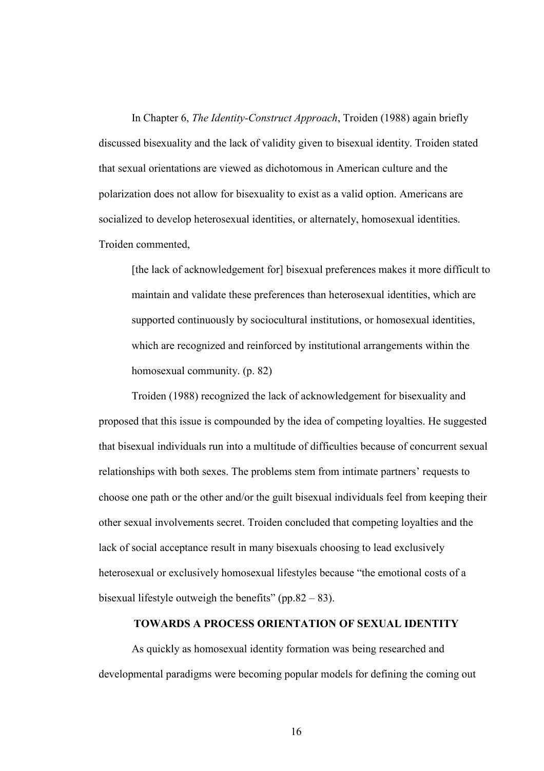In Chapter 6, *The Identity-Construct Approach*, Troiden (1988) again briefly discussed bisexuality and the lack of validity given to bisexual identity. Troiden stated that sexual orientations are viewed as dichotomous in American culture and the polarization does not allow for bisexuality to exist as a valid option. Americans are socialized to develop heterosexual identities, or alternately, homosexual identities. Troiden commented,

> [the lack of acknowledgement for] bisexual preferences makes it more difficult to maintain and validate these preferences than heterosexual identities, which are supported continuously by sociocultural institutions, or homosexual identities, which are recognized and reinforced by institutional arrangements within the homosexual community. (p. 82)

Troiden (1988) recognized the lack of acknowledgement for bisexuality and proposed that this issue is compounded by the idea of competing loyalties. He suggested that bisexual individuals run into a multitude of difficulties because of concurrent sexual relationships with both sexes. The problems stem from intimate partners' requests to choose one path or the other and/or the guilt bisexual individuals feel from keeping their other sexual involvements secret. Troiden concluded that competing loyalties and the lack of social acceptance result in many bisexuals choosing to lead exclusively heterosexual or exclusively homosexual lifestyles because "the emotional costs of a bisexual lifestyle outweigh the benefits" (pp.82 – 83).

## TOWARDS A PROCESS ORIENTATION OF SEXUAL IDENTITY

As quickly as homosexual identity formation was being researched and developmental paradigms were becoming popular models for defining the coming out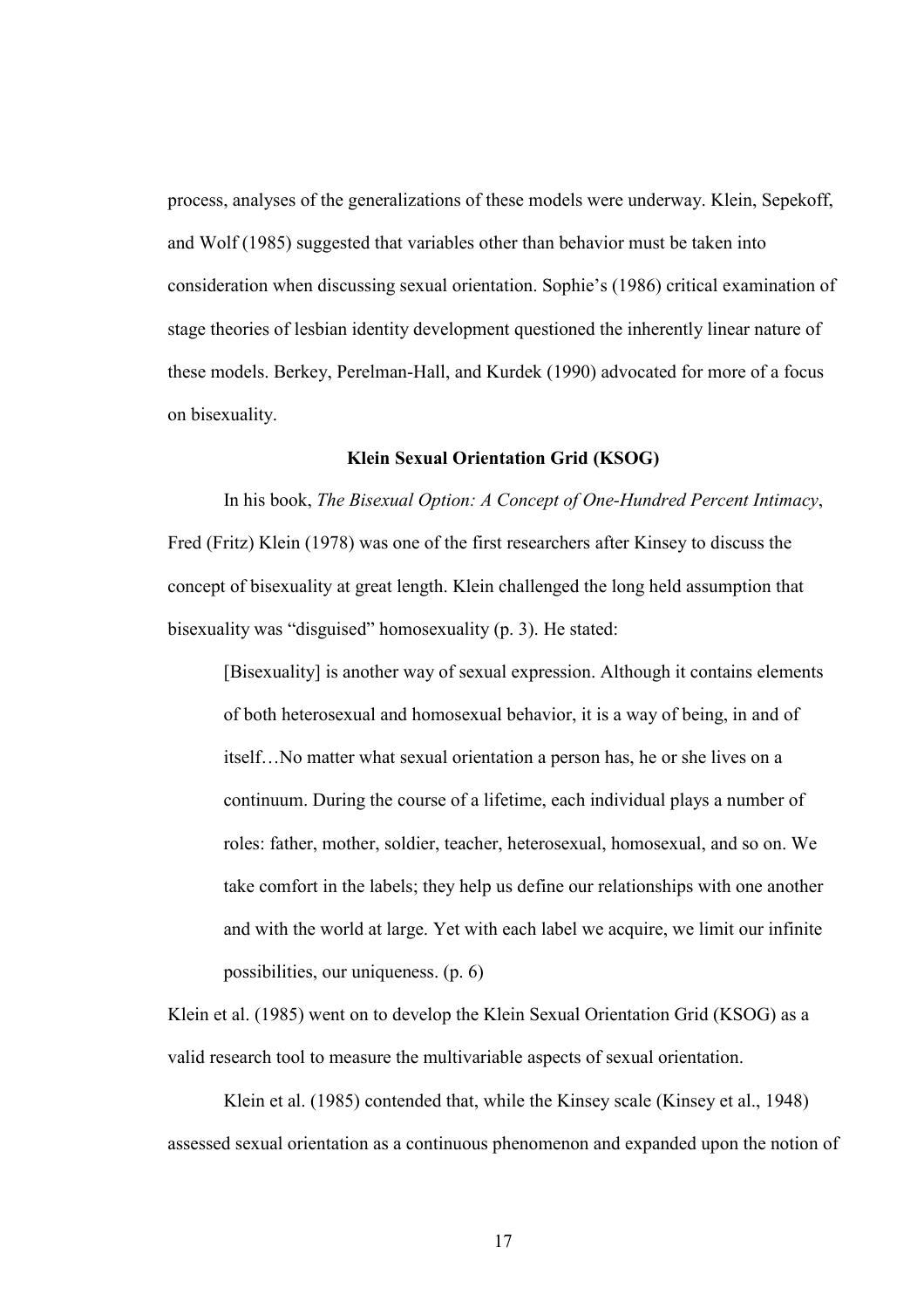process, analyses of the generalizations of these models were underway. Klein, Sepekoff, and Wolf (1985) suggested that variables other than behavior must be taken into consideration when discussing sexual orientation. Sophie's (1986) critical examination of stage theories of lesbian identity development questioned the inherently linear nature of these models. Berkey, Perelman-Hall, and Kurdek (1990) advocated for more of a focus on bisexuality.

## Klein Sexual Orientation Grid (KSOG)

In his book, *The Bisexual Option: A Concept of One-Hundred Percent Intimacy*, Fred (Fritz) Klein (1978) was one of the first researchers after Kinsey to discuss the concept of bisexuality at great length. Klein challenged the long held assumption that bisexuality was "disguised" homosexuality (p. 3). He stated:

> [Bisexuality] is another way of sexual expression. Although it contains elements of both heterosexual and homosexual behavior, it is a way of being, in and of itself…No matter what sexual orientation a person has, he or she lives on a continuum. During the course of a lifetime, each individual plays a number of roles: father, mother, soldier, teacher, heterosexual, homosexual, and so on. We take comfort in the labels; they help us define our relationships with one another and with the world at large. Yet with each label we acquire, we limit our infinite possibilities, our uniqueness. (p. 6)

Klein et al. (1985) went on to develop the Klein Sexual Orientation Grid (KSOG) as a valid research tool to measure the multivariable aspects of sexual orientation.

Klein et al. (1985) contended that, while the Kinsey scale (Kinsey et al., 1948) assessed sexual orientation as a continuous phenomenon and expanded upon the notion of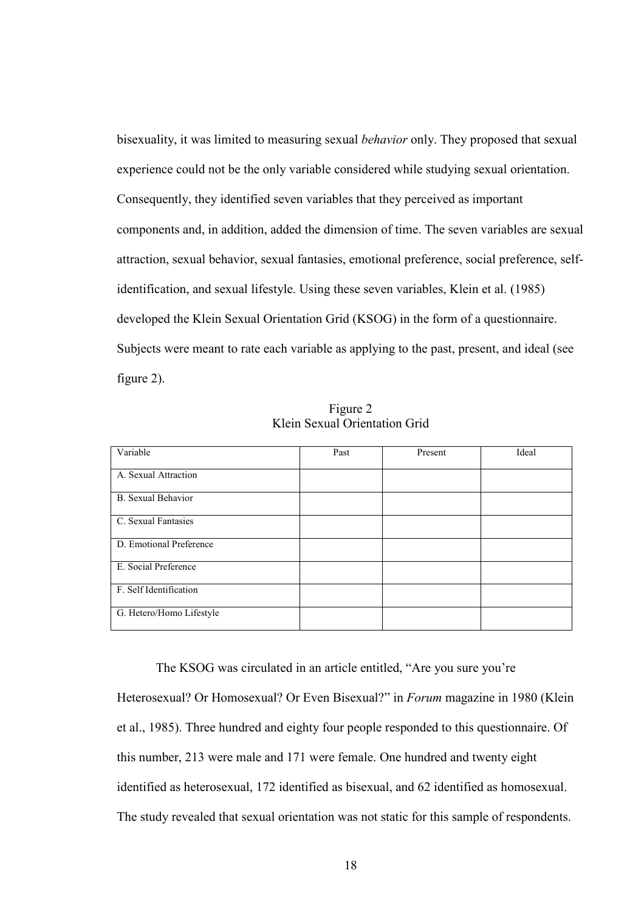bisexuality, it was limited to measuring sexual *behavior* only. They proposed that sexual experience could not be the only variable considered while studying sexual orientation. Consequently, they identified seven variables that they perceived as important components and, in addition, added the dimension of time. The seven variables are sexual attraction, sexual behavior, sexual fantasies, emotional preference, social preference, self-identification, and sexual lifestyle. Using these seven variables, Klein et al. (1985) developed the Klein Sexual Orientation Grid (KSOG) in the form of a questionnaire. Subjects were meant to rate each variable as applying to the past, present, and ideal (see figure 2).

Figure 2
Klein Sexual Orientation Grid

| Variable | Past | Present | Ideal |
|---|---|---|---|
| A. Sexual Attraction | | | |
| B. Sexual Behavior | | | |
| C. Sexual Fantasies | | | |
| D. Emotional Preference | | | |
| E. Social Preference | | | |
| F. Self Identification | | | |
| G. Hetero/Homo Lifestyle | | | |

The KSOG was circulated in an article entitled, "Are you sure you're Heterosexual? Or Homosexual? Or Even Bisexual?" in *Forum* magazine in 1980 (Klein et al., 1985). Three hundred and eighty four people responded to this questionnaire. Of this number, 213 were male and 171 were female. One hundred and twenty eight identified as heterosexual, 172 identified as bisexual, and 62 identified as homosexual. The study revealed that sexual orientation was not static for this sample of respondents.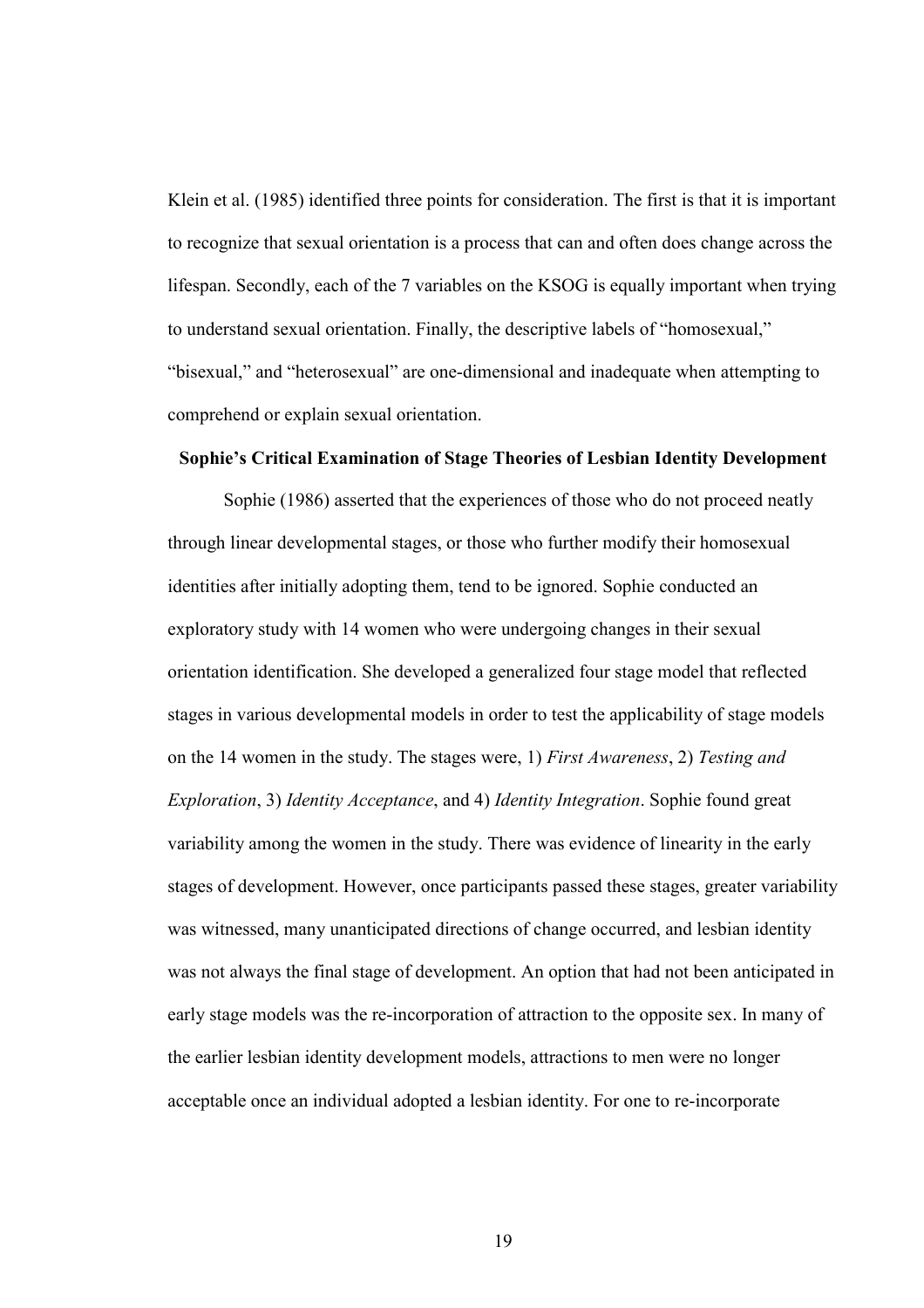Klein et al. (1985) identified three points for consideration. The first is that it is important to recognize that sexual orientation is a process that can and often does change across the lifespan. Secondly, each of the 7 variables on the KSOG is equally important when trying to understand sexual orientation. Finally, the descriptive labels of "homosexual," "bisexual," and "heterosexual" are one-dimensional and inadequate when attempting to comprehend or explain sexual orientation.

### Sophie's Critical Examination of Stage Theories of Lesbian Identity Development

Sophie (1986) asserted that the experiences of those who do not proceed neatly through linear developmental stages, or those who further modify their homosexual identities after initially adopting them, tend to be ignored. Sophie conducted an exploratory study with 14 women who were undergoing changes in their sexual orientation identification. She developed a generalized four stage model that reflected stages in various developmental models in order to test the applicability of stage models on the 14 women in the study. The stages were, 1) *First Awareness*, 2) *Testing and Exploration*, 3) *Identity Acceptance*, and 4) *Identity Integration*. Sophie found great variability among the women in the study. There was evidence of linearity in the early stages of development. However, once participants passed these stages, greater variability was witnessed, many unanticipated directions of change occurred, and lesbian identity was not always the final stage of development. An option that had not been anticipated in early stage models was the re-incorporation of attraction to the opposite sex. In many of the earlier lesbian identity development models, attractions to men were no longer acceptable once an individual adopted a lesbian identity. For one to re-incorporate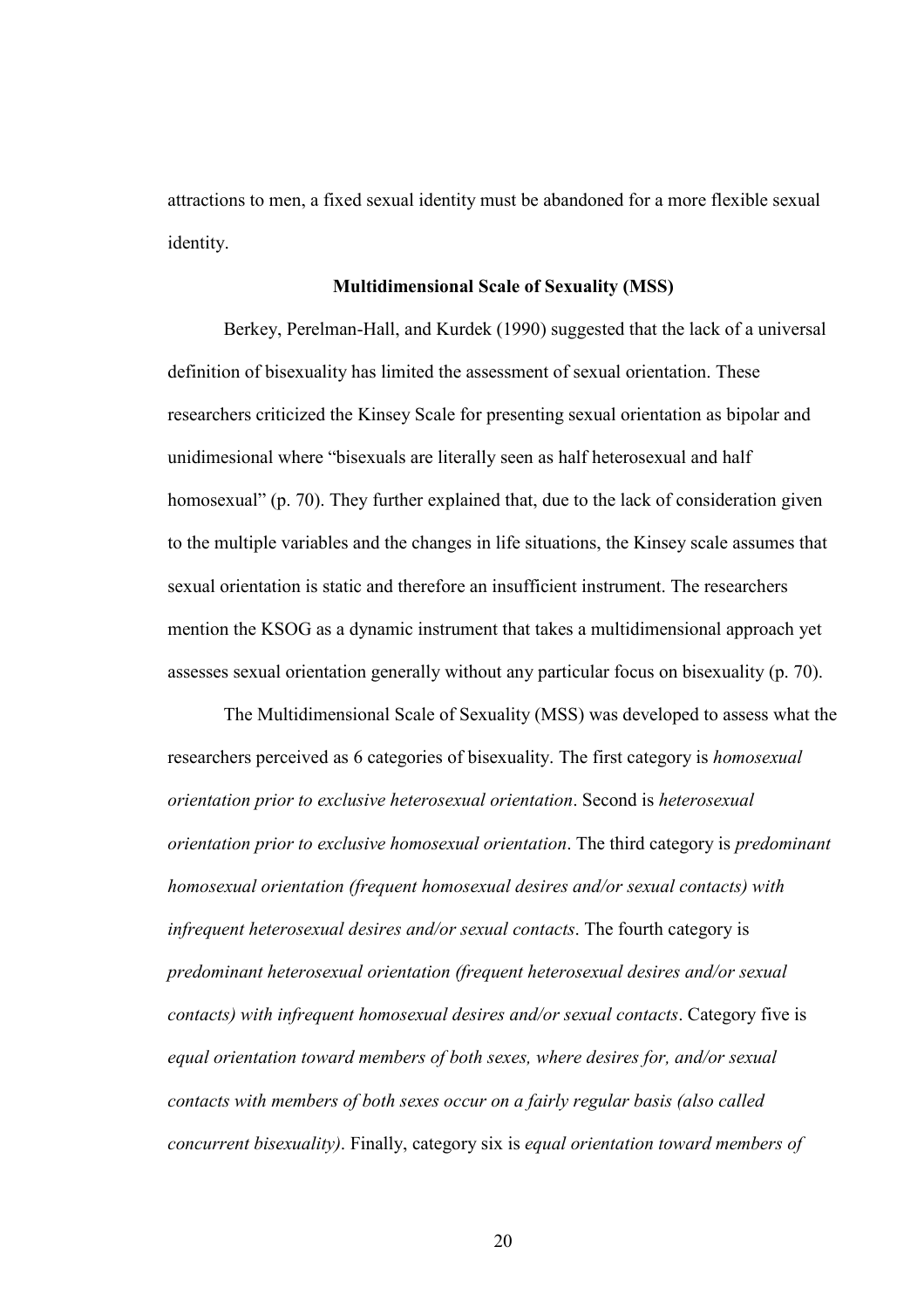attractions to men, a fixed sexual identity must be abandoned for a more flexible sexual identity.

### Multidimensional Scale of Sexuality (MSS)

Berkey, Perelman-Hall, and Kurdek (1990) suggested that the lack of a universal definition of bisexuality has limited the assessment of sexual orientation. These researchers criticized the Kinsey Scale for presenting sexual orientation as bipolar and unidimesional where "bisexuals are literally seen as half heterosexual and half homosexual" (p. 70). They further explained that, due to the lack of consideration given to the multiple variables and the changes in life situations, the Kinsey scale assumes that sexual orientation is static and therefore an insufficient instrument. The researchers mention the KSOG as a dynamic instrument that takes a multidimensional approach yet assesses sexual orientation generally without any particular focus on bisexuality (p. 70).

The Multidimensional Scale of Sexuality (MSS) was developed to assess what the researchers perceived as 6 categories of bisexuality. The first category is *homosexual orientation prior to exclusive heterosexual orientation*. Second is *heterosexual orientation prior to exclusive homosexual orientation*. The third category is *predominant homosexual orientation (frequent homosexual desires and/or sexual contacts) with infrequent heterosexual desires and/or sexual contacts*. The fourth category is *predominant heterosexual orientation (frequent heterosexual desires and/or sexual contacts) with infrequent homosexual desires and/or sexual contacts*. Category five is *equal orientation toward members of both sexes, where desires for, and/or sexual contacts with members of both sexes occur on a fairly regular basis (also called concurrent bisexuality)*. Finally, category six is *equal orientation toward members of*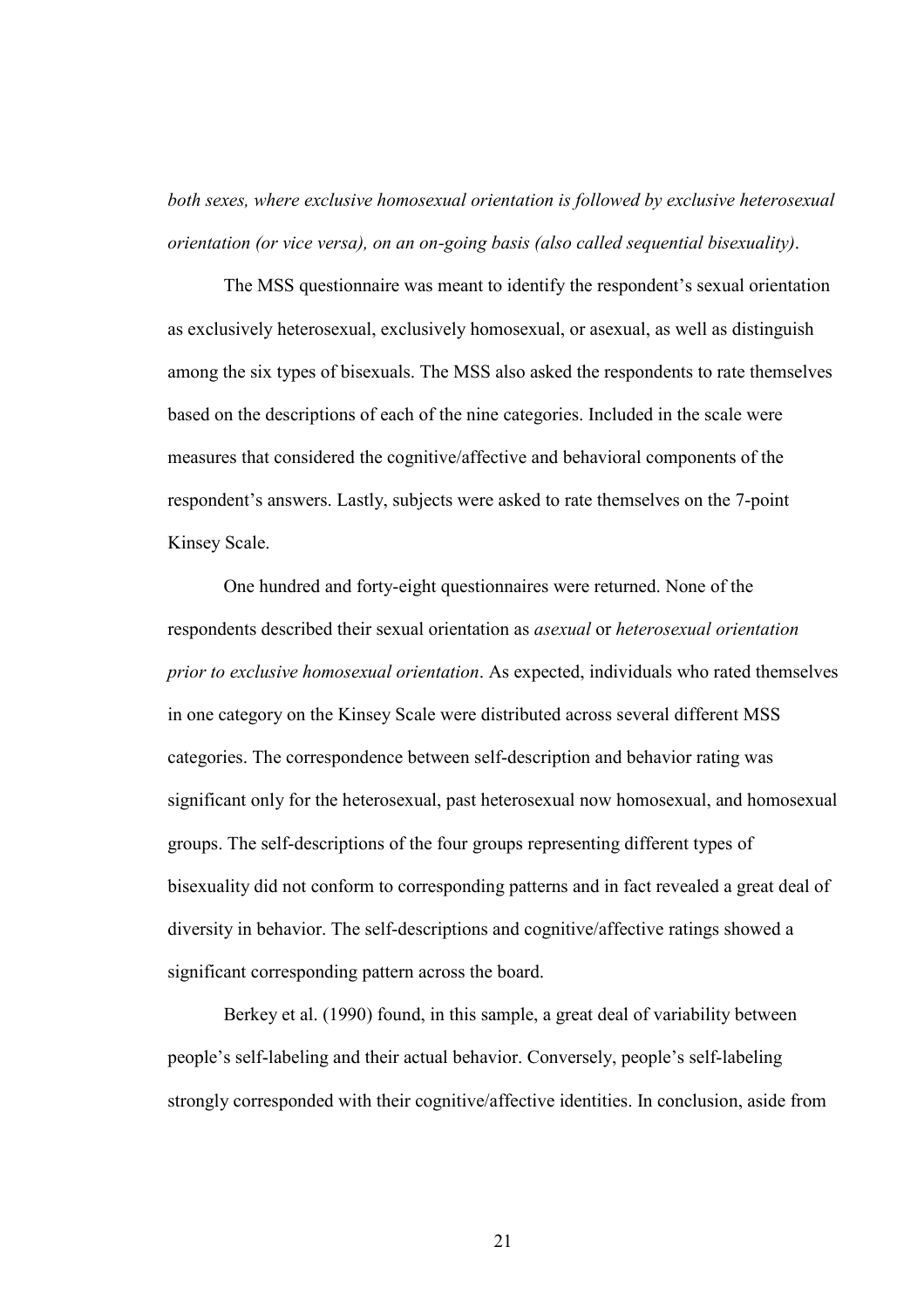*both sexes, where exclusive homosexual orientation is followed by exclusive heterosexual orientation (or vice versa), on an on-going basis (also called sequential bisexuality)*.

The MSS questionnaire was meant to identify the respondent's sexual orientation as exclusively heterosexual, exclusively homosexual, or asexual, as well as distinguish among the six types of bisexuals. The MSS also asked the respondents to rate themselves based on the descriptions of each of the nine categories. Included in the scale were measures that considered the cognitive/affective and behavioral components of the respondent's answers. Lastly, subjects were asked to rate themselves on the 7-point Kinsey Scale.

One hundred and forty-eight questionnaires were returned. None of the respondents described their sexual orientation as *asexual* or *heterosexual orientation prior to exclusive homosexual orientation*. As expected, individuals who rated themselves in one category on the Kinsey Scale were distributed across several different MSS categories. The correspondence between self-description and behavior rating was significant only for the heterosexual, past heterosexual now homosexual, and homosexual groups. The self-descriptions of the four groups representing different types of bisexuality did not conform to corresponding patterns and in fact revealed a great deal of diversity in behavior. The self-descriptions and cognitive/affective ratings showed a significant corresponding pattern across the board.

Berkey et al. (1990) found, in this sample, a great deal of variability between people's self-labeling and their actual behavior. Conversely, people's self-labeling strongly corresponded with their cognitive/affective identities. In conclusion, aside from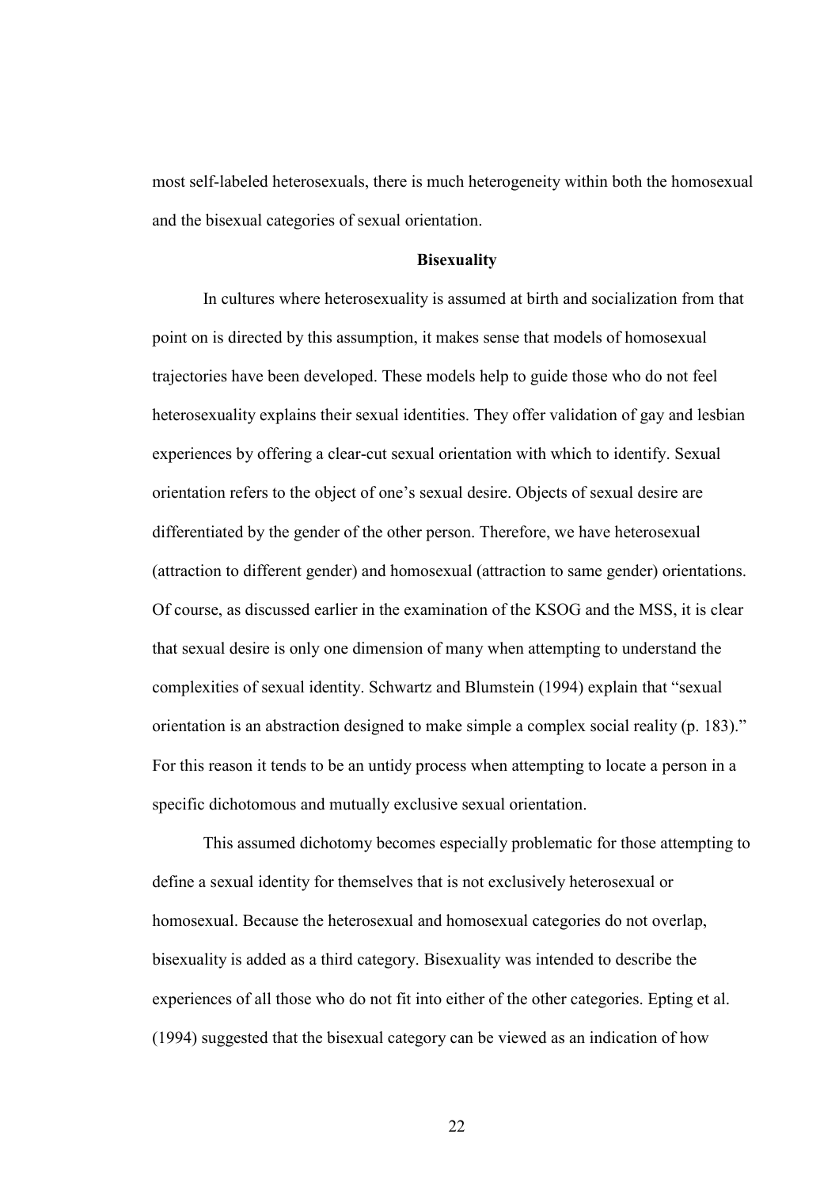most self-labeled heterosexuals, there is much heterogeneity within both the homosexual and the bisexual categories of sexual orientation.

## Bisexuality

In cultures where heterosexuality is assumed at birth and socialization from that point on is directed by this assumption, it makes sense that models of homosexual trajectories have been developed. These models help to guide those who do not feel heterosexuality explains their sexual identities. They offer validation of gay and lesbian experiences by offering a clear-cut sexual orientation with which to identify. Sexual orientation refers to the object of one's sexual desire. Objects of sexual desire are differentiated by the gender of the other person. Therefore, we have heterosexual (attraction to different gender) and homosexual (attraction to same gender) orientations. Of course, as discussed earlier in the examination of the KSOG and the MSS, it is clear that sexual desire is only one dimension of many when attempting to understand the complexities of sexual identity. Schwartz and Blumstein (1994) explain that "sexual orientation is an abstraction designed to make simple a complex social reality (p. 183)." For this reason it tends to be an untidy process when attempting to locate a person in a specific dichotomous and mutually exclusive sexual orientation.

This assumed dichotomy becomes especially problematic for those attempting to define a sexual identity for themselves that is not exclusively heterosexual or homosexual. Because the heterosexual and homosexual categories do not overlap, bisexuality is added as a third category. Bisexuality was intended to describe the experiences of all those who do not fit into either of the other categories. Epting et al. (1994) suggested that the bisexual category can be viewed as an indication of how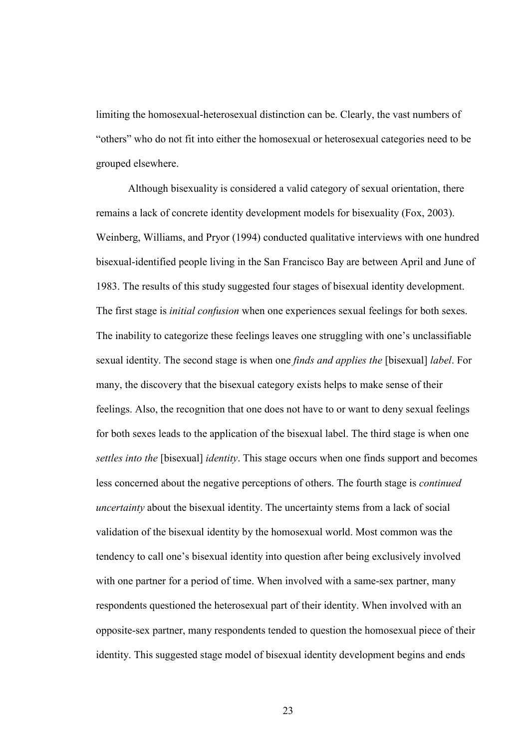limiting the homosexual-heterosexual distinction can be. Clearly, the vast numbers of "others" who do not fit into either the homosexual or heterosexual categories need to be grouped elsewhere.

Although bisexuality is considered a valid category of sexual orientation, there remains a lack of concrete identity development models for bisexuality (Fox, 2003). Weinberg, Williams, and Pryor (1994) conducted qualitative interviews with one hundred bisexual-identified people living in the San Francisco Bay are between April and June of 1983. The results of this study suggested four stages of bisexual identity development. The first stage is *initial confusion* when one experiences sexual feelings for both sexes. The inability to categorize these feelings leaves one struggling with one's unclassifiable sexual identity. The second stage is when one *finds and applies the* [bisexual] *label*. For many, the discovery that the bisexual category exists helps to make sense of their feelings. Also, the recognition that one does not have to or want to deny sexual feelings for both sexes leads to the application of the bisexual label. The third stage is when one *settles into the* [bisexual] *identity*. This stage occurs when one finds support and becomes less concerned about the negative perceptions of others. The fourth stage is *continued uncertainty* about the bisexual identity. The uncertainty stems from a lack of social validation of the bisexual identity by the homosexual world. Most common was the tendency to call one's bisexual identity into question after being exclusively involved with one partner for a period of time. When involved with a same-sex partner, many respondents questioned the heterosexual part of their identity. When involved with an opposite-sex partner, many respondents tended to question the homosexual piece of their identity. This suggested stage model of bisexual identity development begins and ends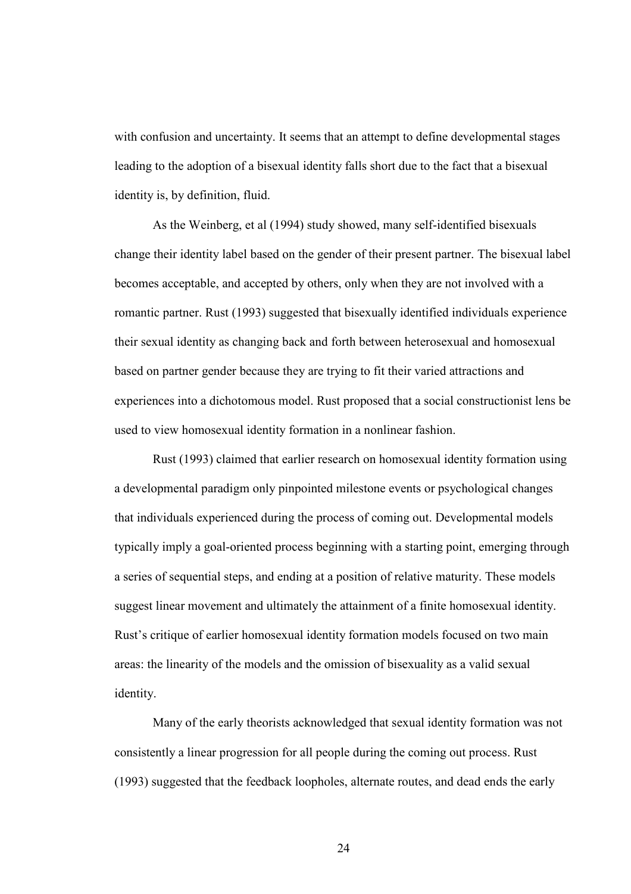with confusion and uncertainty. It seems that an attempt to define developmental stages leading to the adoption of a bisexual identity falls short due to the fact that a bisexual identity is, by definition, fluid.

As the Weinberg, et al (1994) study showed, many self-identified bisexuals change their identity label based on the gender of their present partner. The bisexual label becomes acceptable, and accepted by others, only when they are not involved with a romantic partner. Rust (1993) suggested that bisexually identified individuals experience their sexual identity as changing back and forth between heterosexual and homosexual based on partner gender because they are trying to fit their varied attractions and experiences into a dichotomous model. Rust proposed that a social constructionist lens be used to view homosexual identity formation in a nonlinear fashion.

Rust (1993) claimed that earlier research on homosexual identity formation using a developmental paradigm only pinpointed milestone events or psychological changes that individuals experienced during the process of coming out. Developmental models typically imply a goal-oriented process beginning with a starting point, emerging through a series of sequential steps, and ending at a position of relative maturity. These models suggest linear movement and ultimately the attainment of a finite homosexual identity. Rust's critique of earlier homosexual identity formation models focused on two main areas: the linearity of the models and the omission of bisexuality as a valid sexual identity.

Many of the early theorists acknowledged that sexual identity formation was not consistently a linear progression for all people during the coming out process. Rust (1993) suggested that the feedback loopholes, alternate routes, and dead ends the early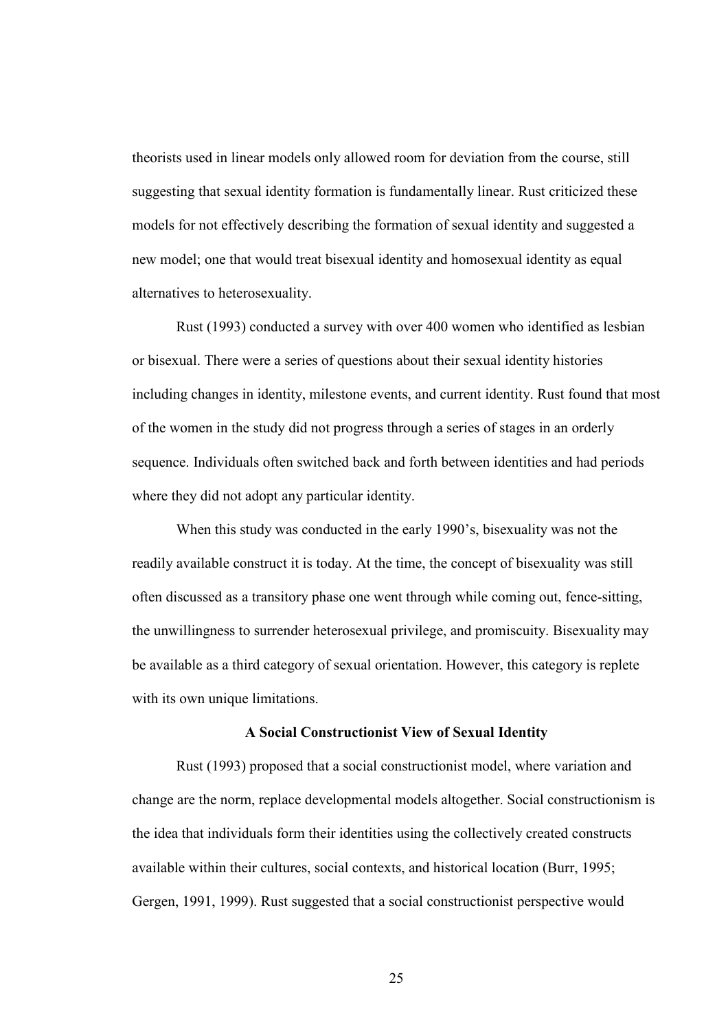theorists used in linear models only allowed room for deviation from the course, still suggesting that sexual identity formation is fundamentally linear. Rust criticized these models for not effectively describing the formation of sexual identity and suggested a new model; one that would treat bisexual identity and homosexual identity as equal alternatives to heterosexuality.

Rust (1993) conducted a survey with over 400 women who identified as lesbian or bisexual. There were a series of questions about their sexual identity histories including changes in identity, milestone events, and current identity. Rust found that most of the women in the study did not progress through a series of stages in an orderly sequence. Individuals often switched back and forth between identities and had periods where they did not adopt any particular identity.

When this study was conducted in the early 1990's, bisexuality was not the readily available construct it is today. At the time, the concept of bisexuality was still often discussed as a transitory phase one went through while coming out, fence-sitting, the unwillingness to surrender heterosexual privilege, and promiscuity. Bisexuality may be available as a third category of sexual orientation. However, this category is replete with its own unique limitations.

## A Social Constructionist View of Sexual Identity

Rust (1993) proposed that a social constructionist model, where variation and change are the norm, replace developmental models altogether. Social constructionism is the idea that individuals form their identities using the collectively created constructs available within their cultures, social contexts, and historical location (Burr, 1995; Gergen, 1991, 1999). Rust suggested that a social constructionist perspective would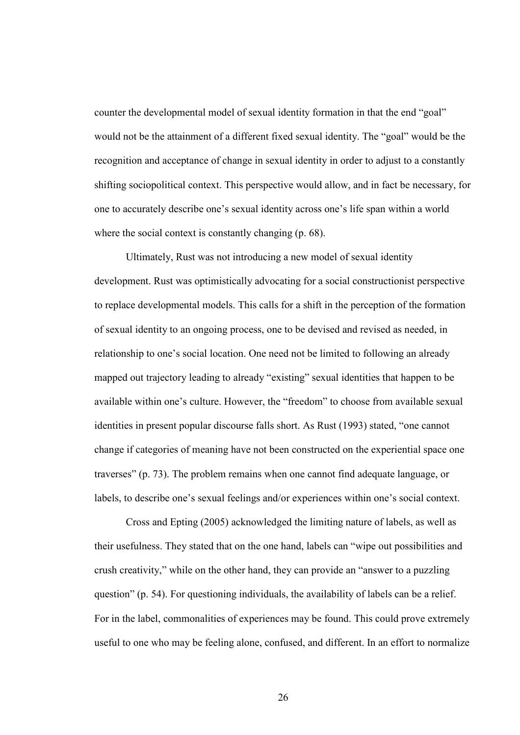counter the developmental model of sexual identity formation in that the end "goal" would not be the attainment of a different fixed sexual identity. The "goal" would be the recognition and acceptance of change in sexual identity in order to adjust to a constantly shifting sociopolitical context. This perspective would allow, and in fact be necessary, for one to accurately describe one's sexual identity across one's life span within a world where the social context is constantly changing (p. 68).

Ultimately, Rust was not introducing a new model of sexual identity development. Rust was optimistically advocating for a social constructionist perspective to replace developmental models. This calls for a shift in the perception of the formation of sexual identity to an ongoing process, one to be devised and revised as needed, in relationship to one's social location. One need not be limited to following an already mapped out trajectory leading to already "existing" sexual identities that happen to be available within one's culture. However, the "freedom" to choose from available sexual identities in present popular discourse falls short. As Rust (1993) stated, "one cannot change if categories of meaning have not been constructed on the experiential space one traverses" (p. 73). The problem remains when one cannot find adequate language, or labels, to describe one's sexual feelings and/or experiences within one's social context.

Cross and Epting (2005) acknowledged the limiting nature of labels, as well as their usefulness. They stated that on the one hand, labels can "wipe out possibilities and crush creativity," while on the other hand, they can provide an "answer to a puzzling question" (p. 54). For questioning individuals, the availability of labels can be a relief. For in the label, commonalities of experiences may be found. This could prove extremely useful to one who may be feeling alone, confused, and different. In an effort to normalize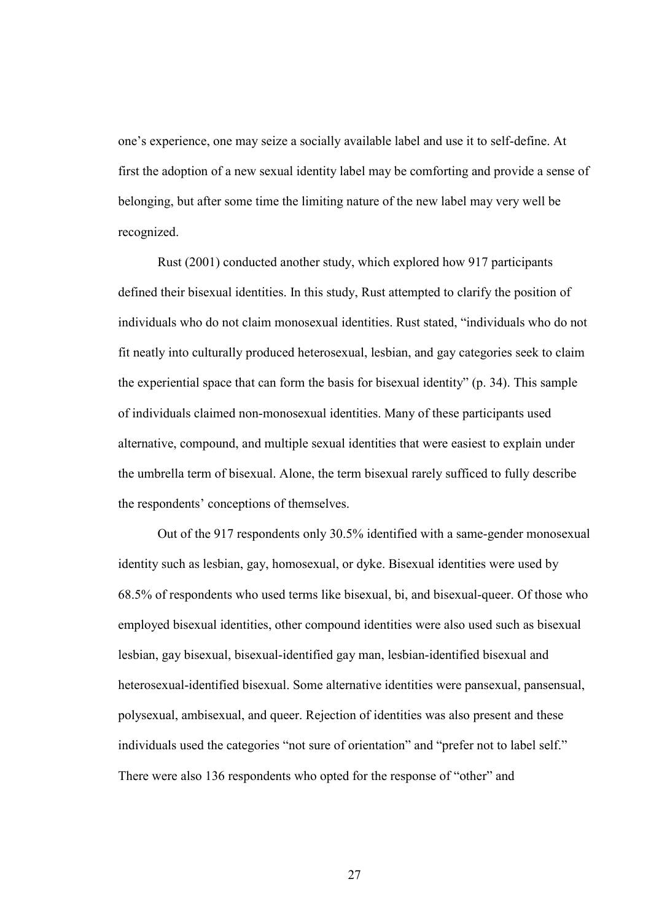one's experience, one may seize a socially available label and use it to self-define. At first the adoption of a new sexual identity label may be comforting and provide a sense of belonging, but after some time the limiting nature of the new label may very well be recognized.

Rust (2001) conducted another study, which explored how 917 participants defined their bisexual identities. In this study, Rust attempted to clarify the position of individuals who do not claim monosexual identities. Rust stated, "individuals who do not fit neatly into culturally produced heterosexual, lesbian, and gay categories seek to claim the experiential space that can form the basis for bisexual identity" (p. 34). This sample of individuals claimed non-monosexual identities. Many of these participants used alternative, compound, and multiple sexual identities that were easiest to explain under the umbrella term of bisexual. Alone, the term bisexual rarely sufficed to fully describe the respondents' conceptions of themselves.

Out of the 917 respondents only 30.5% identified with a same-gender monosexual identity such as lesbian, gay, homosexual, or dyke. Bisexual identities were used by 68.5% of respondents who used terms like bisexual, bi, and bisexual-queer. Of those who employed bisexual identities, other compound identities were also used such as bisexual lesbian, gay bisexual, bisexual-identified gay man, lesbian-identified bisexual and heterosexual-identified bisexual. Some alternative identities were pansexual, pansensual, polysexual, ambisexual, and queer. Rejection of identities was also present and these individuals used the categories "not sure of orientation" and "prefer not to label self." There were also 136 respondents who opted for the response of "other" and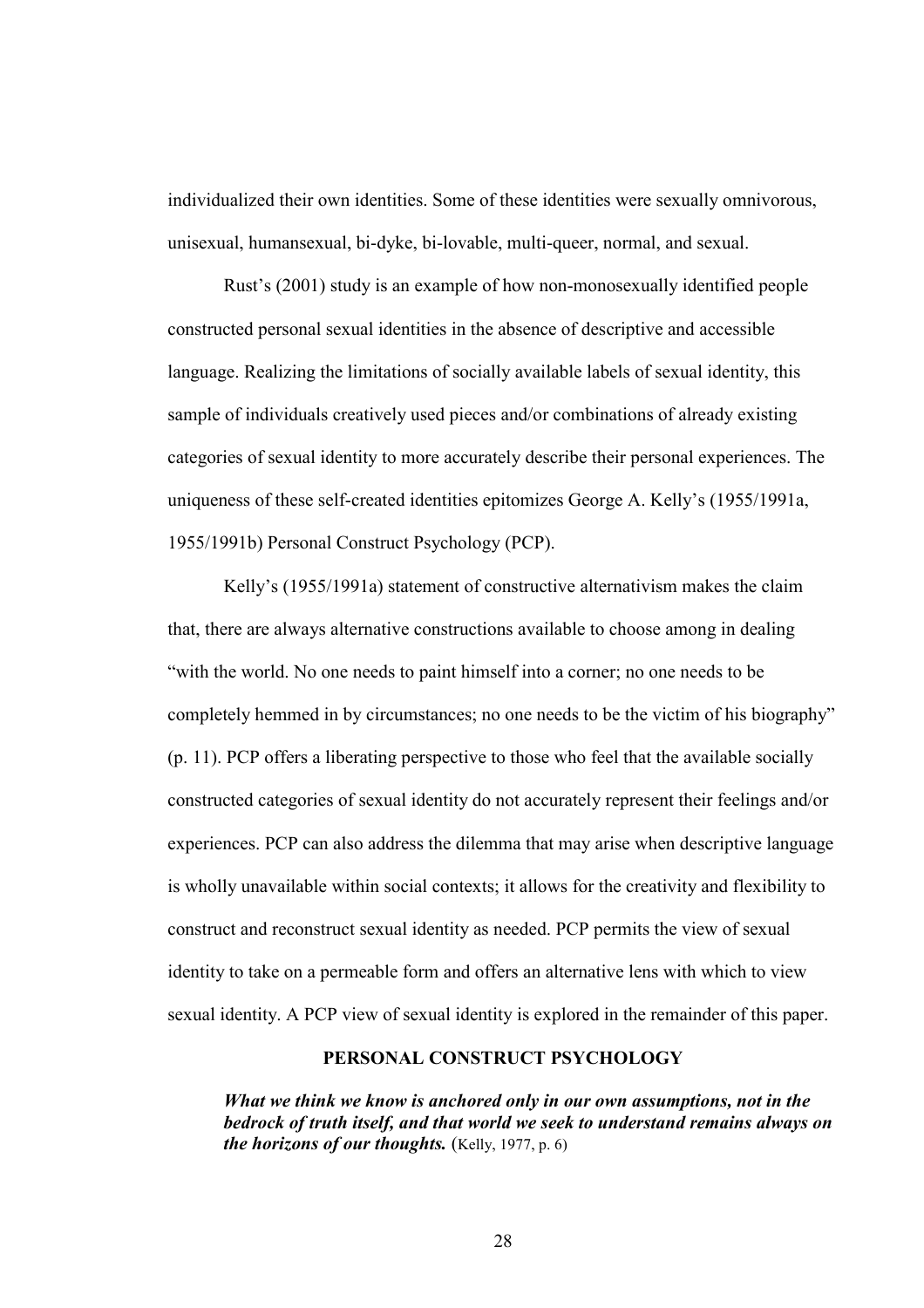individualized their own identities. Some of these identities were sexually omnivorous, unisexual, humansexual, bi-dyke, bi-lovable, multi-queer, normal, and sexual.

Rust's (2001) study is an example of how non-monosexually identified people constructed personal sexual identities in the absence of descriptive and accessible language. Realizing the limitations of socially available labels of sexual identity, this sample of individuals creatively used pieces and/or combinations of already existing categories of sexual identity to more accurately describe their personal experiences. The uniqueness of these self-created identities epitomizes George A. Kelly's (1955/1991a, 1955/1991b) Personal Construct Psychology (PCP).

Kelly's (1955/1991a) statement of constructive alternativism makes the claim that, there are always alternative constructions available to choose among in dealing "with the world. No one needs to paint himself into a corner; no one needs to be completely hemmed in by circumstances; no one needs to be the victim of his biography" (p. 11). PCP offers a liberating perspective to those who feel that the available socially constructed categories of sexual identity do not accurately represent their feelings and/or experiences. PCP can also address the dilemma that may arise when descriptive language is wholly unavailable within social contexts; it allows for the creativity and flexibility to construct and reconstruct sexual identity as needed. PCP permits the view of sexual identity to take on a permeable form and offers an alternative lens with which to view sexual identity. A PCP view of sexual identity is explored in the remainder of this paper.

## PERSONAL CONSTRUCT PSYCHOLOGY

> ***What we think we know is anchored only in our own assumptions, not in the bedrock of truth itself, and that world we seek to understand remains always on the horizons of our thoughts.*** (Kelly, 1977, p. 6)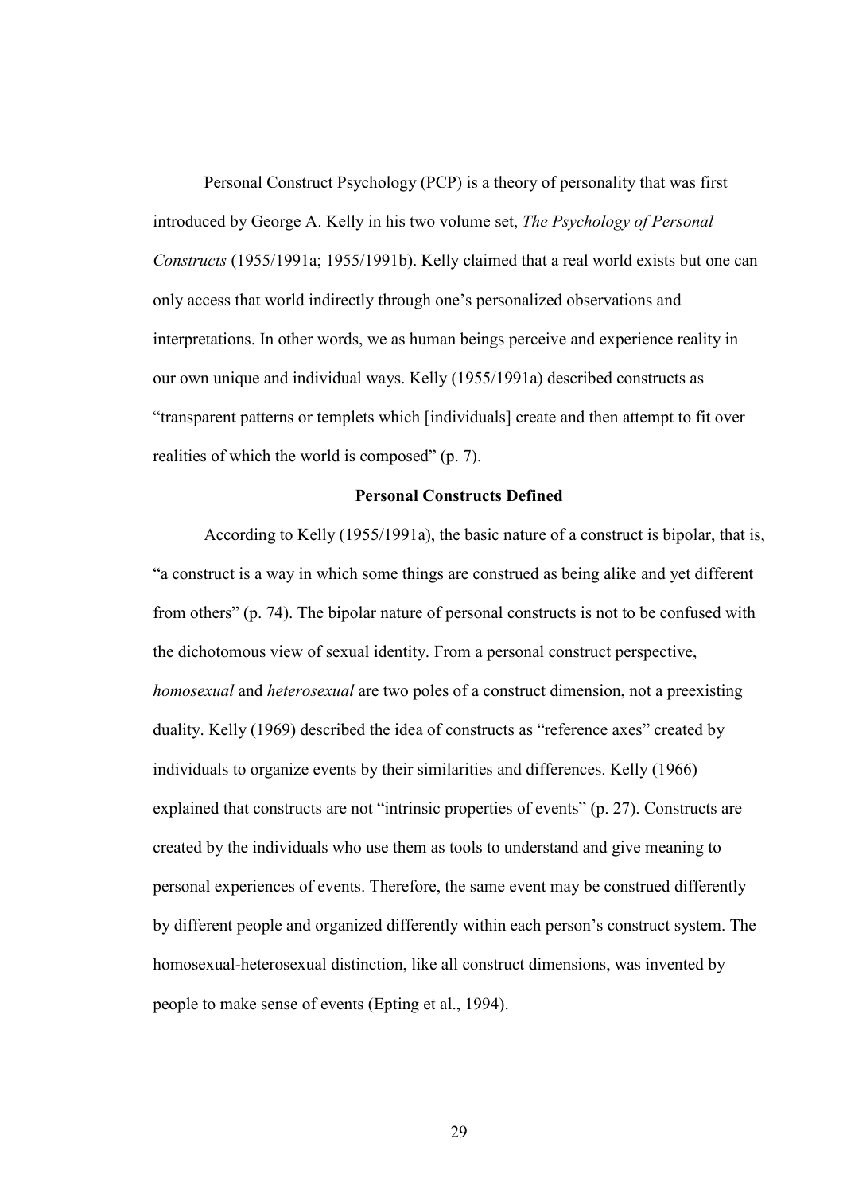Personal Construct Psychology (PCP) is a theory of personality that was first introduced by George A. Kelly in his two volume set, *The Psychology of Personal Constructs* (1955/1991a; 1955/1991b). Kelly claimed that a real world exists but one can only access that world indirectly through one's personalized observations and interpretations. In other words, we as human beings perceive and experience reality in our own unique and individual ways. Kelly (1955/1991a) described constructs as "transparent patterns or templets which [individuals] create and then attempt to fit over realities of which the world is composed" (p. 7).

## Personal Constructs Defined

According to Kelly (1955/1991a), the basic nature of a construct is bipolar, that is, "a construct is a way in which some things are construed as being alike and yet different from others" (p. 74). The bipolar nature of personal constructs is not to be confused with the dichotomous view of sexual identity. From a personal construct perspective, *homosexual* and *heterosexual* are two poles of a construct dimension, not a preexisting duality. Kelly (1969) described the idea of constructs as "reference axes" created by individuals to organize events by their similarities and differences. Kelly (1966) explained that constructs are not "intrinsic properties of events" (p. 27). Constructs are created by the individuals who use them as tools to understand and give meaning to personal experiences of events. Therefore, the same event may be construed differently by different people and organized differently within each person's construct system. The homosexual-heterosexual distinction, like all construct dimensions, was invented by people to make sense of events (Epting et al., 1994).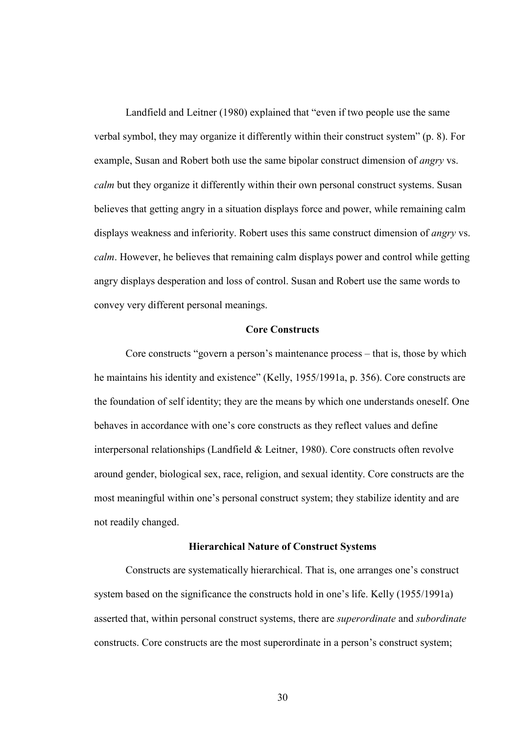Landfield and Leitner (1980) explained that "even if two people use the same verbal symbol, they may organize it differently within their construct system" (p. 8). For example, Susan and Robert both use the same bipolar construct dimension of *angry* vs. *calm* but they organize it differently within their own personal construct systems. Susan believes that getting angry in a situation displays force and power, while remaining calm displays weakness and inferiority. Robert uses this same construct dimension of *angry* vs. *calm*. However, he believes that remaining calm displays power and control while getting angry displays desperation and loss of control. Susan and Robert use the same words to convey very different personal meanings.

## Core Constructs

Core constructs "govern a person's maintenance process – that is, those by which he maintains his identity and existence" (Kelly, 1955/1991a, p. 356). Core constructs are the foundation of self identity; they are the means by which one understands oneself. One behaves in accordance with one's core constructs as they reflect values and define interpersonal relationships (Landfield & Leitner, 1980). Core constructs often revolve around gender, biological sex, race, religion, and sexual identity. Core constructs are the most meaningful within one's personal construct system; they stabilize identity and are not readily changed.

## Hierarchical Nature of Construct Systems

Constructs are systematically hierarchical. That is, one arranges one's construct system based on the significance the constructs hold in one's life. Kelly (1955/1991a) asserted that, within personal construct systems, there are *superordinate* and *subordinate* constructs. Core constructs are the most superordinate in a person's construct system;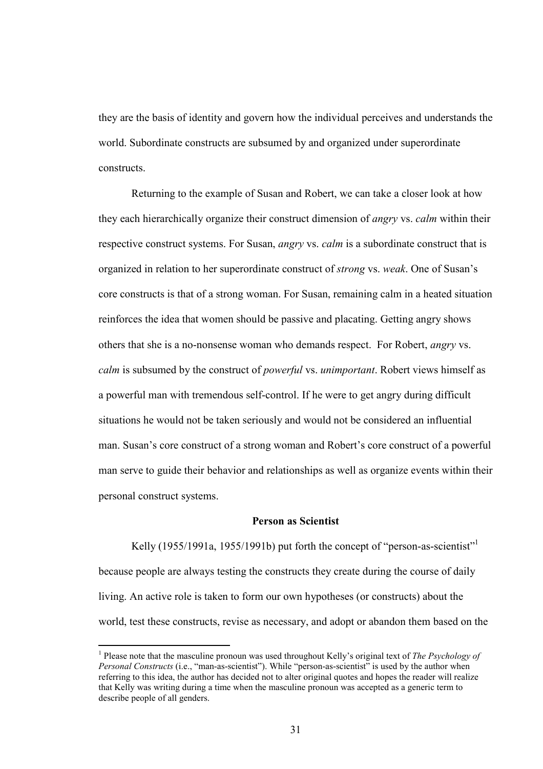they are the basis of identity and govern how the individual perceives and understands the world. Subordinate constructs are subsumed by and organized under superordinate constructs.

Returning to the example of Susan and Robert, we can take a closer look at how they each hierarchically organize their construct dimension of *angry* vs. *calm* within their respective construct systems. For Susan, *angry* vs. *calm* is a subordinate construct that is organized in relation to her superordinate construct of *strong* vs. *weak*. One of Susan's core constructs is that of a strong woman. For Susan, remaining calm in a heated situation reinforces the idea that women should be passive and placating. Getting angry shows others that she is a no-nonsense woman who demands respect. For Robert, *angry* vs. *calm* is subsumed by the construct of *powerful* vs. *unimportant*. Robert views himself as a powerful man with tremendous self-control. If he were to get angry during difficult situations he would not be taken seriously and would not be considered an influential man. Susan's core construct of a strong woman and Robert's core construct of a powerful man serve to guide their behavior and relationships as well as organize events within their personal construct systems.

### Person as Scientist

Kelly (1955/1991a, 1955/1991b) put forth the concept of "person-as-scientist"[1] because people are always testing the constructs they create during the course of daily living. An active role is taken to form our own hypotheses (or constructs) about the world, test these constructs, revise as necessary, and adopt or abandon them based on the

[1] Please note that the masculine pronoun was used throughout Kelly's original text of *The Psychology of Personal Constructs* (i.e., "man-as-scientist"). While "person-as-scientist" is used by the author when referring to this idea, the author has decided not to alter original quotes and hopes the reader will realize that Kelly was writing during a time when the masculine pronoun was accepted as a generic term to describe people of all genders.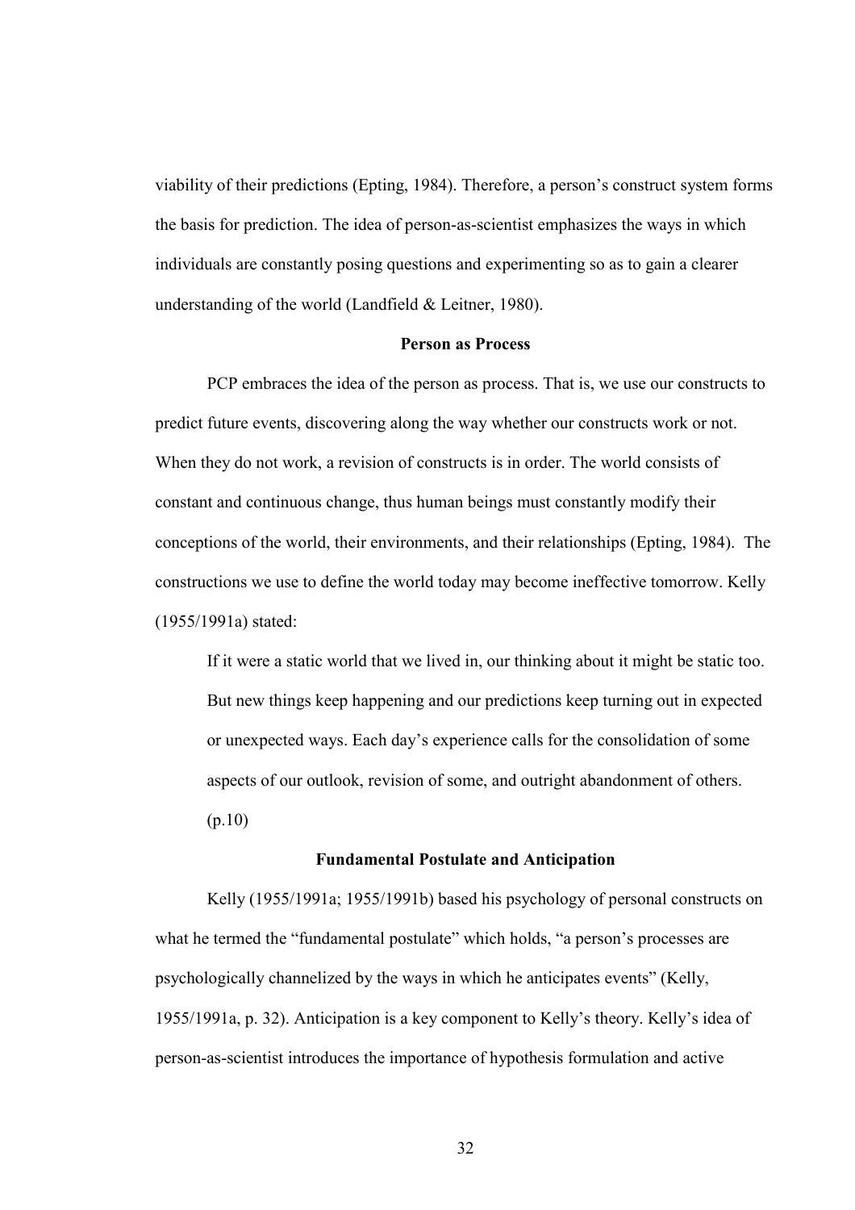viability of their predictions (Epting, 1984). Therefore, a person's construct system forms the basis for prediction. The idea of person-as-scientist emphasizes the ways in which individuals are constantly posing questions and experimenting so as to gain a clearer understanding of the world (Landfield & Leitner, 1980).

## Person as Process

PCP embraces the idea of the person as process. That is, we use our constructs to predict future events, discovering along the way whether our constructs work or not. When they do not work, a revision of constructs is in order. The world consists of constant and continuous change, thus human beings must constantly modify their conceptions of the world, their environments, and their relationships (Epting, 1984). The constructions we use to define the world today may become ineffective tomorrow. Kelly (1955/1991a) stated:

> If it were a static world that we lived in, our thinking about it might be static too. But new things keep happening and our predictions keep turning out in expected or unexpected ways. Each day's experience calls for the consolidation of some aspects of our outlook, revision of some, and outright abandonment of others. (p.10)

## Fundamental Postulate and Anticipation

Kelly (1955/1991a; 1955/1991b) based his psychology of personal constructs on what he termed the "fundamental postulate" which holds, "a person's processes are psychologically channelized by the ways in which he anticipates events" (Kelly, 1955/1991a, p. 32). Anticipation is a key component to Kelly's theory. Kelly's idea of person-as-scientist introduces the importance of hypothesis formulation and active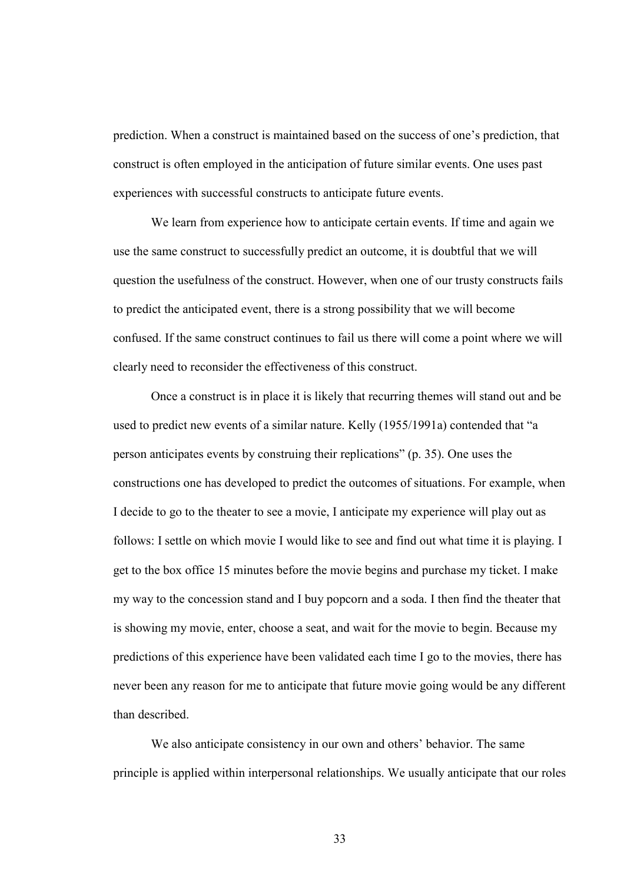prediction. When a construct is maintained based on the success of one's prediction, that construct is often employed in the anticipation of future similar events. One uses past experiences with successful constructs to anticipate future events.

We learn from experience how to anticipate certain events. If time and again we use the same construct to successfully predict an outcome, it is doubtful that we will question the usefulness of the construct. However, when one of our trusty constructs fails to predict the anticipated event, there is a strong possibility that we will become confused. If the same construct continues to fail us there will come a point where we will clearly need to reconsider the effectiveness of this construct.

Once a construct is in place it is likely that recurring themes will stand out and be used to predict new events of a similar nature. Kelly (1955/1991a) contended that "a person anticipates events by construing their replications" (p. 35). One uses the constructions one has developed to predict the outcomes of situations. For example, when I decide to go to the theater to see a movie, I anticipate my experience will play out as follows: I settle on which movie I would like to see and find out what time it is playing. I get to the box office 15 minutes before the movie begins and purchase my ticket. I make my way to the concession stand and I buy popcorn and a soda. I then find the theater that is showing my movie, enter, choose a seat, and wait for the movie to begin. Because my predictions of this experience have been validated each time I go to the movies, there has never been any reason for me to anticipate that future movie going would be any different than described.

We also anticipate consistency in our own and others' behavior. The same principle is applied within interpersonal relationships. We usually anticipate that our roles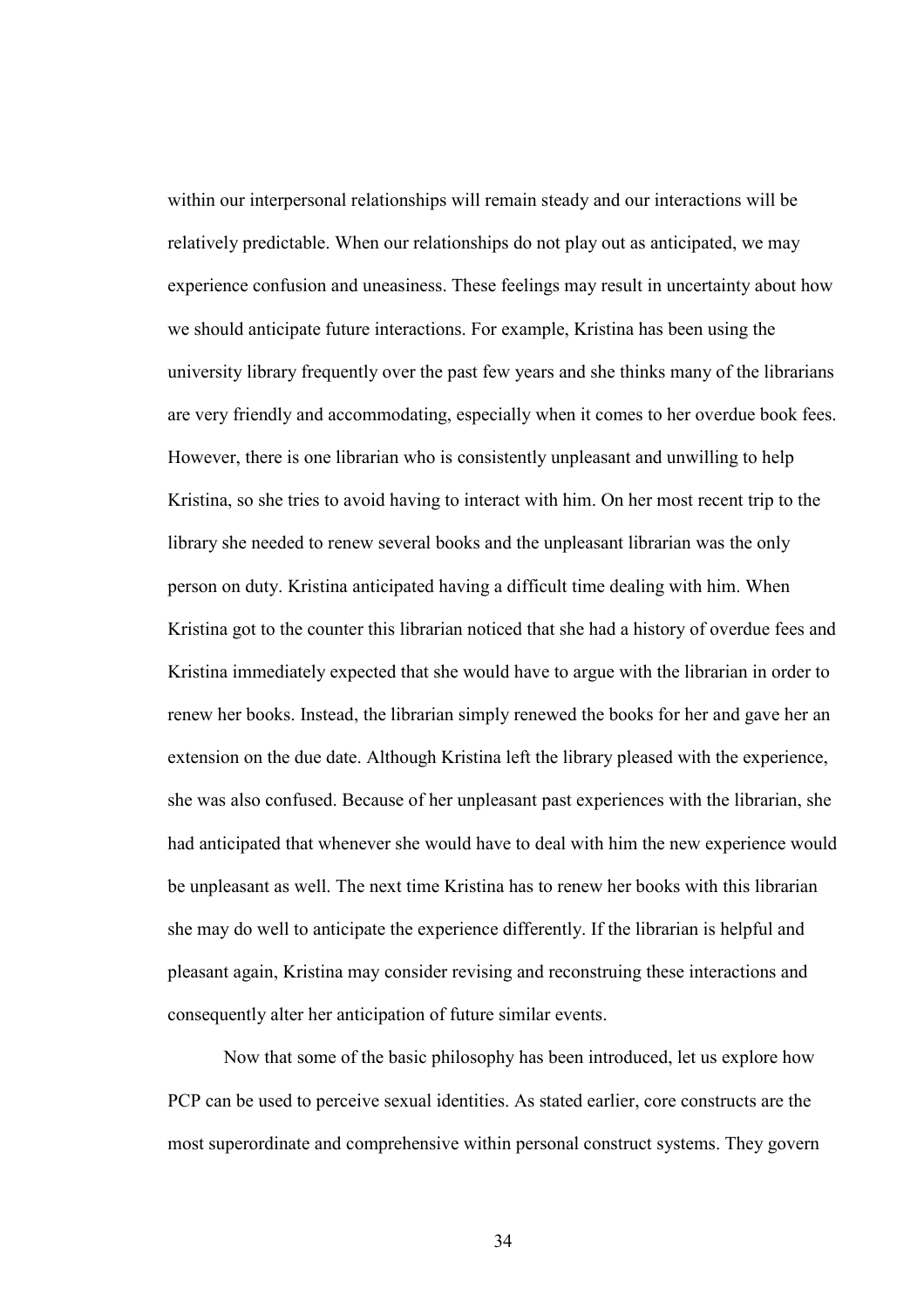within our interpersonal relationships will remain steady and our interactions will be relatively predictable. When our relationships do not play out as anticipated, we may experience confusion and uneasiness. These feelings may result in uncertainty about how we should anticipate future interactions. For example, Kristina has been using the university library frequently over the past few years and she thinks many of the librarians are very friendly and accommodating, especially when it comes to her overdue book fees. However, there is one librarian who is consistently unpleasant and unwilling to help Kristina, so she tries to avoid having to interact with him. On her most recent trip to the library she needed to renew several books and the unpleasant librarian was the only person on duty. Kristina anticipated having a difficult time dealing with him. When Kristina got to the counter this librarian noticed that she had a history of overdue fees and Kristina immediately expected that she would have to argue with the librarian in order to renew her books. Instead, the librarian simply renewed the books for her and gave her an extension on the due date. Although Kristina left the library pleased with the experience, she was also confused. Because of her unpleasant past experiences with the librarian, she had anticipated that whenever she would have to deal with him the new experience would be unpleasant as well. The next time Kristina has to renew her books with this librarian she may do well to anticipate the experience differently. If the librarian is helpful and pleasant again, Kristina may consider revising and reconstruing these interactions and consequently alter her anticipation of future similar events.

Now that some of the basic philosophy has been introduced, let us explore how PCP can be used to perceive sexual identities. As stated earlier, core constructs are the most superordinate and comprehensive within personal construct systems. They govern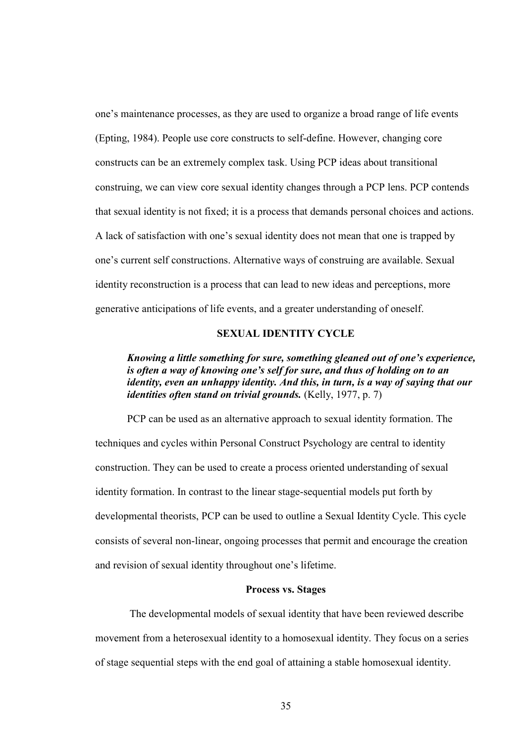one's maintenance processes, as they are used to organize a broad range of life events (Epting, 1984). People use core constructs to self-define. However, changing core constructs can be an extremely complex task. Using PCP ideas about transitional construing, we can view core sexual identity changes through a PCP lens. PCP contends that sexual identity is not fixed; it is a process that demands personal choices and actions. A lack of satisfaction with one's sexual identity does not mean that one is trapped by one's current self constructions. Alternative ways of construing are available. Sexual identity reconstruction is a process that can lead to new ideas and perceptions, more generative anticipations of life events, and a greater understanding of oneself.

## SEXUAL IDENTITY CYCLE

> ***Knowing a little something for sure, something gleaned out of one's experience, is often a way of knowing one's self for sure, and thus of holding on to an identity, even an unhappy identity. And this, in turn, is a way of saying that our identities often stand on trivial grounds.*** (Kelly, 1977, p. 7)

PCP can be used as an alternative approach to sexual identity formation. The techniques and cycles within Personal Construct Psychology are central to identity construction. They can be used to create a process oriented understanding of sexual identity formation. In contrast to the linear stage-sequential models put forth by developmental theorists, PCP can be used to outline a Sexual Identity Cycle. This cycle consists of several non-linear, ongoing processes that permit and encourage the creation and revision of sexual identity throughout one's lifetime.

### Process vs. Stages

The developmental models of sexual identity that have been reviewed describe movement from a heterosexual identity to a homosexual identity. They focus on a series of stage sequential steps with the end goal of attaining a stable homosexual identity.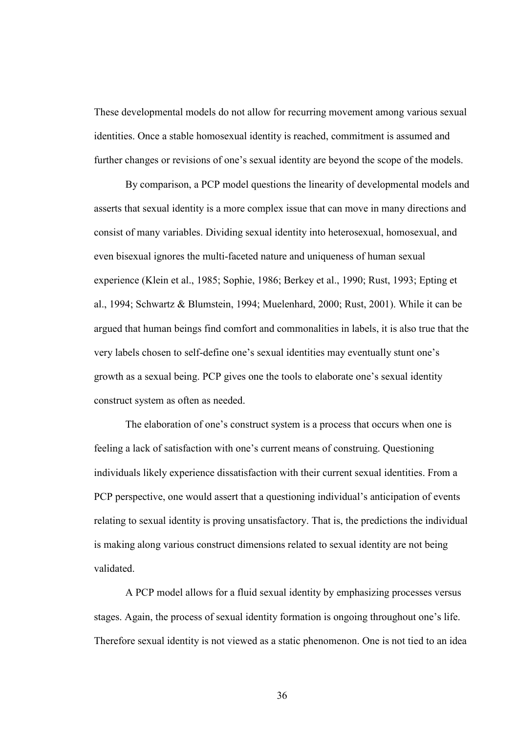These developmental models do not allow for recurring movement among various sexual identities. Once a stable homosexual identity is reached, commitment is assumed and further changes or revisions of one's sexual identity are beyond the scope of the models.

By comparison, a PCP model questions the linearity of developmental models and asserts that sexual identity is a more complex issue that can move in many directions and consist of many variables. Dividing sexual identity into heterosexual, homosexual, and even bisexual ignores the multi-faceted nature and uniqueness of human sexual experience (Klein et al., 1985; Sophie, 1986; Berkey et al., 1990; Rust, 1993; Epting et al., 1994; Schwartz & Blumstein, 1994; Muelenhard, 2000; Rust, 2001). While it can be argued that human beings find comfort and commonalities in labels, it is also true that the very labels chosen to self-define one's sexual identities may eventually stunt one's growth as a sexual being. PCP gives one the tools to elaborate one's sexual identity construct system as often as needed.

The elaboration of one's construct system is a process that occurs when one is feeling a lack of satisfaction with one's current means of construing. Questioning individuals likely experience dissatisfaction with their current sexual identities. From a PCP perspective, one would assert that a questioning individual's anticipation of events relating to sexual identity is proving unsatisfactory. That is, the predictions the individual is making along various construct dimensions related to sexual identity are not being validated.

A PCP model allows for a fluid sexual identity by emphasizing processes versus stages. Again, the process of sexual identity formation is ongoing throughout one's life. Therefore sexual identity is not viewed as a static phenomenon. One is not tied to an idea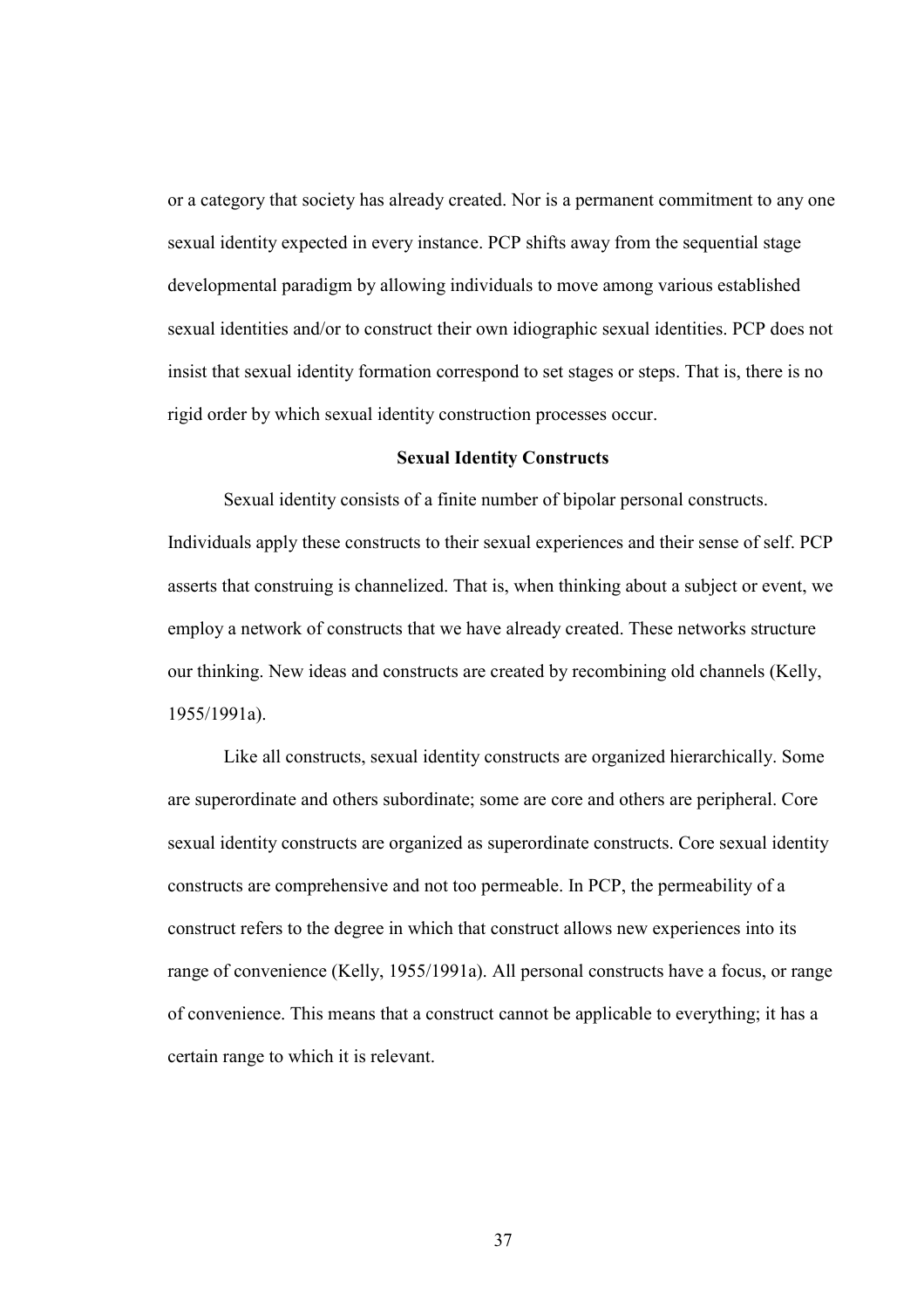or a category that society has already created. Nor is a permanent commitment to any one sexual identity expected in every instance. PCP shifts away from the sequential stage developmental paradigm by allowing individuals to move among various established sexual identities and/or to construct their own idiographic sexual identities. PCP does not insist that sexual identity formation correspond to set stages or steps. That is, there is no rigid order by which sexual identity construction processes occur.

## Sexual Identity Constructs

Sexual identity consists of a finite number of bipolar personal constructs. Individuals apply these constructs to their sexual experiences and their sense of self. PCP asserts that construing is channelized. That is, when thinking about a subject or event, we employ a network of constructs that we have already created. These networks structure our thinking. New ideas and constructs are created by recombining old channels (Kelly, 1955/1991a).

Like all constructs, sexual identity constructs are organized hierarchically. Some are superordinate and others subordinate; some are core and others are peripheral. Core sexual identity constructs are organized as superordinate constructs. Core sexual identity constructs are comprehensive and not too permeable. In PCP, the permeability of a construct refers to the degree in which that construct allows new experiences into its range of convenience (Kelly, 1955/1991a). All personal constructs have a focus, or range of convenience. This means that a construct cannot be applicable to everything; it has a certain range to which it is relevant.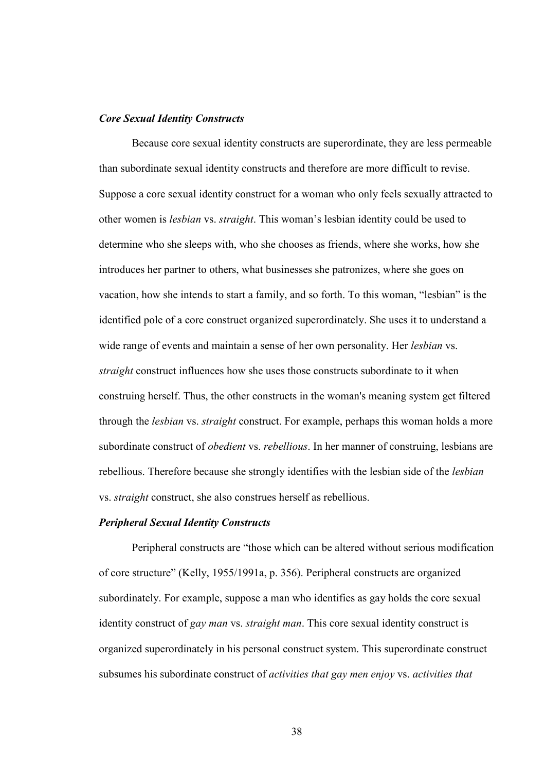### ***Core Sexual Identity Constructs***

Because core sexual identity constructs are superordinate, they are less permeable than subordinate sexual identity constructs and therefore are more difficult to revise. Suppose a core sexual identity construct for a woman who only feels sexually attracted to other women is *lesbian* vs. *straight*. This woman's lesbian identity could be used to determine who she sleeps with, who she chooses as friends, where she works, how she introduces her partner to others, what businesses she patronizes, where she goes on vacation, how she intends to start a family, and so forth. To this woman, "lesbian" is the identified pole of a core construct organized superordinately. She uses it to understand a wide range of events and maintain a sense of her own personality. Her *lesbian* vs. *straight* construct influences how she uses those constructs subordinate to it when construing herself. Thus, the other constructs in the woman's meaning system get filtered through the *lesbian* vs. *straight* construct. For example, perhaps this woman holds a more subordinate construct of *obedient* vs. *rebellious*. In her manner of construing, lesbians are rebellious. Therefore because she strongly identifies with the lesbian side of the *lesbian* vs. *straight* construct, she also construes herself as rebellious.

### ***Peripheral Sexual Identity Constructs***

Peripheral constructs are "those which can be altered without serious modification of core structure" (Kelly, 1955/1991a, p. 356). Peripheral constructs are organized subordinately. For example, suppose a man who identifies as gay holds the core sexual identity construct of *gay man* vs. *straight man*. This core sexual identity construct is organized superordinately in his personal construct system. This superordinate construct subsumes his subordinate construct of *activities that gay men enjoy* vs. *activities that*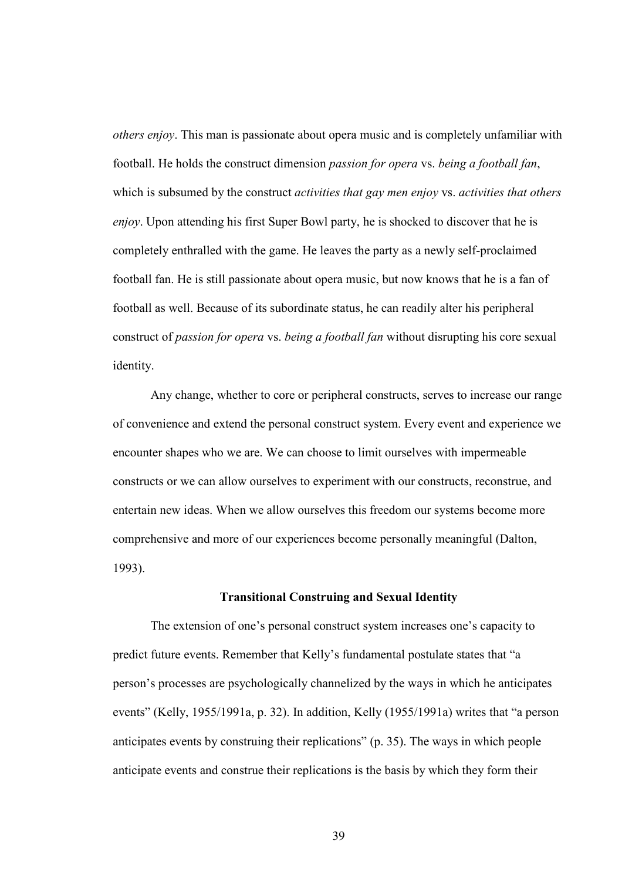*others enjoy*. This man is passionate about opera music and is completely unfamiliar with football. He holds the construct dimension *passion for opera* vs. *being a football fan*, which is subsumed by the construct *activities that gay men enjoy* vs. *activities that others enjoy*. Upon attending his first Super Bowl party, he is shocked to discover that he is completely enthralled with the game. He leaves the party as a newly self-proclaimed football fan. He is still passionate about opera music, but now knows that he is a fan of football as well. Because of its subordinate status, he can readily alter his peripheral construct of *passion for opera* vs. *being a football fan* without disrupting his core sexual identity.

Any change, whether to core or peripheral constructs, serves to increase our range of convenience and extend the personal construct system. Every event and experience we encounter shapes who we are. We can choose to limit ourselves with impermeable constructs or we can allow ourselves to experiment with our constructs, reconstrue, and entertain new ideas. When we allow ourselves this freedom our systems become more comprehensive and more of our experiences become personally meaningful (Dalton, 1993).

**Transitional Construing and Sexual Identity**

The extension of one's personal construct system increases one's capacity to predict future events. Remember that Kelly's fundamental postulate states that "a person's processes are psychologically channelized by the ways in which he anticipates events" (Kelly, 1955/1991a, p. 32). In addition, Kelly (1955/1991a) writes that "a person anticipates events by construing their replications" (p. 35). The ways in which people anticipate events and construe their replications is the basis by which they form their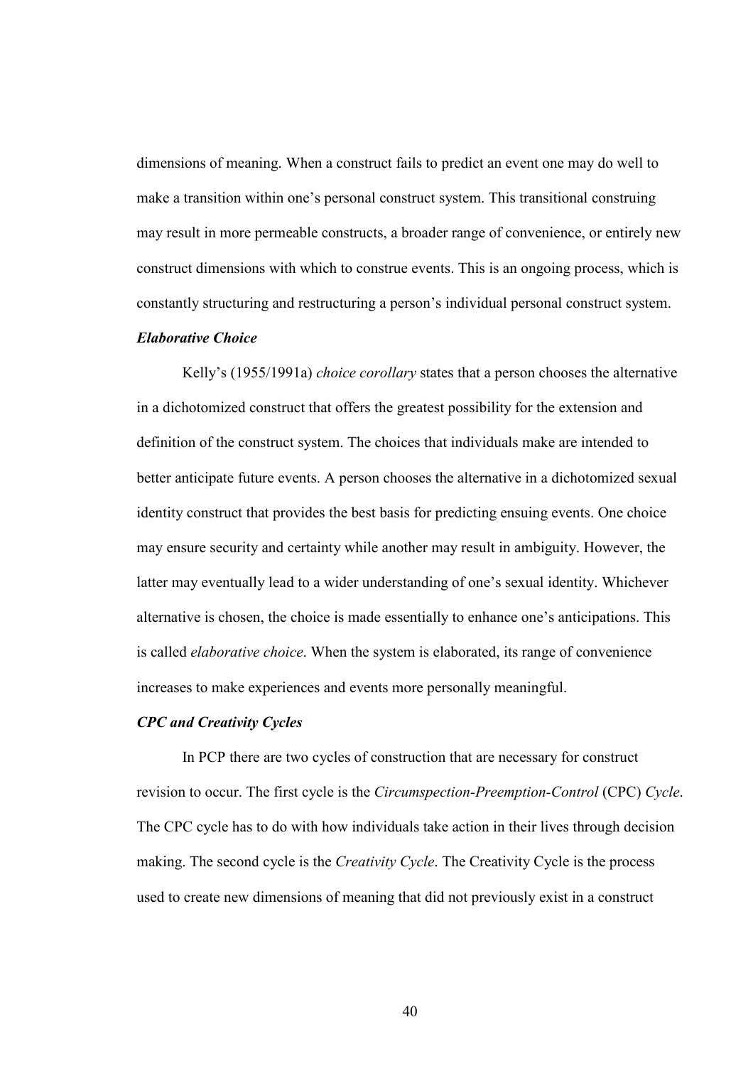dimensions of meaning. When a construct fails to predict an event one may do well to make a transition within one's personal construct system. This transitional construing may result in more permeable constructs, a broader range of convenience, or entirely new construct dimensions with which to construe events. This is an ongoing process, which is constantly structuring and restructuring a person's individual personal construct system.

### *Elaborative Choice*

Kelly's (1955/1991a) *choice corollary* states that a person chooses the alternative in a dichotomized construct that offers the greatest possibility for the extension and definition of the construct system. The choices that individuals make are intended to better anticipate future events. A person chooses the alternative in a dichotomized sexual identity construct that provides the best basis for predicting ensuing events. One choice may ensure security and certainty while another may result in ambiguity. However, the latter may eventually lead to a wider understanding of one's sexual identity. Whichever alternative is chosen, the choice is made essentially to enhance one's anticipations. This is called *elaborative choice*. When the system is elaborated, its range of convenience increases to make experiences and events more personally meaningful.

### *CPC and Creativity Cycles*

In PCP there are two cycles of construction that are necessary for construct revision to occur. The first cycle is the *Circumspection-Preemption-Control* (CPC) *Cycle*. The CPC cycle has to do with how individuals take action in their lives through decision making. The second cycle is the *Creativity Cycle*. The Creativity Cycle is the process used to create new dimensions of meaning that did not previously exist in a construct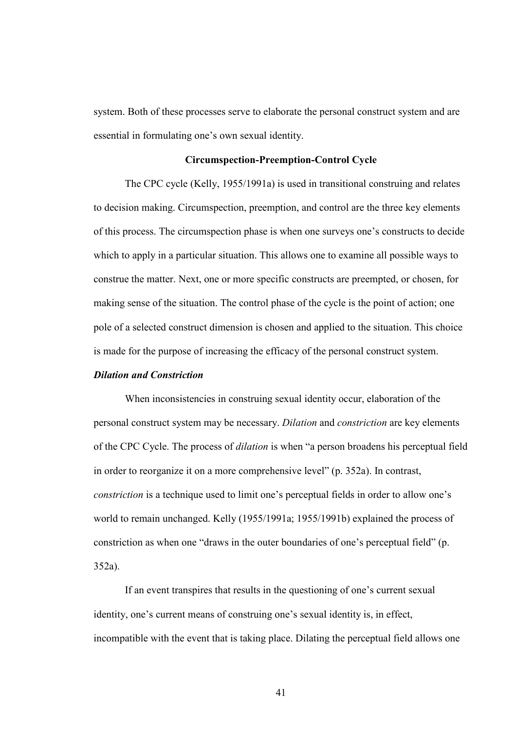system. Both of these processes serve to elaborate the personal construct system and are essential in formulating one's own sexual identity.

## Circumspection-Preemption-Control Cycle

The CPC cycle (Kelly, 1955/1991a) is used in transitional construing and relates to decision making. Circumspection, preemption, and control are the three key elements of this process. The circumspection phase is when one surveys one's constructs to decide which to apply in a particular situation. This allows one to examine all possible ways to construe the matter. Next, one or more specific constructs are preempted, or chosen, for making sense of the situation. The control phase of the cycle is the point of action; one pole of a selected construct dimension is chosen and applied to the situation. This choice is made for the purpose of increasing the efficacy of the personal construct system.

### *Dilation and Constriction*

When inconsistencies in construing sexual identity occur, elaboration of the personal construct system may be necessary. *Dilation* and *constriction* are key elements of the CPC Cycle. The process of *dilation* is when "a person broadens his perceptual field in order to reorganize it on a more comprehensive level" (p. 352a). In contrast, *constriction* is a technique used to limit one's perceptual fields in order to allow one's world to remain unchanged. Kelly (1955/1991a; 1955/1991b) explained the process of constriction as when one "draws in the outer boundaries of one's perceptual field" (p. 352a).

If an event transpires that results in the questioning of one's current sexual identity, one's current means of construing one's sexual identity is, in effect, incompatible with the event that is taking place. Dilating the perceptual field allows one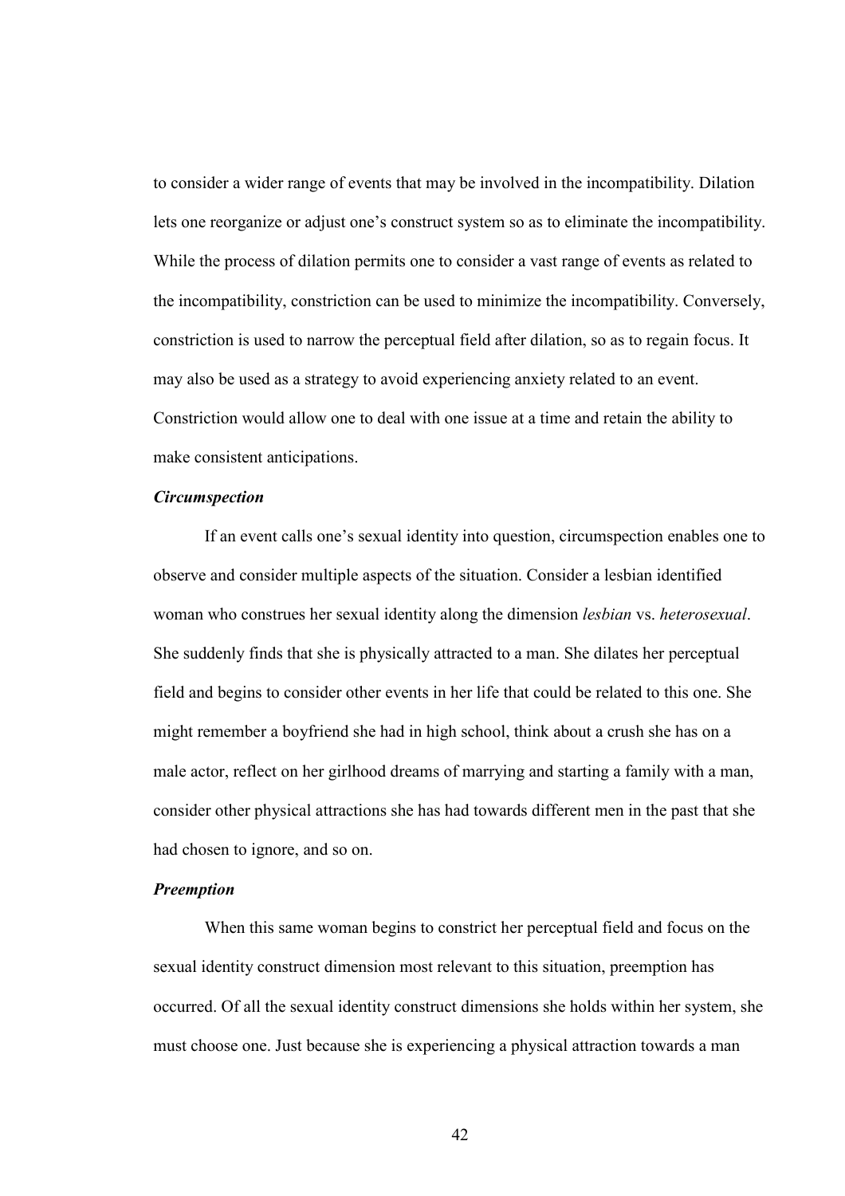to consider a wider range of events that may be involved in the incompatibility. Dilation lets one reorganize or adjust one's construct system so as to eliminate the incompatibility. While the process of dilation permits one to consider a vast range of events as related to the incompatibility, constriction can be used to minimize the incompatibility. Conversely, constriction is used to narrow the perceptual field after dilation, so as to regain focus. It may also be used as a strategy to avoid experiencing anxiety related to an event. Constriction would allow one to deal with one issue at a time and retain the ability to make consistent anticipations.

### *Circumspection*

If an event calls one's sexual identity into question, circumspection enables one to observe and consider multiple aspects of the situation. Consider a lesbian identified woman who construes her sexual identity along the dimension *lesbian* vs. *heterosexual*. She suddenly finds that she is physically attracted to a man. She dilates her perceptual field and begins to consider other events in her life that could be related to this one. She might remember a boyfriend she had in high school, think about a crush she has on a male actor, reflect on her girlhood dreams of marrying and starting a family with a man, consider other physical attractions she has had towards different men in the past that she had chosen to ignore, and so on.

### *Preemption*

When this same woman begins to constrict her perceptual field and focus on the sexual identity construct dimension most relevant to this situation, preemption has occurred. Of all the sexual identity construct dimensions she holds within her system, she must choose one. Just because she is experiencing a physical attraction towards a man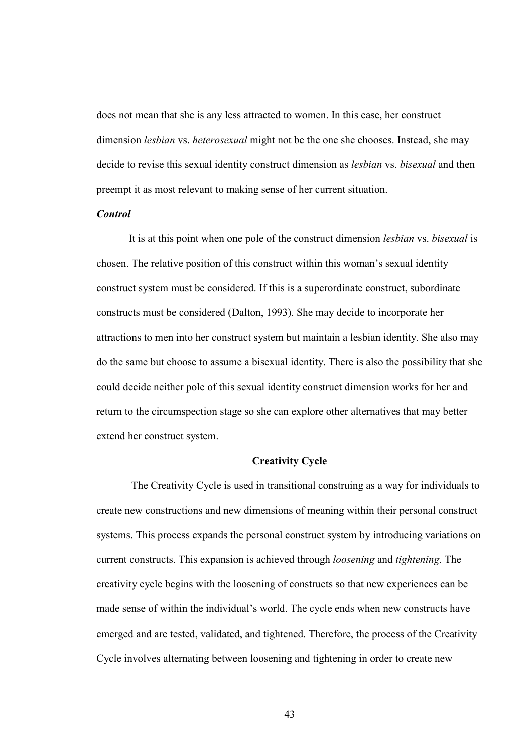does not mean that she is any less attracted to women. In this case, her construct dimension *lesbian* vs. *heterosexual* might not be the one she chooses. Instead, she may decide to revise this sexual identity construct dimension as *lesbian* vs. *bisexual* and then preempt it as most relevant to making sense of her current situation.

### *Control*

It is at this point when one pole of the construct dimension *lesbian* vs. *bisexual* is chosen. The relative position of this construct within this woman's sexual identity construct system must be considered. If this is a superordinate construct, subordinate constructs must be considered (Dalton, 1993). She may decide to incorporate her attractions to men into her construct system but maintain a lesbian identity. She also may do the same but choose to assume a bisexual identity. There is also the possibility that she could decide neither pole of this sexual identity construct dimension works for her and return to the circumspection stage so she can explore other alternatives that may better extend her construct system.

## Creativity Cycle

The Creativity Cycle is used in transitional construing as a way for individuals to create new constructions and new dimensions of meaning within their personal construct systems. This process expands the personal construct system by introducing variations on current constructs. This expansion is achieved through *loosening* and *tightening*. The creativity cycle begins with the loosening of constructs so that new experiences can be made sense of within the individual's world. The cycle ends when new constructs have emerged and are tested, validated, and tightened. Therefore, the process of the Creativity Cycle involves alternating between loosening and tightening in order to create new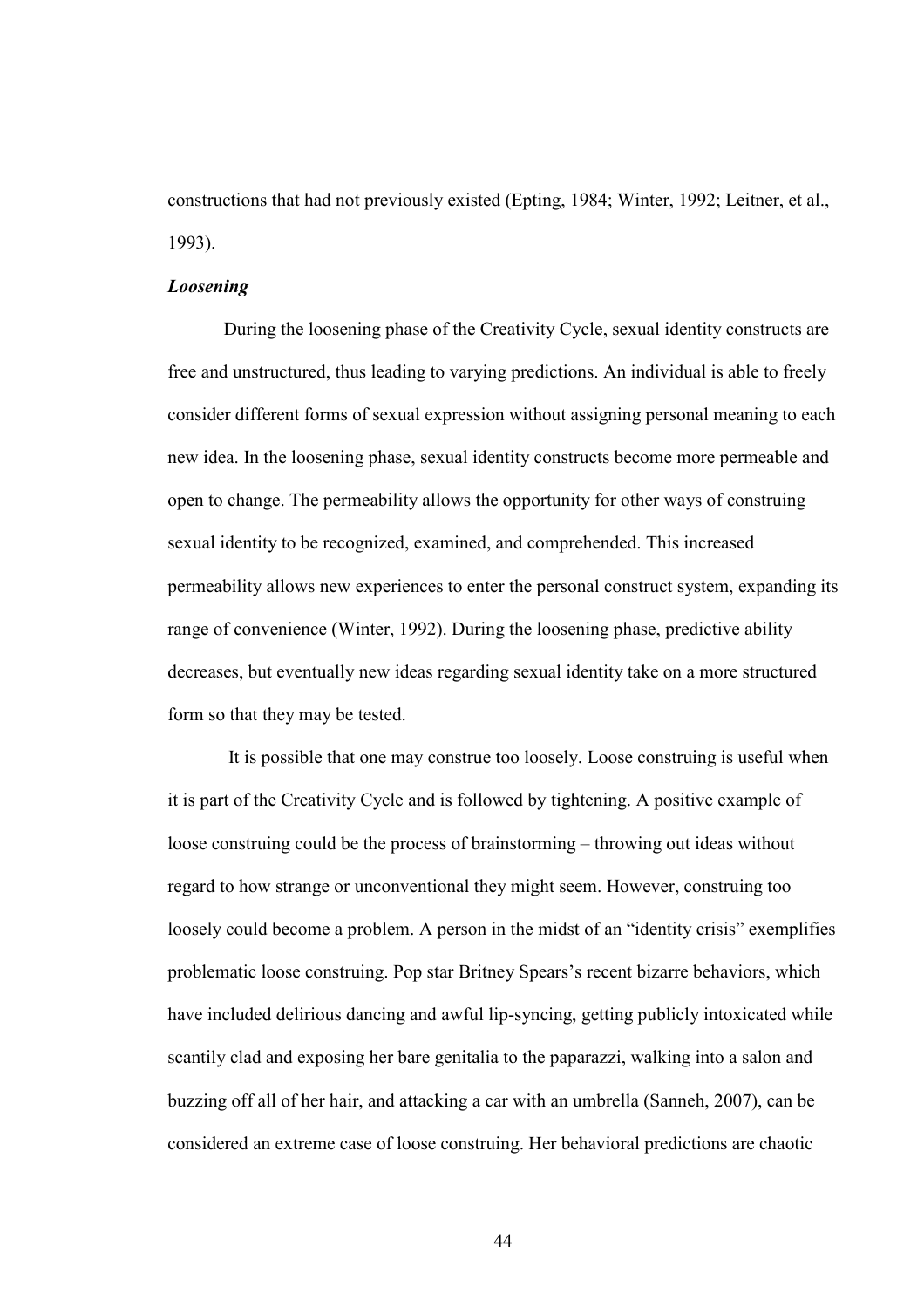constructions that had not previously existed (Epting, 1984; Winter, 1992; Leitner, et al., 1993).

### *Loosening*

During the loosening phase of the Creativity Cycle, sexual identity constructs are free and unstructured, thus leading to varying predictions. An individual is able to freely consider different forms of sexual expression without assigning personal meaning to each new idea. In the loosening phase, sexual identity constructs become more permeable and open to change. The permeability allows the opportunity for other ways of construing sexual identity to be recognized, examined, and comprehended. This increased permeability allows new experiences to enter the personal construct system, expanding its range of convenience (Winter, 1992). During the loosening phase, predictive ability decreases, but eventually new ideas regarding sexual identity take on a more structured form so that they may be tested.

It is possible that one may construe too loosely. Loose construing is useful when it is part of the Creativity Cycle and is followed by tightening. A positive example of loose construing could be the process of brainstorming – throwing out ideas without regard to how strange or unconventional they might seem. However, construing too loosely could become a problem. A person in the midst of an "identity crisis" exemplifies problematic loose construing. Pop star Britney Spears's recent bizarre behaviors, which have included delirious dancing and awful lip-syncing, getting publicly intoxicated while scantily clad and exposing her bare genitalia to the paparazzi, walking into a salon and buzzing off all of her hair, and attacking a car with an umbrella (Sanneh, 2007), can be considered an extreme case of loose construing. Her behavioral predictions are chaotic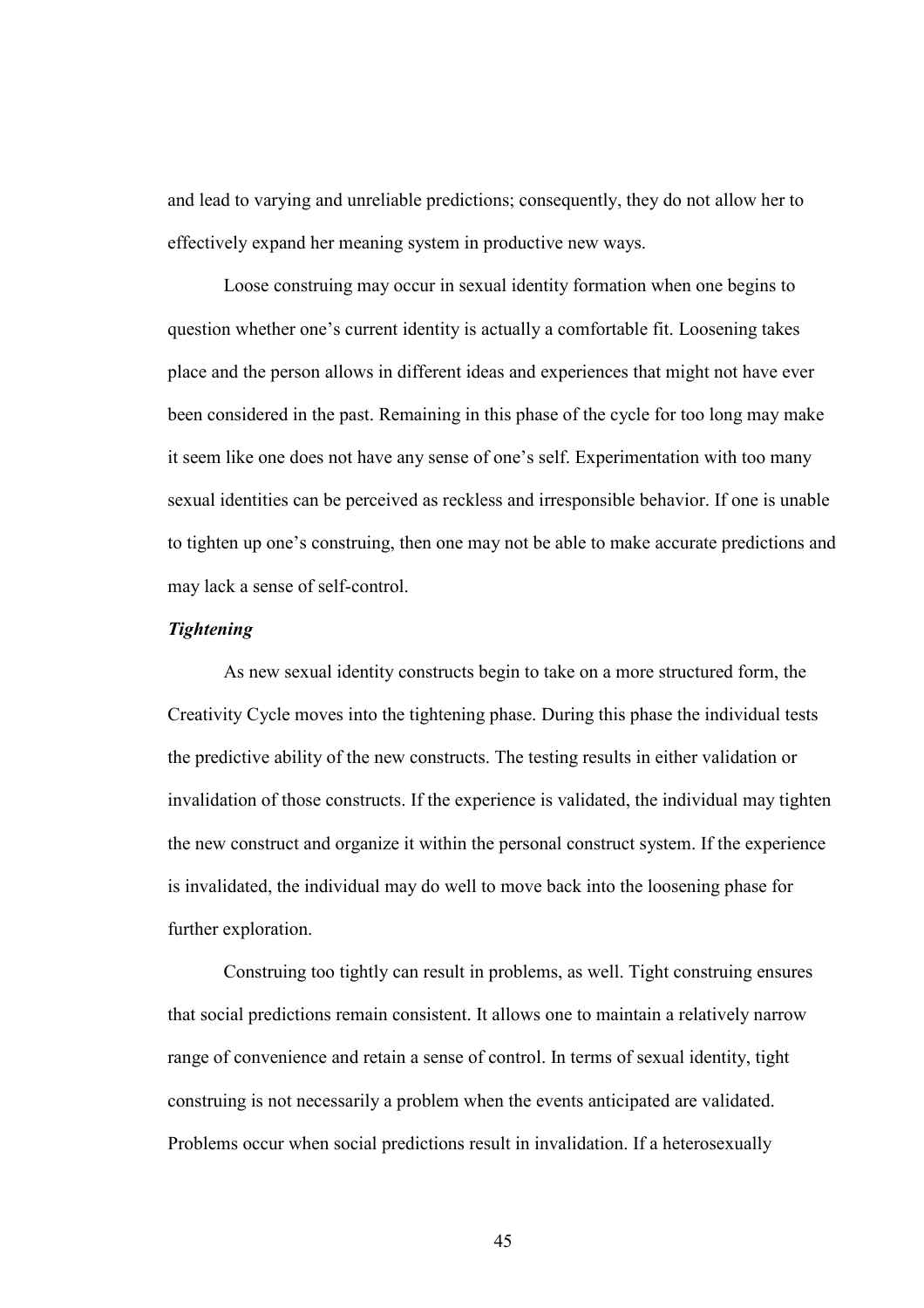and lead to varying and unreliable predictions; consequently, they do not allow her to effectively expand her meaning system in productive new ways.

Loose construing may occur in sexual identity formation when one begins to question whether one's current identity is actually a comfortable fit. Loosening takes place and the person allows in different ideas and experiences that might not have ever been considered in the past. Remaining in this phase of the cycle for too long may make it seem like one does not have any sense of one's self. Experimentation with too many sexual identities can be perceived as reckless and irresponsible behavior. If one is unable to tighten up one's construing, then one may not be able to make accurate predictions and may lack a sense of self-control.

***Tightening***

As new sexual identity constructs begin to take on a more structured form, the Creativity Cycle moves into the tightening phase. During this phase the individual tests the predictive ability of the new constructs. The testing results in either validation or invalidation of those constructs. If the experience is validated, the individual may tighten the new construct and organize it within the personal construct system. If the experience is invalidated, the individual may do well to move back into the loosening phase for further exploration.

Construing too tightly can result in problems, as well. Tight construing ensures that social predictions remain consistent. It allows one to maintain a relatively narrow range of convenience and retain a sense of control. In terms of sexual identity, tight construing is not necessarily a problem when the events anticipated are validated. Problems occur when social predictions result in invalidation. If a heterosexually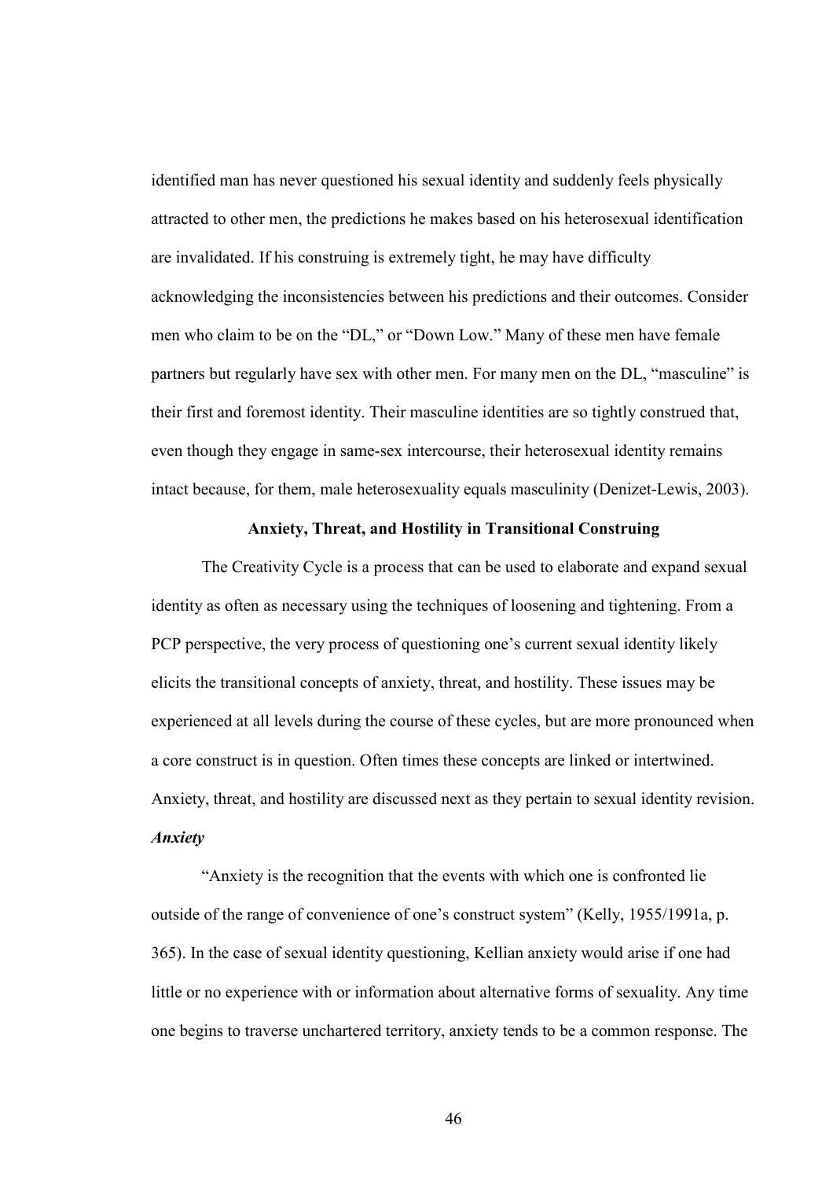identified man has never questioned his sexual identity and suddenly feels physically attracted to other men, the predictions he makes based on his heterosexual identification are invalidated. If his construing is extremely tight, he may have difficulty acknowledging the inconsistencies between his predictions and their outcomes. Consider men who claim to be on the "DL," or "Down Low." Many of these men have female partners but regularly have sex with other men. For many men on the DL, "masculine" is their first and foremost identity. Their masculine identities are so tightly construed that, even though they engage in same-sex intercourse, their heterosexual identity remains intact because, for them, male heterosexuality equals masculinity (Denizet-Lewis, 2003).

## Anxiety, Threat, and Hostility in Transitional Construing

The Creativity Cycle is a process that can be used to elaborate and expand sexual identity as often as necessary using the techniques of loosening and tightening. From a PCP perspective, the very process of questioning one's current sexual identity likely elicits the transitional concepts of anxiety, threat, and hostility. These issues may be experienced at all levels during the course of these cycles, but are more pronounced when a core construct is in question. Often times these concepts are linked or intertwined. Anxiety, threat, and hostility are discussed next as they pertain to sexual identity revision.

### *Anxiety*

"Anxiety is the recognition that the events with which one is confronted lie outside of the range of convenience of one's construct system" (Kelly, 1955/1991a, p. 365). In the case of sexual identity questioning, Kellian anxiety would arise if one had little or no experience with or information about alternative forms of sexuality. Any time one begins to traverse unchartered territory, anxiety tends to be a common response. The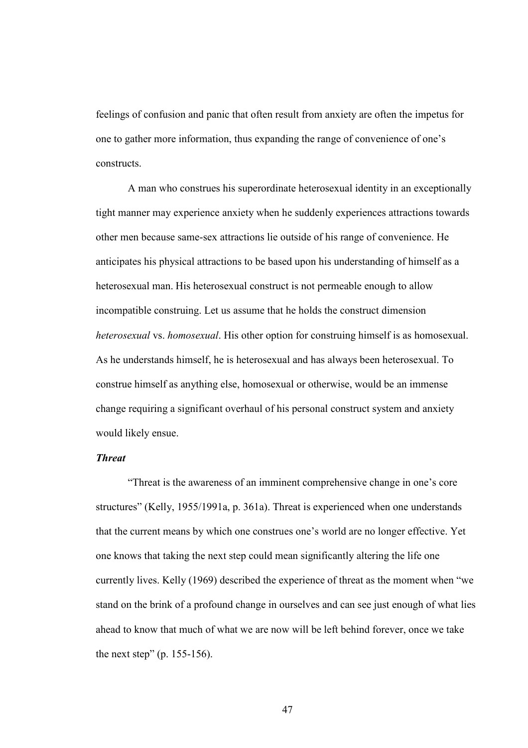feelings of confusion and panic that often result from anxiety are often the impetus for one to gather more information, thus expanding the range of convenience of one's constructs.

A man who construes his superordinate heterosexual identity in an exceptionally tight manner may experience anxiety when he suddenly experiences attractions towards other men because same-sex attractions lie outside of his range of convenience. He anticipates his physical attractions to be based upon his understanding of himself as a heterosexual man. His heterosexual construct is not permeable enough to allow incompatible construing. Let us assume that he holds the construct dimension *heterosexual* vs. *homosexual*. His other option for construing himself is as homosexual. As he understands himself, he is heterosexual and has always been heterosexual. To construe himself as anything else, homosexual or otherwise, would be an immense change requiring a significant overhaul of his personal construct system and anxiety would likely ensue.

### *Threat*

"Threat is the awareness of an imminent comprehensive change in one's core structures" (Kelly, 1955/1991a, p. 361a). Threat is experienced when one understands that the current means by which one construes one's world are no longer effective. Yet one knows that taking the next step could mean significantly altering the life one currently lives. Kelly (1969) described the experience of threat as the moment when "we stand on the brink of a profound change in ourselves and can see just enough of what lies ahead to know that much of what we are now will be left behind forever, once we take the next step" (p. 155-156).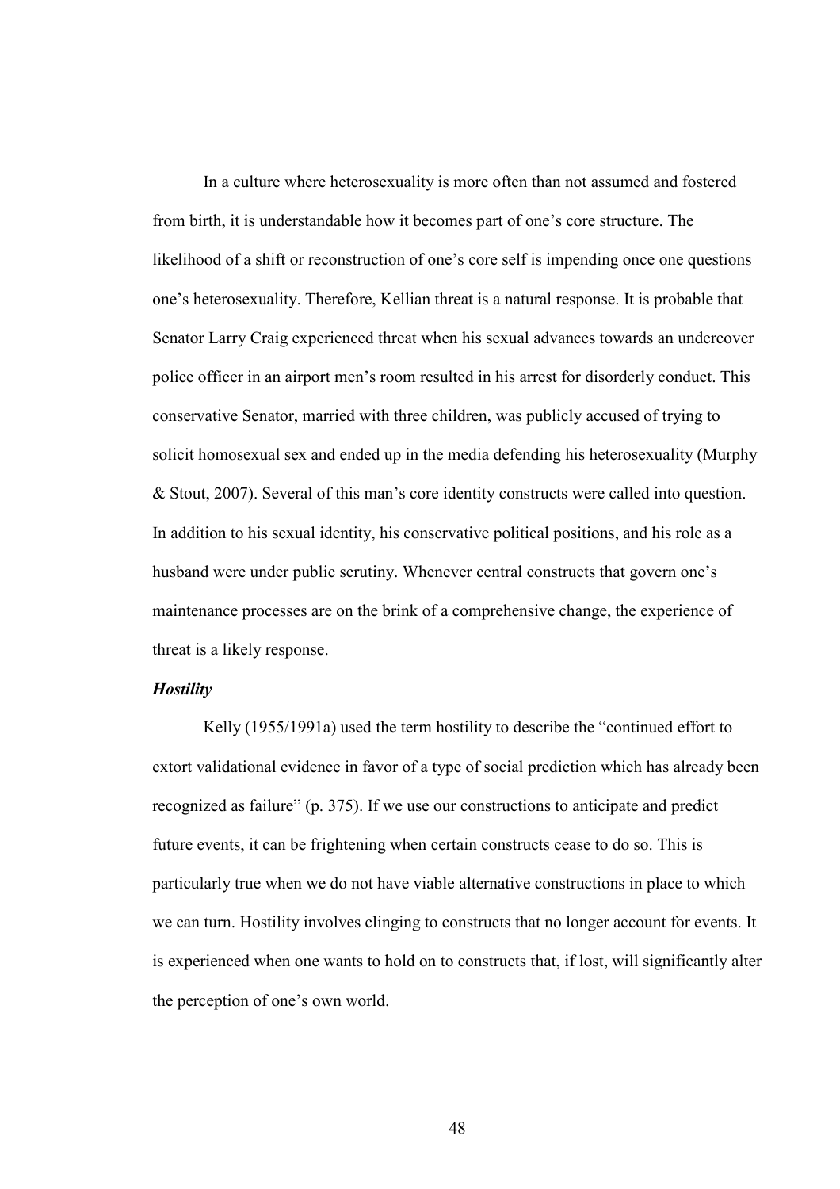In a culture where heterosexuality is more often than not assumed and fostered from birth, it is understandable how it becomes part of one's core structure. The likelihood of a shift or reconstruction of one's core self is impending once one questions one's heterosexuality. Therefore, Kellian threat is a natural response. It is probable that Senator Larry Craig experienced threat when his sexual advances towards an undercover police officer in an airport men's room resulted in his arrest for disorderly conduct. This conservative Senator, married with three children, was publicly accused of trying to solicit homosexual sex and ended up in the media defending his heterosexuality (Murphy & Stout, 2007). Several of this man's core identity constructs were called into question. In addition to his sexual identity, his conservative political positions, and his role as a husband were under public scrutiny. Whenever central constructs that govern one's maintenance processes are on the brink of a comprehensive change, the experience of threat is a likely response.

### *Hostility*

Kelly (1955/1991a) used the term hostility to describe the "continued effort to extort validational evidence in favor of a type of social prediction which has already been recognized as failure" (p. 375). If we use our constructions to anticipate and predict future events, it can be frightening when certain constructs cease to do so. This is particularly true when we do not have viable alternative constructions in place to which we can turn. Hostility involves clinging to constructs that no longer account for events. It is experienced when one wants to hold on to constructs that, if lost, will significantly alter the perception of one's own world.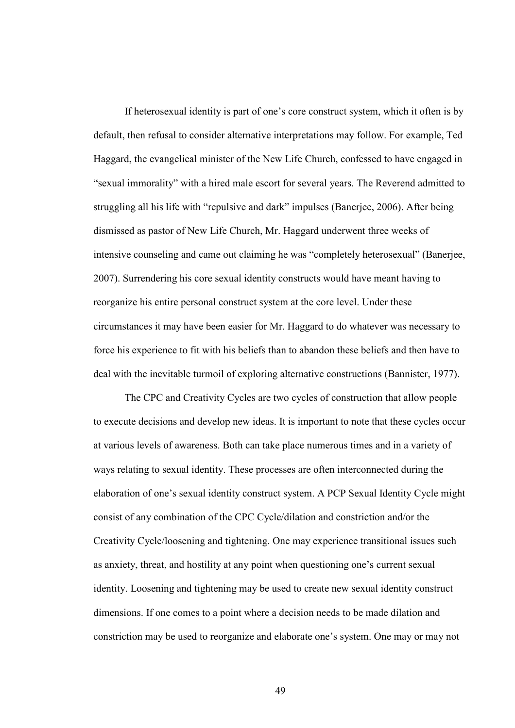If heterosexual identity is part of one's core construct system, which it often is by default, then refusal to consider alternative interpretations may follow. For example, Ted Haggard, the evangelical minister of the New Life Church, confessed to have engaged in "sexual immorality" with a hired male escort for several years. The Reverend admitted to struggling all his life with "repulsive and dark" impulses (Banerjee, 2006). After being dismissed as pastor of New Life Church, Mr. Haggard underwent three weeks of intensive counseling and came out claiming he was "completely heterosexual" (Banerjee, 2007). Surrendering his core sexual identity constructs would have meant having to reorganize his entire personal construct system at the core level. Under these circumstances it may have been easier for Mr. Haggard to do whatever was necessary to force his experience to fit with his beliefs than to abandon these beliefs and then have to deal with the inevitable turmoil of exploring alternative constructions (Bannister, 1977).

The CPC and Creativity Cycles are two cycles of construction that allow people to execute decisions and develop new ideas. It is important to note that these cycles occur at various levels of awareness. Both can take place numerous times and in a variety of ways relating to sexual identity. These processes are often interconnected during the elaboration of one's sexual identity construct system. A PCP Sexual Identity Cycle might consist of any combination of the CPC Cycle/dilation and constriction and/or the Creativity Cycle/loosening and tightening. One may experience transitional issues such as anxiety, threat, and hostility at any point when questioning one's current sexual identity. Loosening and tightening may be used to create new sexual identity construct dimensions. If one comes to a point where a decision needs to be made dilation and constriction may be used to reorganize and elaborate one's system. One may or may not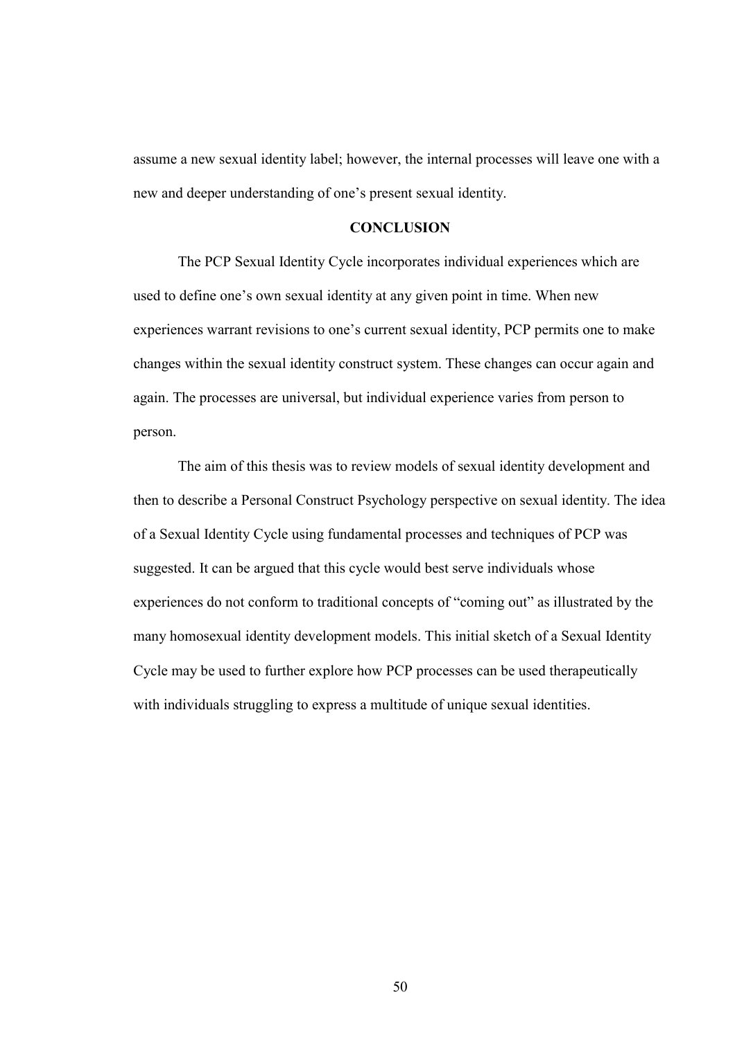assume a new sexual identity label; however, the internal processes will leave one with a new and deeper understanding of one's present sexual identity.

## CONCLUSION

The PCP Sexual Identity Cycle incorporates individual experiences which are used to define one's own sexual identity at any given point in time. When new experiences warrant revisions to one's current sexual identity, PCP permits one to make changes within the sexual identity construct system. These changes can occur again and again. The processes are universal, but individual experience varies from person to person.

The aim of this thesis was to review models of sexual identity development and then to describe a Personal Construct Psychology perspective on sexual identity. The idea of a Sexual Identity Cycle using fundamental processes and techniques of PCP was suggested. It can be argued that this cycle would best serve individuals whose experiences do not conform to traditional concepts of "coming out" as illustrated by the many homosexual identity development models. This initial sketch of a Sexual Identity Cycle may be used to further explore how PCP processes can be used therapeutically with individuals struggling to express a multitude of unique sexual identities.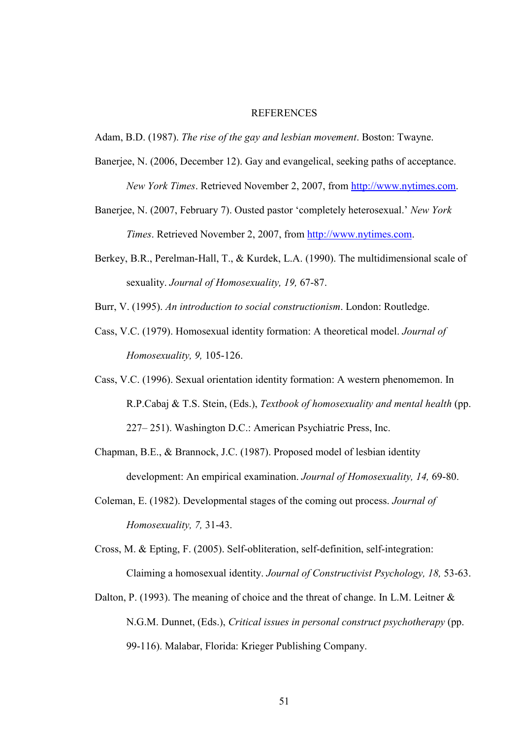# REFERENCES

Adam, B.D. (1987). *The rise of the gay and lesbian movement*. Boston: Twayne.

Banerjee, N. (2006, December 12). Gay and evangelical, seeking paths of acceptance. *New York Times*. Retrieved November 2, 2007, from http://www.nytimes.com.

Banerjee, N. (2007, February 7). Ousted pastor 'completely heterosexual.' *New York Times*. Retrieved November 2, 2007, from http://www.nytimes.com.

Berkey, B.R., Perelman-Hall, T., & Kurdek, L.A. (1990). The multidimensional scale of sexuality. *Journal of Homosexuality, 19,* 67-87.

Burr, V. (1995). *An introduction to social constructionism*. London: Routledge.

Cass, V.C. (1979). Homosexual identity formation: A theoretical model. *Journal of Homosexuality, 9,* 105-126.

Cass, V.C. (1996). Sexual orientation identity formation: A western phenomemon. In R.P.Cabaj & T.S. Stein, (Eds.), *Textbook of homosexuality and mental health* (pp. 227– 251). Washington D.C.: American Psychiatric Press, Inc.

Chapman, B.E., & Brannock, J.C. (1987). Proposed model of lesbian identity development: An empirical examination. *Journal of Homosexuality, 14,* 69-80.

Coleman, E. (1982). Developmental stages of the coming out process. *Journal of Homosexuality, 7,* 31-43.

Cross, M. & Epting, F. (2005). Self-obliteration, self-definition, self-integration: Claiming a homosexual identity. *Journal of Constructivist Psychology, 18,* 53-63.

Dalton, P. (1993). The meaning of choice and the threat of change. In L.M. Leitner & N.G.M. Dunnet, (Eds.), *Critical issues in personal construct psychotherapy* (pp. 99-116). Malabar, Florida: Krieger Publishing Company.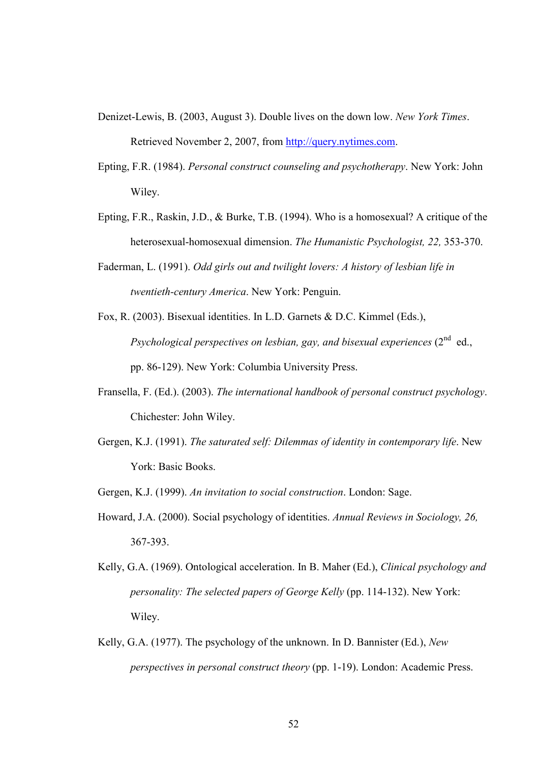Denizet-Lewis, B. (2003, August 3). Double lives on the down low. *New York Times*. Retrieved November 2, 2007, from [http://query.nytimes.com](http://query.nytimes.com).

Epting, F.R. (1984). *Personal construct counseling and psychotherapy*. New York: John Wiley.

Epting, F.R., Raskin, J.D., & Burke, T.B. (1994). Who is a homosexual? A critique of the heterosexual-homosexual dimension. *The Humanistic Psychologist, 22,* 353-370.

Faderman, L. (1991). *Odd girls out and twilight lovers: A history of lesbian life in twentieth-century America*. New York: Penguin.

Fox, R. (2003). Bisexual identities. In L.D. Garnets & D.C. Kimmel (Eds.), *Psychological perspectives on lesbian, gay, and bisexual experiences* (2nd ed., pp. 86-129). New York: Columbia University Press.

Fransella, F. (Ed.). (2003). *The international handbook of personal construct psychology*. Chichester: John Wiley.

Gergen, K.J. (1991). *The saturated self: Dilemmas of identity in contemporary life*. New York: Basic Books.

Gergen, K.J. (1999). *An invitation to social construction*. London: Sage.

Howard, J.A. (2000). Social psychology of identities. *Annual Reviews in Sociology, 26,* 367-393.

Kelly, G.A. (1969). Ontological acceleration. In B. Maher (Ed.), *Clinical psychology and personality: The selected papers of George Kelly* (pp. 114-132). New York: Wiley.

Kelly, G.A. (1977). The psychology of the unknown. In D. Bannister (Ed.), *New perspectives in personal construct theory* (pp. 1-19). London: Academic Press.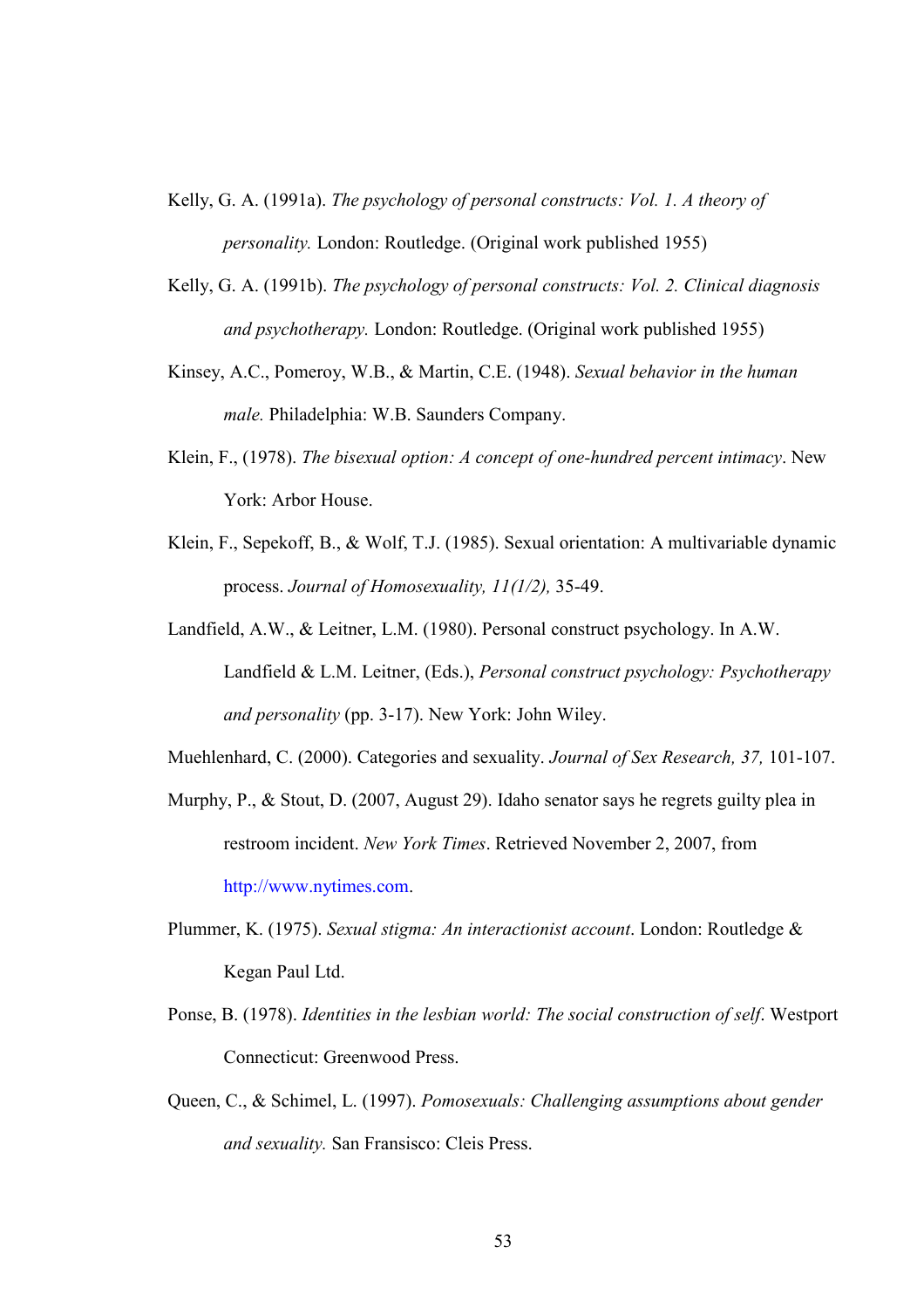Kelly, G. A. (1991a). *The psychology of personal constructs: Vol. 1. A theory of personality.* London: Routledge. (Original work published 1955)

Kelly, G. A. (1991b). *The psychology of personal constructs: Vol. 2. Clinical diagnosis and psychotherapy.* London: Routledge. (Original work published 1955)

Kinsey, A.C., Pomeroy, W.B., & Martin, C.E. (1948). *Sexual behavior in the human male.* Philadelphia: W.B. Saunders Company.

Klein, F., (1978). *The bisexual option: A concept of one-hundred percent intimacy*. New York: Arbor House.

Klein, F., Sepekoff, B., & Wolf, T.J. (1985). Sexual orientation: A multivariable dynamic process. *Journal of Homosexuality, 11(1/2),* 35-49.

Landfield, A.W., & Leitner, L.M. (1980). Personal construct psychology. In A.W. Landfield & L.M. Leitner, (Eds.), *Personal construct psychology: Psychotherapy and personality* (pp. 3-17). New York: John Wiley.

Muehlenhard, C. (2000). Categories and sexuality. *Journal of Sex Research, 37,* 101-107.

Murphy, P., & Stout, D. (2007, August 29). Idaho senator says he regrets guilty plea in restroom incident. *New York Times*. Retrieved November 2, 2007, from http://www.nytimes.com.

Plummer, K. (1975). *Sexual stigma: An interactionist account*. London: Routledge & Kegan Paul Ltd.

Ponse, B. (1978). *Identities in the lesbian world: The social construction of self*. Westport Connecticut: Greenwood Press.

Queen, C., & Schimel, L. (1997). *Pomosexuals: Challenging assumptions about gender and sexuality.* San Fransisco: Cleis Press.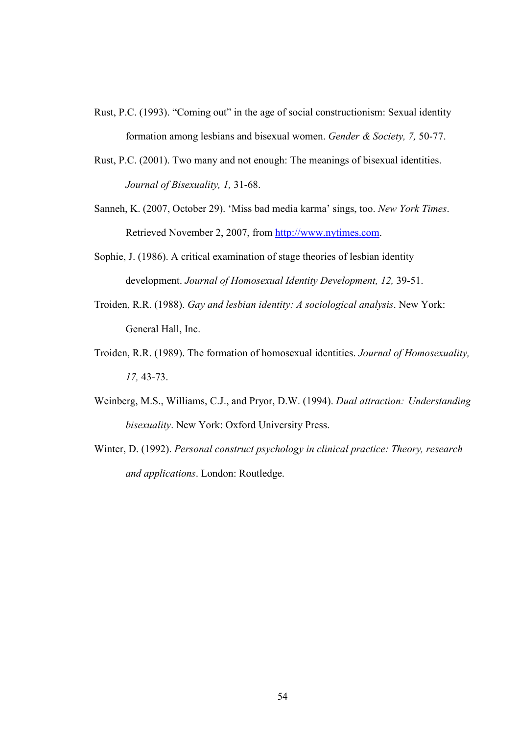Rust, P.C. (1993). "Coming out" in the age of social constructionism: Sexual identity formation among lesbians and bisexual women. *Gender & Society, 7,* 50-77.

Rust, P.C. (2001). Two many and not enough: The meanings of bisexual identities. *Journal of Bisexuality, 1,* 31-68.

Sanneh, K. (2007, October 29). 'Miss bad media karma' sings, too. *New York Times*. Retrieved November 2, 2007, from http://www.nytimes.com.

Sophie, J. (1986). A critical examination of stage theories of lesbian identity development. *Journal of Homosexual Identity Development, 12,* 39-51.

Troiden, R.R. (1988). *Gay and lesbian identity: A sociological analysis*. New York: General Hall, Inc.

Troiden, R.R. (1989). The formation of homosexual identities. *Journal of Homosexuality, 17,* 43-73.

Weinberg, M.S., Williams, C.J., and Pryor, D.W. (1994). *Dual attraction: Understanding bisexuality*. New York: Oxford University Press.

Winter, D. (1992). *Personal construct psychology in clinical practice: Theory, research and applications*. London: Routledge.